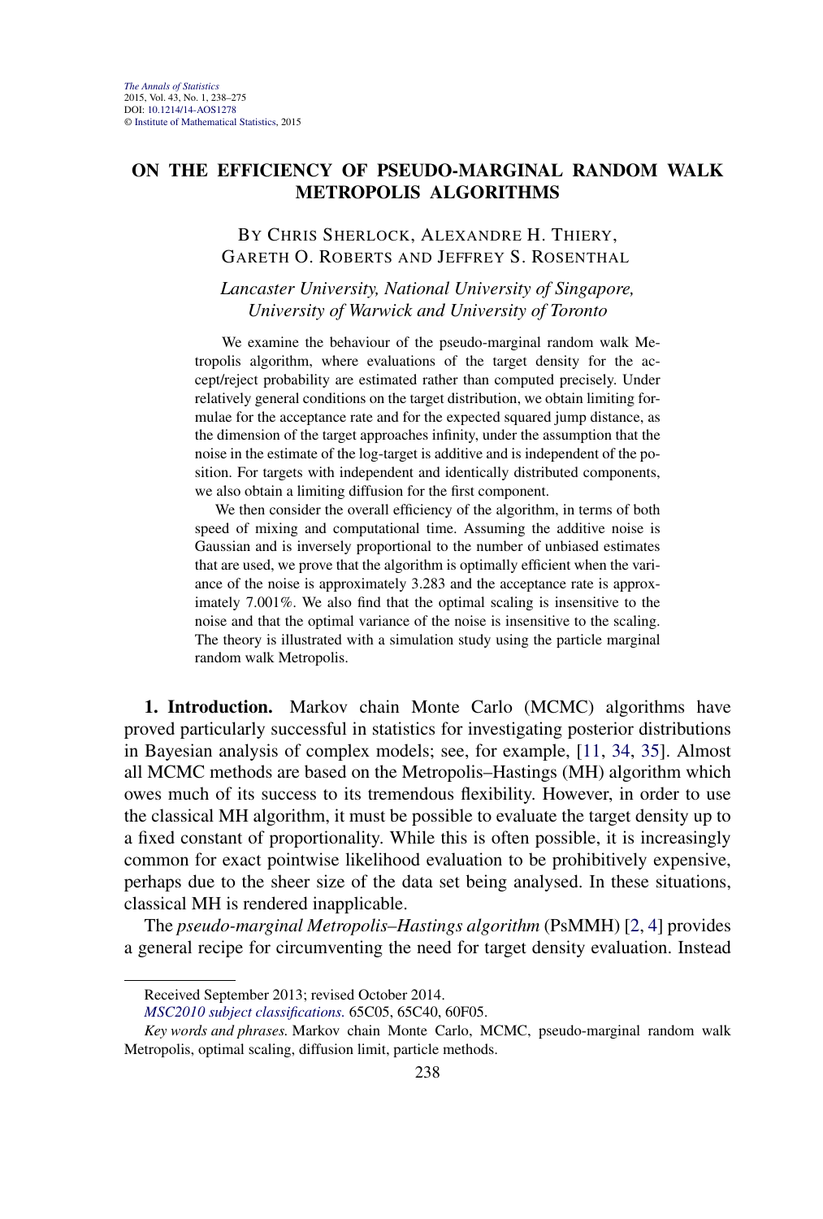# ON THE EFFICIENCY OF PSEUDO-MARGINAL RANDOM WALK METROPOLIS ALGORITHMS

BY CHRIS SHERLOCK, ALEXANDRE H. THIERY, GARETH O. ROBERTS AND JEFFREY S. ROSENTHAL

*Lancaster University, National University of Singapore, University of Warwick and University of Toronto*

We examine the behaviour of the pseudo-marginal random walk Metropolis algorithm, where evaluations of the target density for the accept/reject probability are estimated rather than computed precisely. Under relatively general conditions on the target distribution, we obtain limiting formulae for the acceptance rate and for the expected squared jump distance, as the dimension of the target approaches infinity, under the assumption that the noise in the estimate of the log-target is additive and is independent of the position. For targets with independent and identically distributed components, we also obtain a limiting diffusion for the first component.

We then consider the overall efficiency of the algorithm, in terms of both speed of mixing and computational time. Assuming the additive noise is Gaussian and is inversely proportional to the number of unbiased estimates that are used, we prove that the algorithm is optimally efficient when the variance of the noise is approximately 3.283 and the acceptance rate is approximately 7.001%. We also find that the optimal scaling is insensitive to the noise and that the optimal variance of the noise is insensitive to the scaling. The theory is illustrated with a simulation study using the particle marginal random walk Metropolis.

**1. Introduction.** Markov chain Monte Carlo (MCMC) algorithms have proved particularly successful in statistics for investigating posterior distributions in Bayesian analysis of complex models; see, for example, [11, 34, 35]. Almost all MCMC methods are based on the Metropolis–Hastings (MH) algorithm which owes much of its success to its tremendous flexibility. However, in order to use the classical MH algorithm, it must be possible to evaluate the target density up to a fixed constant of proportionality. While this is often possible, it is increasingly common for exact pointwise likelihood evaluation to be prohibitively expensive, perhaps due to the sheer size of the data set being analysed. In these situations, classical MH is rendered inapplicable.

The *pseudo-marginal Metropolis–Hastings algorithm* (PsMMH) [2, 4] provides a general recipe for circumventing the need for target density evaluation. Instead

---

Received September 2013; revised October 2014.

*MSC2010 subject classifications.* 65C05, 65C40, 60F05.

*Key words and phrases.* Markov chain Monte Carlo, MCMC, pseudo-marginal random walk Metropolis, optimal scaling, diffusion limit, particle methods.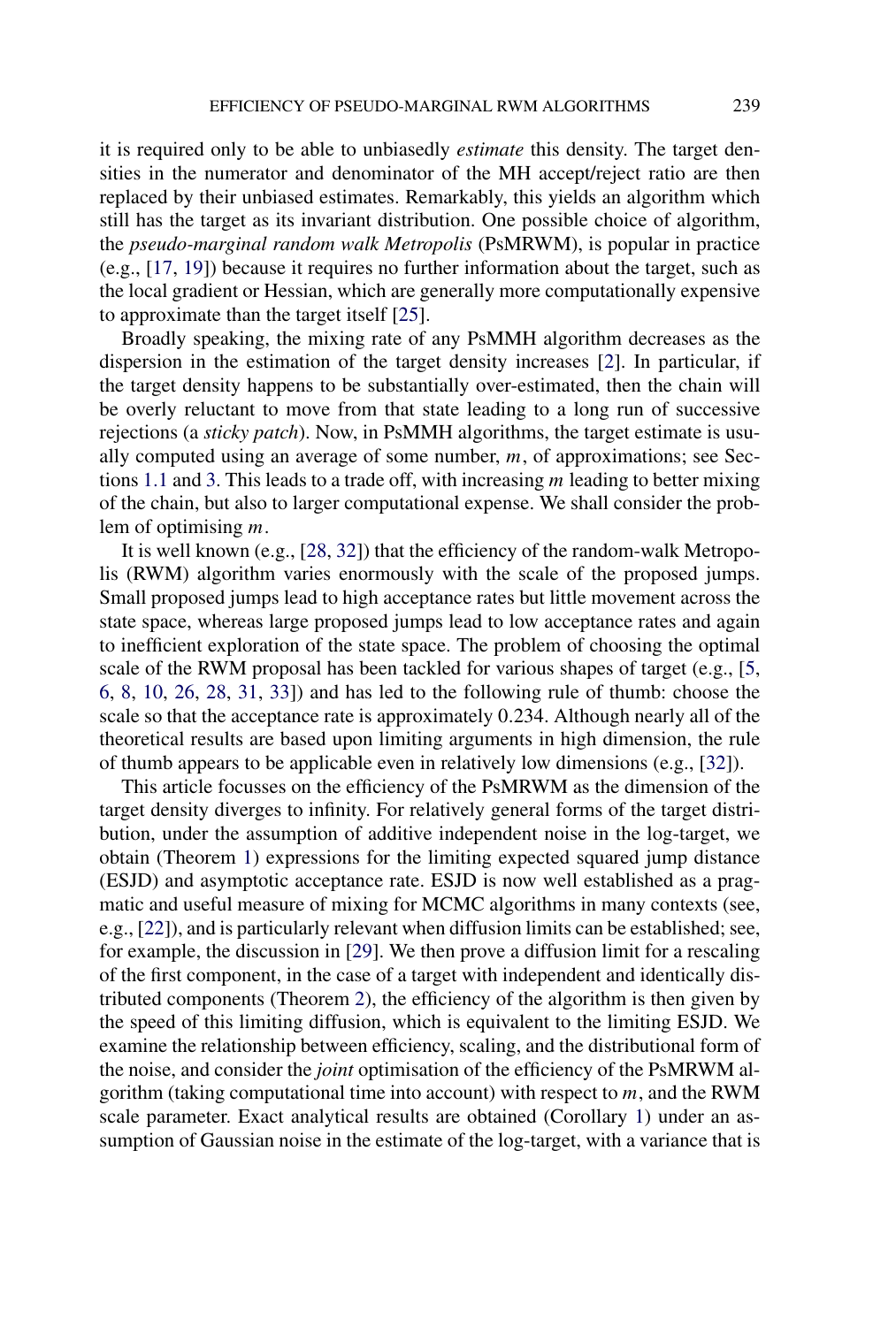it is required only to be able to unbiasedly *estimate* this density. The target densities in the numerator and denominator of the MH accept/reject ratio are then replaced by their unbiased estimates. Remarkably, this yields an algorithm which still has the target as its invariant distribution. One possible choice of algorithm, the *pseudo-marginal random walk Metropolis* (PsMRWM), is popular in practice (e.g., [17, 19]) because it requires no further information about the target, such as the local gradient or Hessian, which are generally more computationally expensive to approximate than the target itself [25].

Broadly speaking, the mixing rate of any PsMMH algorithm decreases as the dispersion in the estimation of the target density increases [2]. In particular, if the target density happens to be substantially over-estimated, then the chain will be overly reluctant to move from that state leading to a long run of successive rejections (a *sticky patch*). Now, in PsMMH algorithms, the target estimate is usually computed using an average of some number, $m$, of approximations; see Sections 1.1 and 3. This leads to a trade off, with increasing $m$ leading to better mixing of the chain, but also to larger computational expense. We shall consider the problem of optimising $m$.

It is well known (e.g., [28, 32]) that the efficiency of the random-walk Metropolis (RWM) algorithm varies enormously with the scale of the proposed jumps. Small proposed jumps lead to high acceptance rates but little movement across the state space, whereas large proposed jumps lead to low acceptance rates and again to inefficient exploration of the state space. The problem of choosing the optimal scale of the RWM proposal has been tackled for various shapes of target (e.g., [5, 6, 8, 10, 26, 28, 31, 33]) and has led to the following rule of thumb: choose the scale so that the acceptance rate is approximately 0.234. Although nearly all of the theoretical results are based upon limiting arguments in high dimension, the rule of thumb appears to be applicable even in relatively low dimensions (e.g., [32]).

This article focusses on the efficiency of the PsMRWM as the dimension of the target density diverges to infinity. For relatively general forms of the target distribution, under the assumption of additive independent noise in the log-target, we obtain (Theorem 1) expressions for the limiting expected squared jump distance (ESJD) and asymptotic acceptance rate. ESJD is now well established as a pragmatic and useful measure of mixing for MCMC algorithms in many contexts (see, e.g., [22]), and is particularly relevant when diffusion limits can be established; see, for example, the discussion in [29]. We then prove a diffusion limit for a rescaling of the first component, in the case of a target with independent and identically distributed components (Theorem 2), the efficiency of the algorithm is then given by the speed of this limiting diffusion, which is equivalent to the limiting ESJD. We examine the relationship between efficiency, scaling, and the distributional form of the noise, and consider the *joint* optimisation of the efficiency of the PsMRWM algorithm (taking computational time into account) with respect to $m$, and the RWM scale parameter. Exact analytical results are obtained (Corollary 1) under an assumption of Gaussian noise in the estimate of the log-target, with a variance that is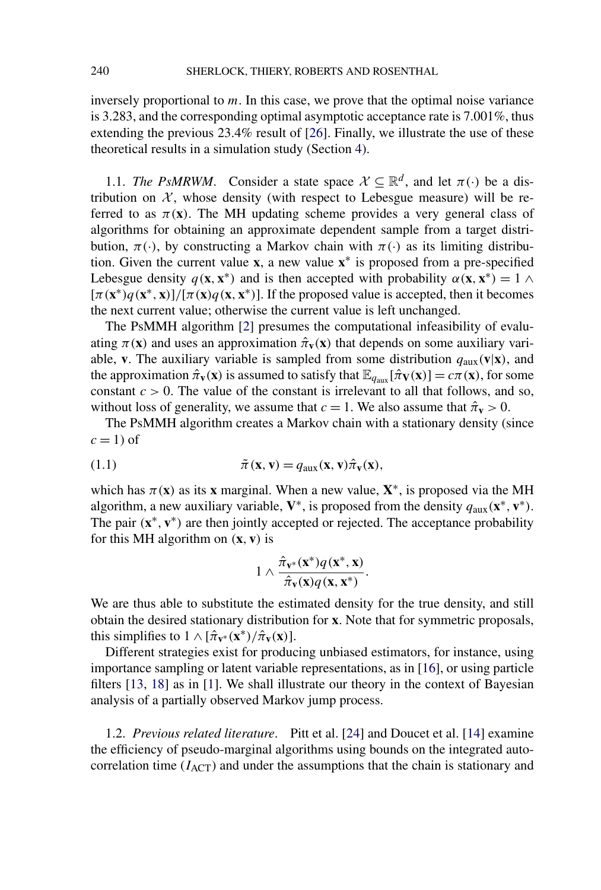inversely proportional to $m$. In this case, we prove that the optimal noise variance is 3.283, and the corresponding optimal asymptotic acceptance rate is 7.001%, thus extending the previous 23.4% result of [26]. Finally, we illustrate the use of these theoretical results in a simulation study (Section 4).

1.1. *The PsMRWM*. Consider a state space $\mathcal{X} \subseteq \mathbb{R}^d$, and let $\pi(\cdot)$ be a distribution on $\mathcal{X}$, whose density (with respect to Lebesgue measure) will be referred to as $\pi(\mathbf{x})$. The MH updating scheme provides a very general class of algorithms for obtaining an approximate dependent sample from a target distribution, $\pi(\cdot)$, by constructing a Markov chain with $\pi(\cdot)$ as its limiting distribution. Given the current value $\mathbf{x}$, a new value $\mathbf{x}^*$ is proposed from a pre-specified Lebesgue density $q(\mathbf{x}, \mathbf{x}^*)$ and is then accepted with probability $\alpha(\mathbf{x}, \mathbf{x}^*) = 1 \wedge [\pi(\mathbf{x}^*)q(\mathbf{x}^*, \mathbf{x})]/[\pi(\mathbf{x})q(\mathbf{x}, \mathbf{x}^*)]$. If the proposed value is accepted, then it becomes the next current value; otherwise the current value is left unchanged.

The PsMMH algorithm [2] presumes the computational infeasibility of evaluating $\pi(\mathbf{x})$ and uses an approximation $\hat{\pi}_{\mathbf{v}}(\mathbf{x})$ that depends on some auxiliary variable, $\mathbf{v}$. The auxiliary variable is sampled from some distribution $q_{\text{aux}}(\mathbf{v}|\mathbf{x})$, and the approximation $\hat{\pi}_{\mathbf{v}}(\mathbf{x})$ is assumed to satisfy that $\mathbb{E}_{q_{\text{aux}}}[\hat{\pi}_{\mathbf{V}}(\mathbf{x})] = c\pi(\mathbf{x})$, for some constant $c > 0$. The value of the constant is irrelevant to all that follows, and so, without loss of generality, we assume that $c = 1$. We also assume that $\hat{\pi}_{\mathbf{v}} > 0$.

The PsMMH algorithm creates a Markov chain with a stationary density (since $c = 1$) of

$$\tilde{\pi}(\mathbf{x}, \mathbf{v}) = q_{\text{aux}}(\mathbf{x}, \mathbf{v})\hat{\pi}_{\mathbf{v}}(\mathbf{x}), \tag{1.1}$$

which has $\pi(\mathbf{x})$ as its $\mathbf{x}$ marginal. When a new value, $\mathbf{X}^*$, is proposed via the MH algorithm, a new auxiliary variable, $\mathbf{V}^*$, is proposed from the density $q_{\text{aux}}(\mathbf{x}^*, \mathbf{v}^*)$. The pair $(\mathbf{x}^*, \mathbf{v}^*)$ are then jointly accepted or rejected. The acceptance probability for this MH algorithm on $(\mathbf{x}, \mathbf{v})$ is

$$1 \wedge \frac{\hat{\pi}_{\mathbf{v}^*}(\mathbf{x}^*)q(\mathbf{x}^*, \mathbf{x})}{\hat{\pi}_{\mathbf{v}}(\mathbf{x})q(\mathbf{x}, \mathbf{x}^*)}.$$

We are thus able to substitute the estimated density for the true density, and still obtain the desired stationary distribution for $\mathbf{x}$. Note that for symmetric proposals, this simplifies to $1 \wedge [\hat{\pi}_{\mathbf{v}^*}(\mathbf{x}^*)/\hat{\pi}_{\mathbf{v}}(\mathbf{x})]$.

Different strategies exist for producing unbiased estimators, for instance, using importance sampling or latent variable representations, as in [16], or using particle filters [13, 18] as in [1]. We shall illustrate our theory in the context of Bayesian analysis of a partially observed Markov jump process.

1.2. *Previous related literature*. Pitt et al. [24] and Doucet et al. [14] examine the efficiency of pseudo-marginal algorithms using bounds on the integrated autocorrelation time ($I_{\text{ACT}}$) and under the assumptions that the chain is stationary and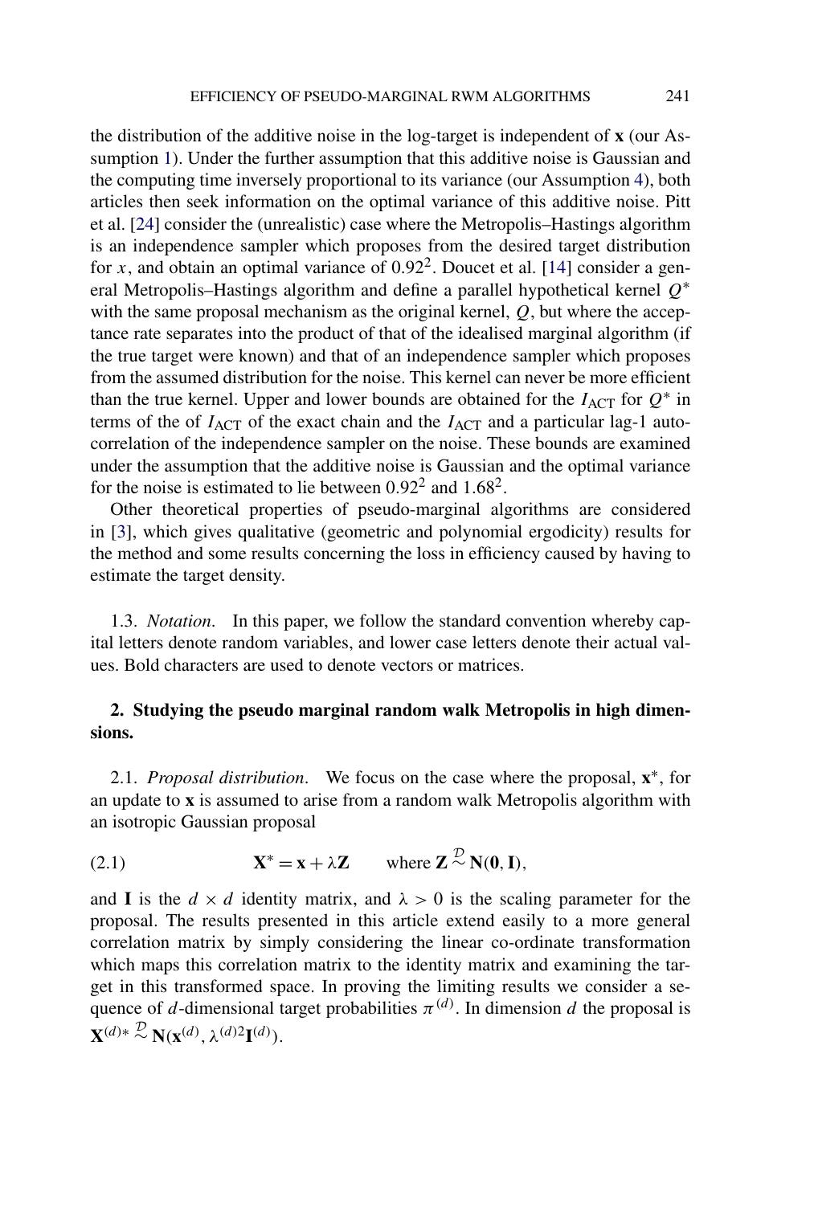the distribution of the additive noise in the log-target is independent of $\mathbf{x}$ (our Assumption 1). Under the further assumption that this additive noise is Gaussian and the computing time inversely proportional to its variance (our Assumption 4), both articles then seek information on the optimal variance of this additive noise. Pitt et al. [24] consider the (unrealistic) case where the Metropolis–Hastings algorithm is an independence sampler which proposes from the desired target distribution for $x$, and obtain an optimal variance of $0.92^2$. Doucet et al. [14] consider a general Metropolis–Hastings algorithm and define a parallel hypothetical kernel $Q^*$ with the same proposal mechanism as the original kernel, $Q$, but where the acceptance rate separates into the product of that of the idealised marginal algorithm (if the true target were known) and that of an independence sampler which proposes from the assumed distribution for the noise. This kernel can never be more efficient than the true kernel. Upper and lower bounds are obtained for the $I_{\text{ACT}}$ for $Q^*$ in terms of the of $I_{\text{ACT}}$ of the exact chain and the $I_{\text{ACT}}$ and a particular lag-1 autocorrelation of the independence sampler on the noise. These bounds are examined under the assumption that the additive noise is Gaussian and the optimal variance for the noise is estimated to lie between $0.92^2$ and $1.68^2$.

Other theoretical properties of pseudo-marginal algorithms are considered in [3], which gives qualitative (geometric and polynomial ergodicity) results for the method and some results concerning the loss in efficiency caused by having to estimate the target density.

1.3. *Notation*. In this paper, we follow the standard convention whereby capital letters denote random variables, and lower case letters denote their actual values. Bold characters are used to denote vectors or matrices.

## 2. Studying the pseudo marginal random walk Metropolis in high dimensions.

2.1. *Proposal distribution*. We focus on the case where the proposal, $\mathbf{x}^*$, for an update to $\mathbf{x}$ is assumed to arise from a random walk Metropolis algorithm with an isotropic Gaussian proposal

$$\mathbf{X}^* = \mathbf{x} + \lambda \mathbf{Z} \qquad \text{where } \mathbf{Z} \overset{\mathcal{D}}{\sim} \mathbf{N}(\mathbf{0}, \mathbf{I}), \tag{2.1}$$

and $\mathbf{I}$ is the $d \times d$ identity matrix, and $\lambda > 0$ is the scaling parameter for the proposal. The results presented in this article extend easily to a more general correlation matrix by simply considering the linear co-ordinate transformation which maps this correlation matrix to the identity matrix and examining the target in this transformed space. In proving the limiting results we consider a sequence of $d$-dimensional target probabilities $\pi^{(d)}$. In dimension $d$ the proposal is $\mathbf{X}^{(d)*} \overset{\mathcal{D}}{\sim} \mathbf{N}(\mathbf{x}^{(d)}, \lambda^{(d)2}\mathbf{I}^{(d)})$.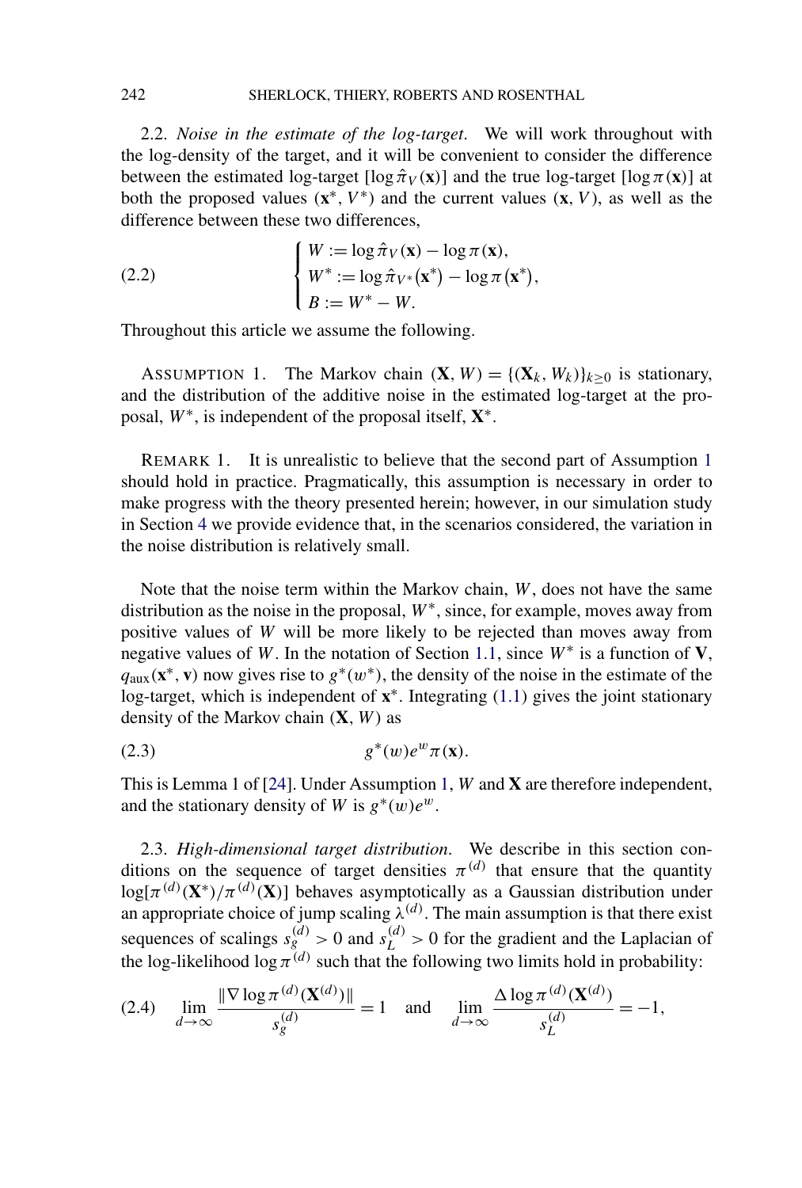2.2. *Noise in the estimate of the log-target*. We will work throughout with the log-density of the target, and it will be convenient to consider the difference between the estimated log-target $[\log \hat{\pi}_V(\mathbf{x})]$ and the true log-target $[\log \pi(\mathbf{x})]$ at both the proposed values $(\mathbf{x}^*, V^*)$ and the current values $(\mathbf{x}, V)$, as well as the difference between these two differences,

$$
\begin{cases} W := \log \hat{\pi}_V(\mathbf{x}) - \log \pi(\mathbf{x}), \\ W^* := \log \hat{\pi}_{V^*}(\mathbf{x}^*) - \log \pi(\mathbf{x}^*), \\ B := W^* - W. \end{cases} \tag{2.2}
$$

Throughout this article we assume the following.

ASSUMPTION 1. The Markov chain $(\mathbf{X}, W) = \{(\mathbf{X}_k, W_k)\}_{k \geq 0}$ is stationary, and the distribution of the additive noise in the estimated log-target at the proposal, $W^*$, is independent of the proposal itself, $\mathbf{X}^*$.

REMARK 1. It is unrealistic to believe that the second part of Assumption 1 should hold in practice. Pragmatically, this assumption is necessary in order to make progress with the theory presented herein; however, in our simulation study in Section 4 we provide evidence that, in the scenarios considered, the variation in the noise distribution is relatively small.

Note that the noise term within the Markov chain, $W$, does not have the same distribution as the noise in the proposal, $W^*$, since, for example, moves away from positive values of $W$ will be more likely to be rejected than moves away from negative values of $W$. In the notation of Section 1.1, since $W^*$ is a function of $\mathbf{V}$, $q_{\text{aux}}(\mathbf{x}^*, \mathbf{v})$ now gives rise to $g^*(w^*)$, the density of the noise in the estimate of the log-target, which is independent of $\mathbf{x}^*$. Integrating (1.1) gives the joint stationary density of the Markov chain $(\mathbf{X}, W)$ as

$$
g^*(w) e^w \pi(\mathbf{x}). \tag{2.3}
$$

This is Lemma 1 of [24]. Under Assumption 1, $W$ and $\mathbf{X}$ are therefore independent, and the stationary density of $W$ is $g^*(w)e^w$.

2.3. *High-dimensional target distribution*. We describe in this section conditions on the sequence of target densities $\pi^{(d)}$ that ensure that the quantity $\log[\pi^{(d)}(\mathbf{X}^*)/\pi^{(d)}(\mathbf{X})]$ behaves asymptotically as a Gaussian distribution under an appropriate choice of jump scaling $\lambda^{(d)}$. The main assumption is that there exist sequences of scalings $s_g^{(d)} > 0$ and $s_L^{(d)} > 0$ for the gradient and the Laplacian of the log-likelihood $\log \pi^{(d)}$ such that the following two limits hold in probability:

$$
\lim_{d \to \infty} \frac{\|\nabla \log \pi^{(d)}(\mathbf{X}^{(d)})\|}{s_g^{(d)}} = 1 \quad \text{and} \quad \lim_{d \to \infty} \frac{\Delta \log \pi^{(d)}(\mathbf{X}^{(d)})}{s_L^{(d)}} = -1, \tag{2.4}
$$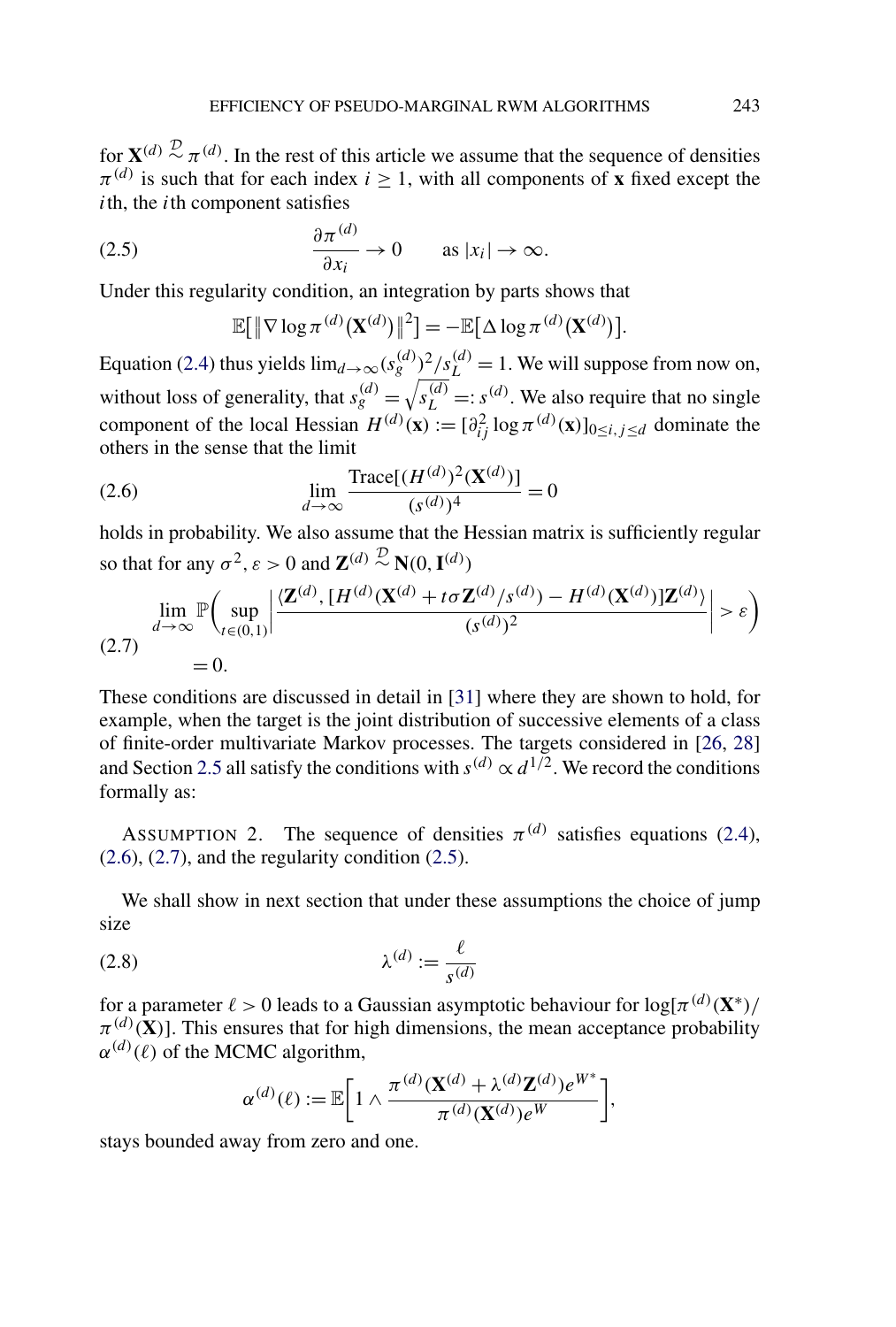for $\mathbf{X}^{(d)} \stackrel{\mathcal{D}}{\sim} \pi^{(d)}$. In the rest of this article we assume that the sequence of densities $\pi^{(d)}$ is such that for each index $i \geq 1$, with all components of $\mathbf{x}$ fixed except the $i$th, the $i$th component satisfies

$$\frac{\partial \pi^{(d)}}{\partial x_i} \to 0 \qquad \text{as } |x_i| \to \infty. \tag{2.5}$$

Under this regularity condition, an integration by parts shows that

$$\mathbb{E}\big[\|\nabla \log \pi^{(d)}(\mathbf{X}^{(d)})\|^2\big] = -\mathbb{E}\big[\Delta \log \pi^{(d)}(\mathbf{X}^{(d)})\big].$$

Equation (2.4) thus yields $\lim_{d\to\infty}(s_g^{(d)})^2/s_L^{(d)} = 1$. We will suppose from now on, without loss of generality, that $s_g^{(d)} = \sqrt{s_L^{(d)}} =: s^{(d)}$. We also require that no single component of the local Hessian $H^{(d)}(\mathbf{x}) := [\partial_{ij}^2 \log \pi^{(d)}(\mathbf{x})]_{0\leq i,j\leq d}$ dominate the others in the sense that the limit

$$\lim_{d\to\infty} \frac{\operatorname{Trace}[(H^{(d)})^2(\mathbf{X}^{(d)})]}{(s^{(d)})^4} = 0 \tag{2.6}$$

holds in probability. We also assume that the Hessian matrix is sufficiently regular so that for any $\sigma^2, \varepsilon > 0$ and $\mathbf{Z}^{(d)} \stackrel{\mathcal{D}}{\sim} \mathbf{N}(0, \mathbf{I}^{(d)})$

$$\lim_{d\to\infty} \mathbb{P}\bigg(\sup_{t\in(0,1)}\bigg|\frac{\langle \mathbf{Z}^{(d)}, [H^{(d)}(\mathbf{X}^{(d)} + t\sigma\mathbf{Z}^{(d)}/s^{(d)}) - H^{(d)}(\mathbf{X}^{(d)})]\mathbf{Z}^{(d)}\rangle}{(s^{(d)})^2}\bigg| > \varepsilon\bigg) = 0. \tag{2.7}$$

These conditions are discussed in detail in [31] where they are shown to hold, for example, when the target is the joint distribution of successive elements of a class of finite-order multivariate Markov processes. The targets considered in [26, 28] and Section 2.5 all satisfy the conditions with $s^{(d)} \propto d^{1/2}$. We record the conditions formally as:

ASSUMPTION 2. The sequence of densities $\pi^{(d)}$ satisfies equations (2.4), (2.6), (2.7), and the regularity condition (2.5).

We shall show in next section that under these assumptions the choice of jump size

$$\lambda^{(d)} := \frac{\ell}{s^{(d)}} \tag{2.8}$$

for a parameter $\ell > 0$ leads to a Gaussian asymptotic behaviour for $\log[\pi^{(d)}(\mathbf{X}^*)/\pi^{(d)}(\mathbf{X})]$. This ensures that for high dimensions, the mean acceptance probability $\alpha^{(d)}(\ell)$ of the MCMC algorithm,

$$\alpha^{(d)}(\ell) := \mathbb{E}\bigg[1 \wedge \frac{\pi^{(d)}(\mathbf{X}^{(d)} + \lambda^{(d)}\mathbf{Z}^{(d)})e^{W^*}}{\pi^{(d)}(\mathbf{X}^{(d)})e^{W}}\bigg],$$

stays bounded away from zero and one.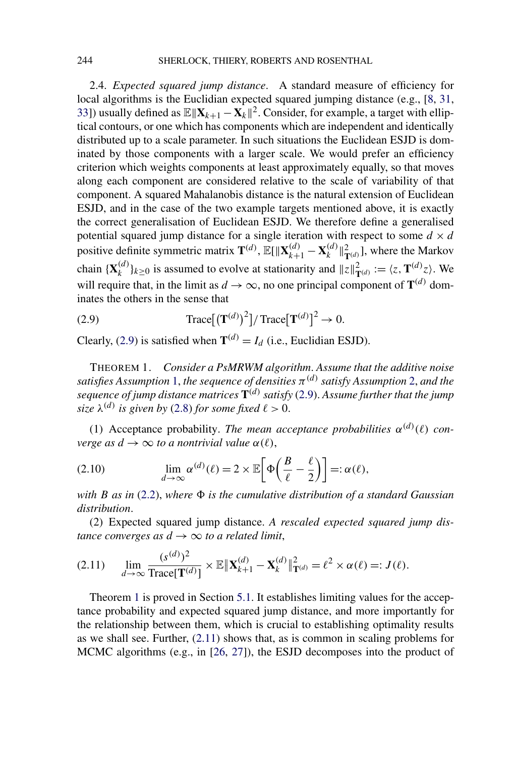2.4. *Expected squared jump distance*. A standard measure of efficiency for local algorithms is the Euclidian expected squared jumping distance (e.g., [8, 31, 33]) usually defined as $\mathbb{E}\|\mathbf{X}_{k+1} - \mathbf{X}_k\|^2$. Consider, for example, a target with elliptical contours, or one which has components which are independent and identically distributed up to a scale parameter. In such situations the Euclidean ESJD is dominated by those components with a larger scale. We would prefer an efficiency criterion which weights components at least approximately equally, so that moves along each component are considered relative to the scale of variability of that component. A squared Mahalanobis distance is the natural extension of Euclidean ESJD, and in the case of the two example targets mentioned above, it is exactly the correct generalisation of Euclidean ESJD. We therefore define a generalised potential squared jump distance for a single iteration with respect to some $d \times d$ positive definite symmetric matrix $\mathbf{T}^{(d)}$, $\mathbb{E}[\|\mathbf{X}_{k+1}^{(d)} - \mathbf{X}_k^{(d)}\|_{\mathbf{T}^{(d)}}^2]$, where the Markov chain $\{\mathbf{X}_k^{(d)}\}_{k \geq 0}$ is assumed to evolve at stationarity and $\|z\|_{\mathbf{T}^{(d)}}^2 := \langle z, \mathbf{T}^{(d)} z \rangle$. We will require that, in the limit as $d \to \infty$, no one principal component of $\mathbf{T}^{(d)}$ dominates the others in the sense that

$$\text{Trace}\big[(\mathbf{T}^{(d)})^2\big] / \text{Trace}\big[\mathbf{T}^{(d)}\big]^2 \to 0. \tag{2.9}$$

Clearly, (2.9) is satisfied when $\mathbf{T}^{(d)} = I_d$ (i.e., Euclidian ESJD).

THEOREM 1. *Consider a PsMRWM algorithm. Assume that the additive noise satisfies Assumption 1, the sequence of densities $\pi^{(d)}$ satisfy Assumption 2, and the sequence of jump distance matrices $\mathbf{T}^{(d)}$ satisfy (2.9). Assume further that the jump size $\lambda^{(d)}$ is given by (2.8) for some fixed $\ell > 0$.*

(1) Acceptance probability. *The mean acceptance probabilities $\alpha^{(d)}(\ell)$ converge as $d \to \infty$ to a nontrivial value $\alpha(\ell)$,*

$$\lim_{d \to \infty} \alpha^{(d)}(\ell) = 2 \times \mathbb{E}\bigg[\Phi\bigg(\frac{B}{\ell} - \frac{\ell}{2}\bigg)\bigg] =: \alpha(\ell), \tag{2.10}$$

*with $B$ as in (2.2), where $\Phi$ is the cumulative distribution of a standard Gaussian distribution.*

(2) Expected squared jump distance. *A rescaled expected squared jump distance converges as $d \to \infty$ to a related limit,*

$$\lim_{d \to \infty} \frac{(s^{(d)})^2}{\text{Trace}[\mathbf{T}^{(d)}]} \times \mathbb{E}\|\mathbf{X}_{k+1}^{(d)} - \mathbf{X}_k^{(d)}\|_{\mathbf{T}^{(d)}}^2 = \ell^2 \times \alpha(\ell) =: J(\ell). \tag{2.11}$$

Theorem 1 is proved in Section 5.1. It establishes limiting values for the acceptance probability and expected squared jump distance, and more importantly for the relationship between them, which is crucial to establishing optimality results as we shall see. Further, (2.11) shows that, as is common in scaling problems for MCMC algorithms (e.g., in [26, 27]), the ESJD decomposes into the product of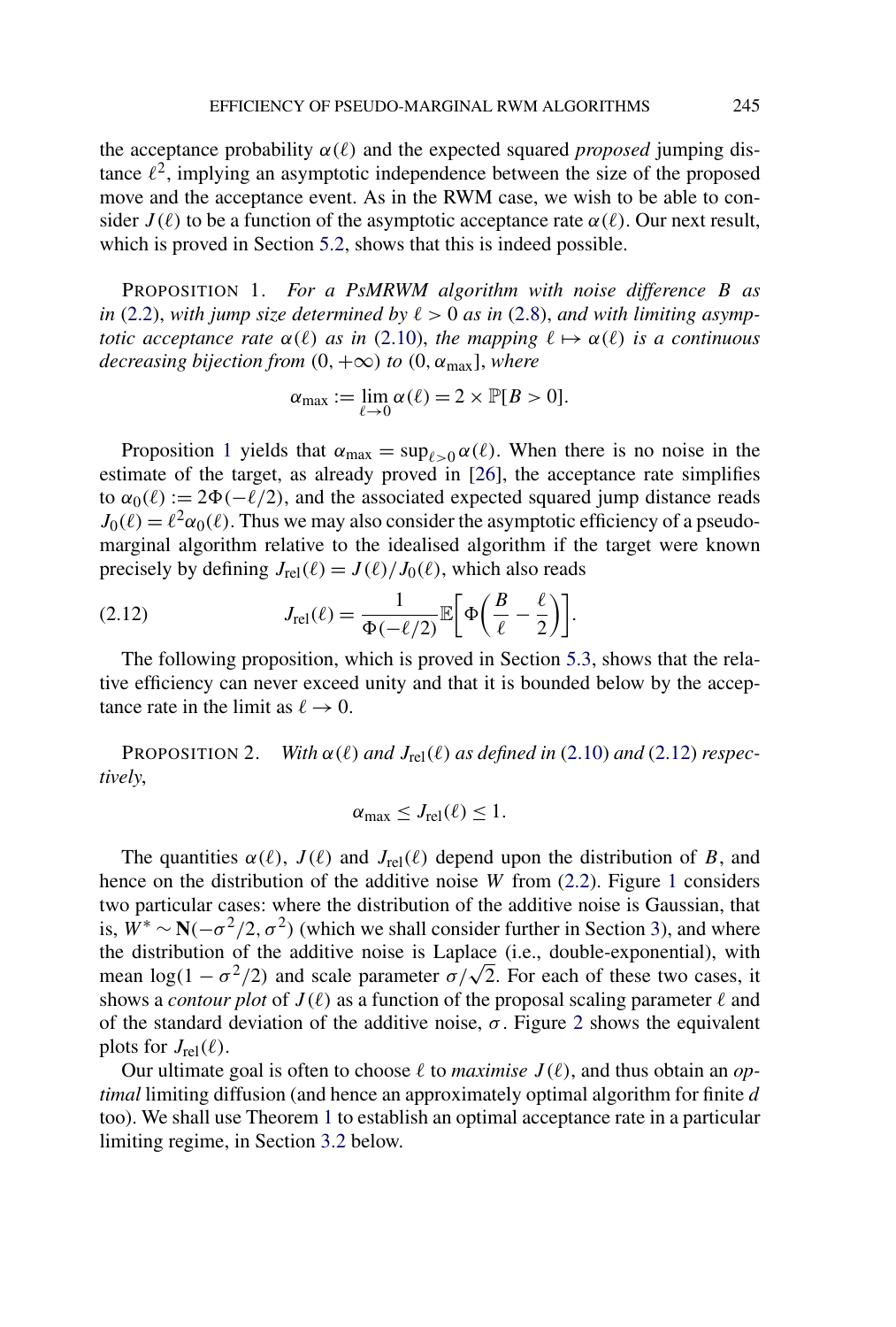the acceptance probability $\alpha(\ell)$ and the expected squared *proposed* jumping distance $\ell^2$, implying an asymptotic independence between the size of the proposed move and the acceptance event. As in the RWM case, we wish to be able to consider $J(\ell)$ to be a function of the asymptotic acceptance rate $\alpha(\ell)$. Our next result, which is proved in Section 5.2, shows that this is indeed possible.

PROPOSITION 1. *For a PsMRWM algorithm with noise difference $B$ as in* (2.2), *with jump size determined by $\ell > 0$ as in* (2.8), *and with limiting asymptotic acceptance rate $\alpha(\ell)$ as in* (2.10), *the mapping $\ell \mapsto \alpha(\ell)$ is a continuous decreasing bijection from $(0, +\infty)$ to $(0, \alpha_{\max}]$, where*

$$\alpha_{\max} := \lim_{\ell \to 0} \alpha(\ell) = 2 \times \mathbb{P}[B > 0].$$

Proposition 1 yields that $\alpha_{\max} = \sup_{\ell > 0} \alpha(\ell)$. When there is no noise in the estimate of the target, as already proved in [26], the acceptance rate simplifies to $\alpha_0(\ell) := 2\Phi(-\ell/2)$, and the associated expected squared jump distance reads $J_0(\ell) = \ell^2 \alpha_0(\ell)$. Thus we may also consider the asymptotic efficiency of a pseudo-marginal algorithm relative to the idealised algorithm if the target were known precisely by defining $J_{\text{rel}}(\ell) = J(\ell)/J_0(\ell)$, which also reads

$$J_{\text{rel}}(\ell) = \frac{1}{\Phi(-\ell/2)} \mathbb{E}\left[\Phi\left(\frac{B}{\ell} - \frac{\ell}{2}\right)\right]. \tag{2.12}$$

The following proposition, which is proved in Section 5.3, shows that the relative efficiency can never exceed unity and that it is bounded below by the acceptance rate in the limit as $\ell \to 0$.

PROPOSITION 2. *With $\alpha(\ell)$ and $J_{\text{rel}}(\ell)$ as defined in* (2.10) *and* (2.12) *respectively*,

$$\alpha_{\max} \le J_{\text{rel}}(\ell) \le 1.$$

The quantities $\alpha(\ell)$, $J(\ell)$ and $J_{\text{rel}}(\ell)$ depend upon the distribution of $B$, and hence on the distribution of the additive noise $W$ from (2.2). Figure 1 considers two particular cases: where the distribution of the additive noise is Gaussian, that is, $W^* \sim \mathbf{N}(-\sigma^2/2, \sigma^2)$ (which we shall consider further in Section 3), and where the distribution of the additive noise is Laplace (i.e., double-exponential), with mean $\log(1 - \sigma^2/2)$ and scale parameter $\sigma/\sqrt{2}$. For each of these two cases, it shows a *contour plot* of $J(\ell)$ as a function of the proposal scaling parameter $\ell$ and of the standard deviation of the additive noise, $\sigma$. Figure 2 shows the equivalent plots for $J_{\text{rel}}(\ell)$.

Our ultimate goal is often to choose $\ell$ to *maximise* $J(\ell)$, and thus obtain an *optimal* limiting diffusion (and hence an approximately optimal algorithm for finite $d$ too). We shall use Theorem 1 to establish an optimal acceptance rate in a particular limiting regime, in Section 3.2 below.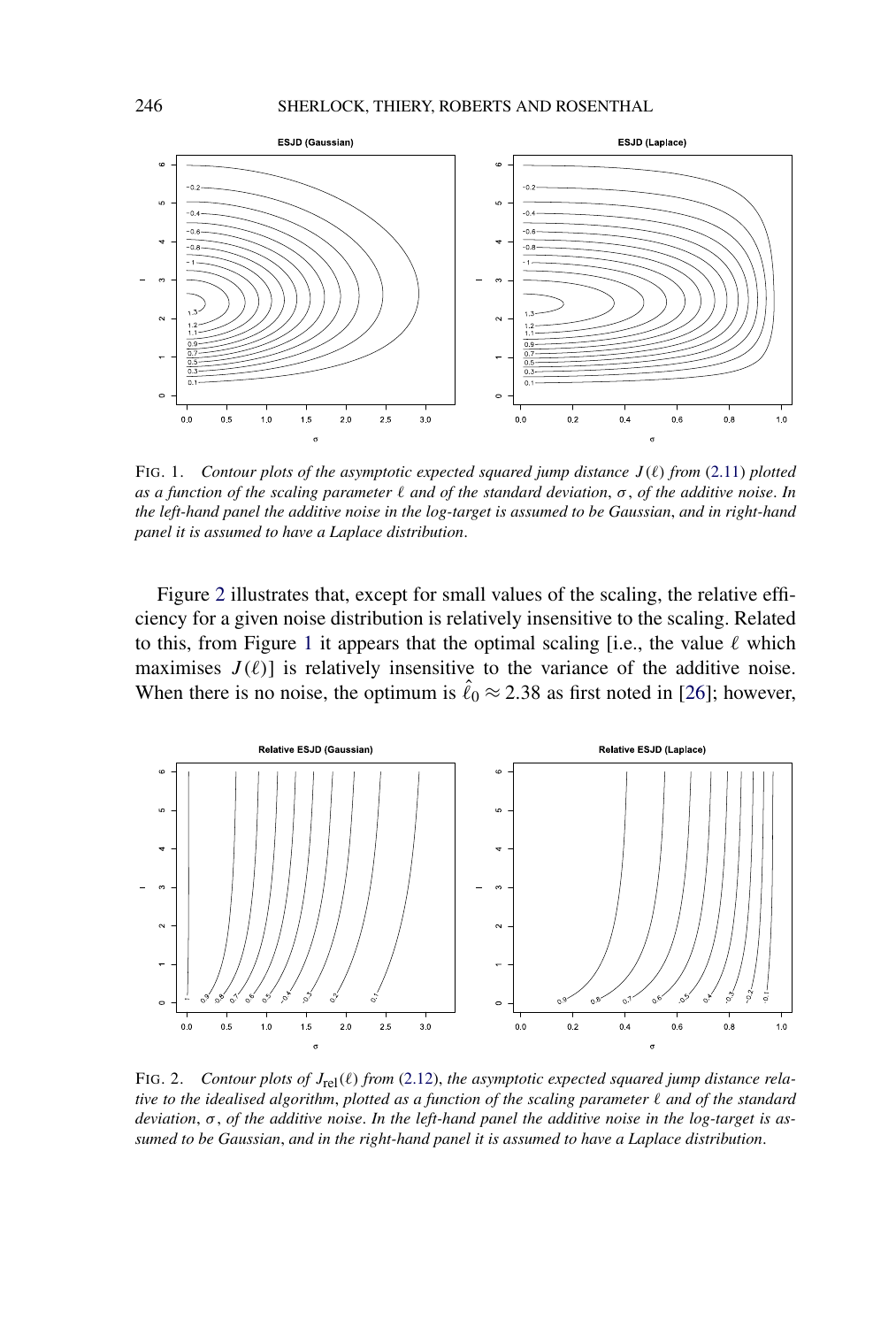FIG. 1. *Contour plots of the asymptotic expected squared jump distance $J(\ell)$ from (2.11) plotted as a function of the scaling parameter $\ell$ and of the standard deviation, $\sigma$, of the additive noise. In the left-hand panel the additive noise in the log-target is assumed to be Gaussian, and in right-hand panel it is assumed to have a Laplace distribution.*

Figure 2 illustrates that, except for small values of the scaling, the relative efficiency for a given noise distribution is relatively insensitive to the scaling. Related to this, from Figure 1 it appears that the optimal scaling [i.e., the value $\ell$ which maximises $J(\ell)$] is relatively insensitive to the variance of the additive noise. When there is no noise, the optimum is $\hat{\ell}_0 \approx 2.38$ as first noted in [26]; however,

FIG. 2. *Contour plots of $J_{\text{rel}}(\ell)$ from (2.12), the asymptotic expected squared jump distance relative to the idealised algorithm, plotted as a function of the scaling parameter $\ell$ and of the standard deviation, $\sigma$, of the additive noise. In the left-hand panel the additive noise in the log-target is assumed to be Gaussian, and in the right-hand panel it is assumed to have a Laplace distribution.*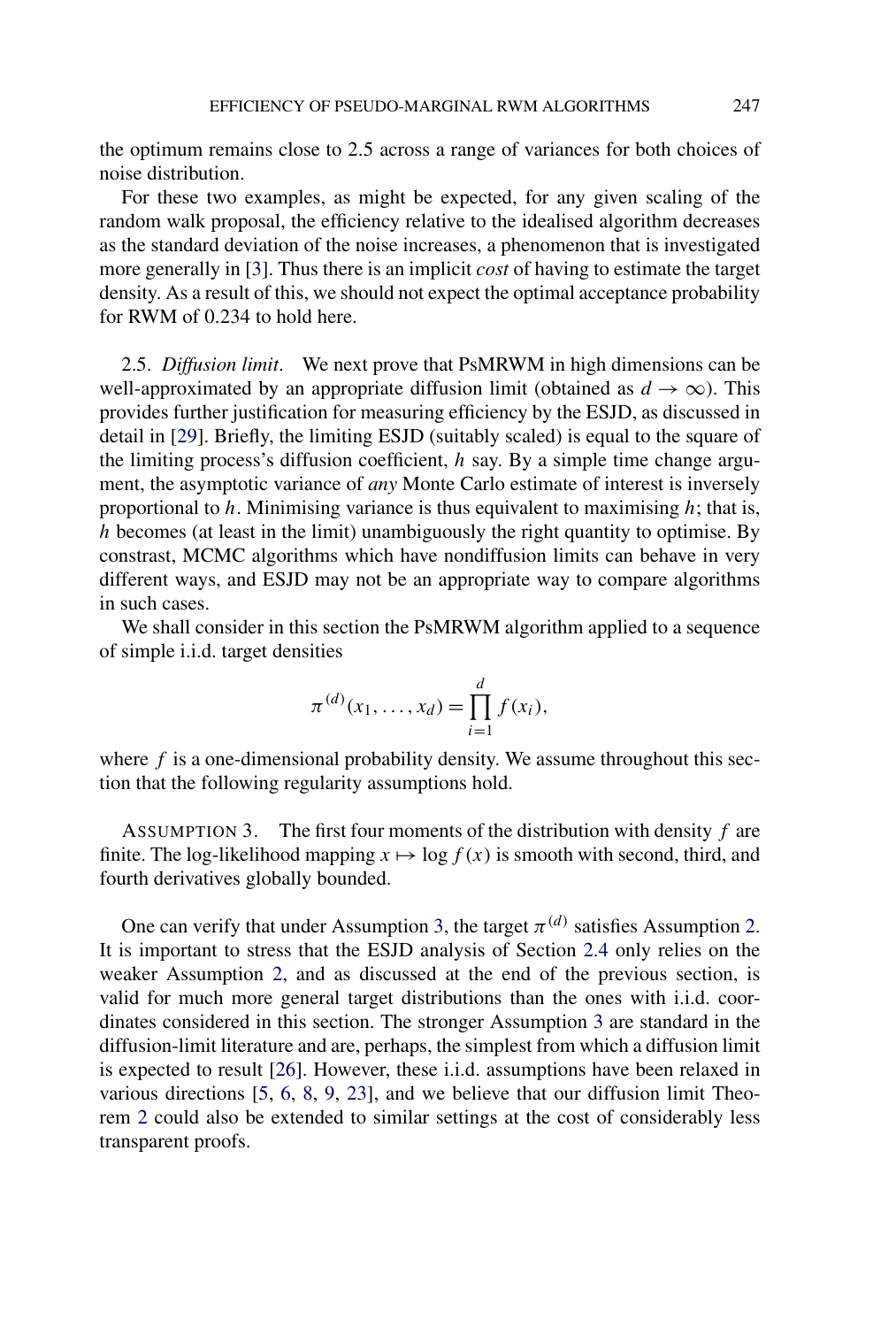the optimum remains close to 2.5 across a range of variances for both choices of noise distribution.

For these two examples, as might be expected, for any given scaling of the random walk proposal, the efficiency relative to the idealised algorithm decreases as the standard deviation of the noise increases, a phenomenon that is investigated more generally in [3]. Thus there is an implicit *cost* of having to estimate the target density. As a result of this, we should not expect the optimal acceptance probability for RWM of 0.234 to hold here.

2.5. *Diffusion limit*. We next prove that PsMRWM in high dimensions can be well-approximated by an appropriate diffusion limit (obtained as $d \to \infty$). This provides further justification for measuring efficiency by the ESJD, as discussed in detail in [29]. Briefly, the limiting ESJD (suitably scaled) is equal to the square of the limiting process's diffusion coefficient, $h$ say. By a simple time change argument, the asymptotic variance of *any* Monte Carlo estimate of interest is inversely proportional to $h$. Minimising variance is thus equivalent to maximising $h$; that is, $h$ becomes (at least in the limit) unambiguously the right quantity to optimise. By contrast, MCMC algorithms which have nondiffusion limits can behave in very different ways, and ESJD may not be an appropriate way to compare algorithms in such cases.

We shall consider in this section the PsMRWM algorithm applied to a sequence of simple i.i.d. target densities

$$\pi^{(d)}(x_1, \dots, x_d) = \prod_{i=1}^{d} f(x_i),$$

where $f$ is a one-dimensional probability density. We assume throughout this section that the following regularity assumptions hold.

ASSUMPTION 3. The first four moments of the distribution with density $f$ are finite. The log-likelihood mapping $x \mapsto \log f(x)$ is smooth with second, third, and fourth derivatives globally bounded.

One can verify that under Assumption 3, the target $\pi^{(d)}$ satisfies Assumption 2. It is important to stress that the ESJD analysis of Section 2.4 only relies on the weaker Assumption 2, and as discussed at the end of the previous section, is valid for much more general target distributions than the ones with i.i.d. coordinates considered in this section. The stronger Assumption 3 are standard in the diffusion-limit literature and are, perhaps, the simplest from which a diffusion limit is expected to result [26]. However, these i.i.d. assumptions have been relaxed in various directions [5, 6, 8, 9, 23], and we believe that our diffusion limit Theorem 2 could also be extended to similar settings at the cost of considerably less transparent proofs.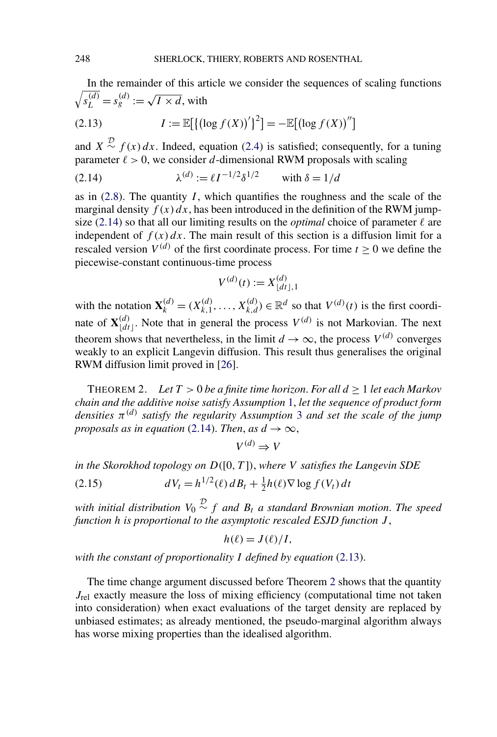In the remainder of this article we consider the sequences of scaling functions $\sqrt{s_L^{(d)}} = s_g^{(d)} := \sqrt{I \times d}$, with

$$I := \mathbb{E}\big[\big\{\big(\log f(X)\big)'\big\}^2\big] = -\mathbb{E}\big[\big(\log f(X)\big)''\big] \tag{2.13}$$

and $X \overset{\mathcal{D}}{\sim} f(x)\,dx$. Indeed, equation (2.4) is satisfied; consequently, for a tuning parameter $\ell > 0$, we consider $d$-dimensional RWM proposals with scaling

$$\lambda^{(d)} := \ell I^{-1/2} \delta^{1/2} \qquad \text{with } \delta = 1/d \tag{2.14}$$

as in (2.8). The quantity $I$, which quantifies the roughness and the scale of the marginal density $f(x)\,dx$, has been introduced in the definition of the RWM jump-size (2.14) so that all our limiting results on the *optimal* choice of parameter $\ell$ are independent of $f(x)\,dx$. The main result of this section is a diffusion limit for a rescaled version $V^{(d)}$ of the first coordinate process. For time $t \geq 0$ we define the piecewise-constant continuous-time process

$$V^{(d)}(t) := X^{(d)}_{\lfloor dt \rfloor, 1}$$

with the notation $\mathbf{X}^{(d)}_k = (X^{(d)}_{k,1}, \ldots, X^{(d)}_{k,d}) \in \mathbb{R}^d$ so that $V^{(d)}(t)$ is the first coordinate of $\mathbf{X}^{(d)}_{\lfloor dt \rfloor}$. Note that in general the process $V^{(d)}$ is not Markovian. The next theorem shows that nevertheless, in the limit $d \to \infty$, the process $V^{(d)}$ converges weakly to an explicit Langevin diffusion. This result thus generalises the original RWM diffusion limit proved in [26].

THEOREM 2. *Let $T > 0$ be a finite time horizon. For all $d \geq 1$ let each Markov chain and the additive noise satisfy Assumption 1, let the sequence of product form densities $\pi^{(d)}$ satisfy the regularity Assumption 3 and set the scale of the jump proposals as in equation (2.14). Then, as $d \to \infty$,*

$$V^{(d)} \Rightarrow V$$

*in the Skorokhod topology on $D([0, T])$, where $V$ satisfies the Langevin SDE*

$$dV_t = h^{1/2}(\ell)\,dB_t + \tfrac{1}{2} h(\ell) \nabla \log f(V_t)\,dt \tag{2.15}$$

*with initial distribution $V_0 \overset{\mathcal{D}}{\sim} f$ and $B_t$ a standard Brownian motion. The speed function $h$ is proportional to the asymptotic rescaled ESJD function $J$,*

$$h(\ell) = J(\ell)/I,$$

*with the constant of proportionality $I$ defined by equation (2.13).*

The time change argument discussed before Theorem 2 shows that the quantity $J_{\text{rel}}$ exactly measure the loss of mixing efficiency (computational time not taken into consideration) when exact evaluations of the target density are replaced by unbiased estimates; as already mentioned, the pseudo-marginal algorithm always has worse mixing properties than the idealised algorithm.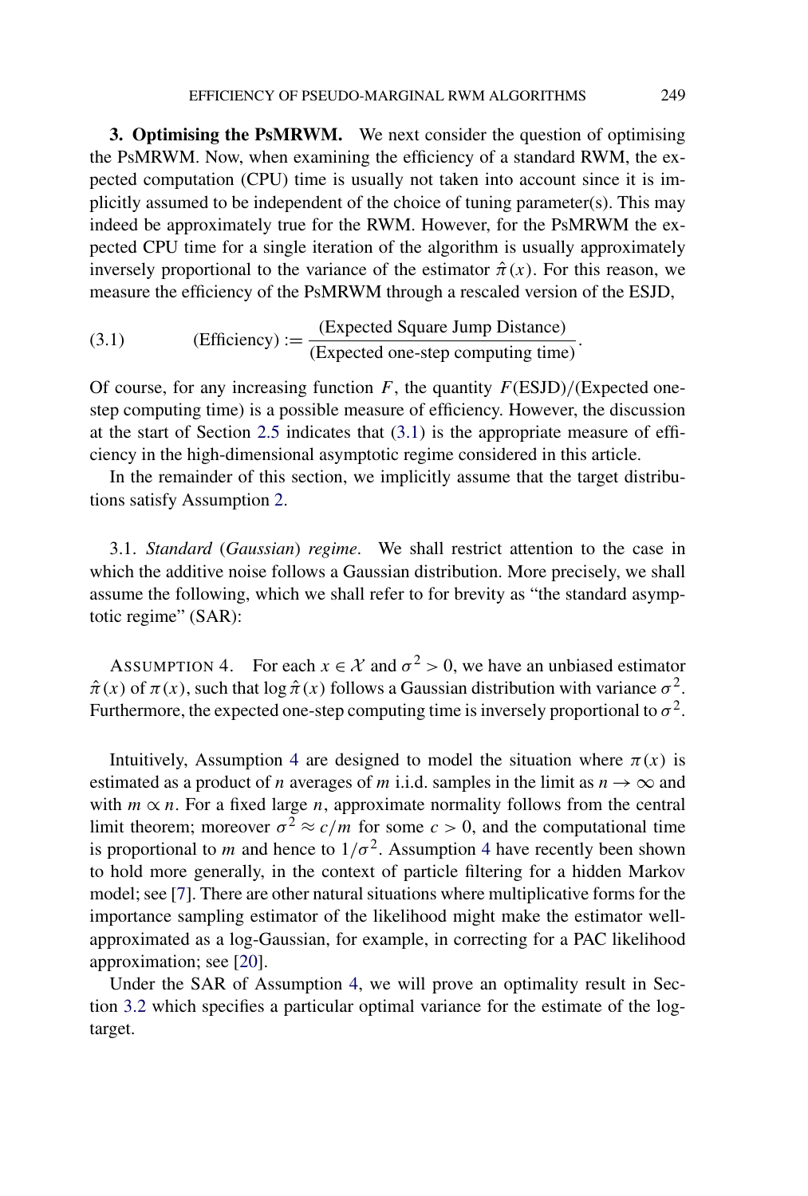**3. Optimising the PsMRWM.** We next consider the question of optimising the PsMRWM. Now, when examining the efficiency of a standard RWM, the expected computation (CPU) time is usually not taken into account since it is implicitly assumed to be independent of the choice of tuning parameter(s). This may indeed be approximately true for the RWM. However, for the PsMRWM the expected CPU time for a single iteration of the algorithm is usually approximately inversely proportional to the variance of the estimator $\hat{\pi}(x)$. For this reason, we measure the efficiency of the PsMRWM through a rescaled version of the ESJD,

$$\text{(Efficiency)} := \frac{\text{(Expected Square Jump Distance)}}{\text{(Expected one-step computing time)}}. \tag{3.1}$$

Of course, for any increasing function $F$, the quantity $F(\text{ESJD})/(\text{Expected one-step computing time})$ is a possible measure of efficiency. However, the discussion at the start of Section 2.5 indicates that (3.1) is the appropriate measure of efficiency in the high-dimensional asymptotic regime considered in this article.

In the remainder of this section, we implicitly assume that the target distributions satisfy Assumption 2.

3.1. *Standard* (*Gaussian*) *regime*. We shall restrict attention to the case in which the additive noise follows a Gaussian distribution. More precisely, we shall assume the following, which we shall refer to for brevity as "the standard asymptotic regime" (SAR):

ASSUMPTION 4. For each $x \in \mathcal{X}$ and $\sigma^2 > 0$, we have an unbiased estimator $\hat{\pi}(x)$ of $\pi(x)$, such that $\log \hat{\pi}(x)$ follows a Gaussian distribution with variance $\sigma^2$. Furthermore, the expected one-step computing time is inversely proportional to $\sigma^2$.

Intuitively, Assumption 4 are designed to model the situation where $\pi(x)$ is estimated as a product of $n$ averages of $m$ i.i.d. samples in the limit as $n \to \infty$ and with $m \propto n$. For a fixed large $n$, approximate normality follows from the central limit theorem; moreover $\sigma^2 \approx c/m$ for some $c > 0$, and the computational time is proportional to $m$ and hence to $1/\sigma^2$. Assumption 4 have recently been shown to hold more generally, in the context of particle filtering for a hidden Markov model; see [7]. There are other natural situations where multiplicative forms for the importance sampling estimator of the likelihood might make the estimator well-approximated as a log-Gaussian, for example, in correcting for a PAC likelihood approximation; see [20].

Under the SAR of Assumption 4, we will prove an optimality result in Section 3.2 which specifies a particular optimal variance for the estimate of the log-target.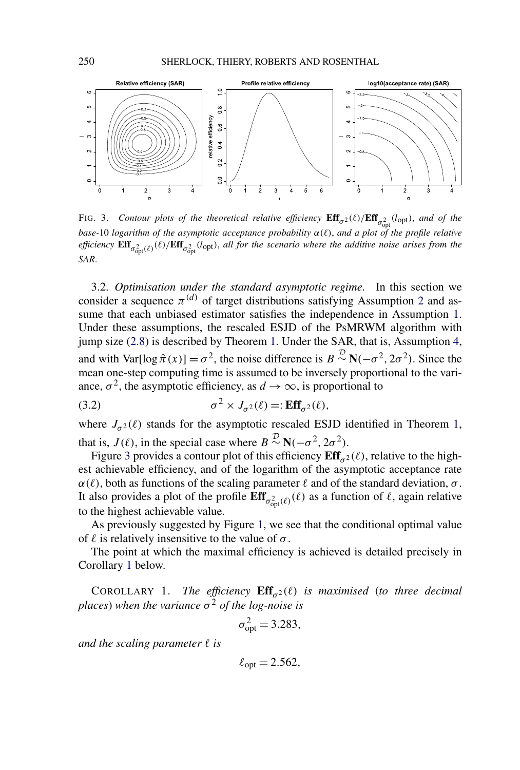FIG. 3. *Contour plots of the theoretical relative efficiency* $\mathbf{Eff}_{\sigma^2}(\ell)/\mathbf{Eff}_{\sigma^2_{\mathrm{opt}}}(l_{\mathrm{opt}})$, *and of the base*-10 *logarithm of the asymptotic acceptance probability* $\alpha(\ell)$, *and a plot of the profile relative efficiency* $\mathbf{Eff}_{\sigma^2_{\mathrm{opt}}(\ell)}(\ell)/\mathbf{Eff}_{\sigma^2_{\mathrm{opt}}}(l_{\mathrm{opt}})$, *all for the scenario where the additive noise arises from the SAR.*

3.2. *Optimisation under the standard asymptotic regime.* In this section we consider a sequence $\pi^{(d)}$ of target distributions satisfying Assumption 2 and assume that each unbiased estimator satisfies the independence in Assumption 1. Under these assumptions, the rescaled ESJD of the PsMRWM algorithm with jump size (2.8) is described by Theorem 1. Under the SAR, that is, Assumption 4, and with $\mathrm{Var}[\log \hat{\pi}(x)] = \sigma^2$, the noise difference is $B \overset{\mathcal{D}}{\sim} \mathbf{N}(-\sigma^2, 2\sigma^2)$. Since the mean one-step computing time is assumed to be inversely proportional to the variance, $\sigma^2$, the asymptotic efficiency, as $d \to \infty$, is proportional to

$$\sigma^2 \times J_{\sigma^2}(\ell) =: \mathbf{Eff}_{\sigma^2}(\ell), \tag{3.2}$$

where $J_{\sigma^2}(\ell)$ stands for the asymptotic rescaled ESJD identified in Theorem 1, that is, $J(\ell)$, in the special case where $B \overset{\mathcal{D}}{\sim} \mathbf{N}(-\sigma^2, 2\sigma^2)$.

Figure 3 provides a contour plot of this efficiency $\mathbf{Eff}_{\sigma^2}(\ell)$, relative to the highest achievable efficiency, and of the logarithm of the asymptotic acceptance rate $\alpha(\ell)$, both as functions of the scaling parameter $\ell$ and of the standard deviation, $\sigma$. It also provides a plot of the profile $\mathbf{Eff}_{\sigma^2_{\mathrm{opt}}(\ell)}(\ell)$ as a function of $\ell$, again relative to the highest achievable value.

As previously suggested by Figure 1, we see that the conditional optimal value of $\ell$ is relatively insensitive to the value of $\sigma$.

The point at which the maximal efficiency is achieved is detailed precisely in Corollary 1 below.

COROLLARY 1. *The efficiency* $\mathbf{Eff}_{\sigma^2}(\ell)$ *is maximised* (*to three decimal places*) *when the variance* $\sigma^2$ *of the log-noise is*

$$\sigma^2_{\mathrm{opt}} = 3.283,$$

*and the scaling parameter* $\ell$ *is*

$$\ell_{\mathrm{opt}} = 2.562,$$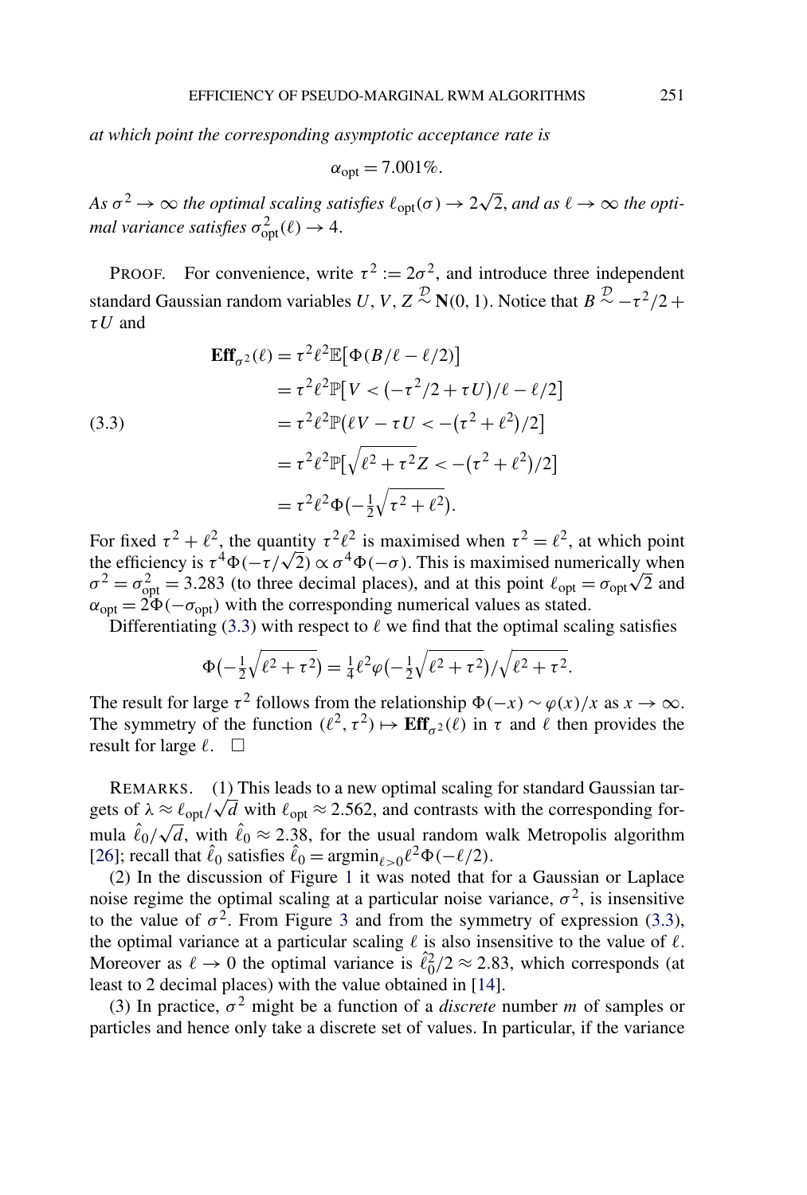*at which point the corresponding asymptotic acceptance rate is*

$$\alpha_{\text{opt}} = 7.001\%.$$

*As $\sigma^2 \to \infty$ the optimal scaling satisfies $\ell_{\text{opt}}(\sigma) \to 2\sqrt{2}$, and as $\ell \to \infty$ the optimal variance satisfies $\sigma^2_{\text{opt}}(\ell) \to 4$.*

PROOF. For convenience, write $\tau^2 := 2\sigma^2$, and introduce three independent standard Gaussian random variables $U, V, Z \overset{\mathcal{D}}{\sim} \mathbf{N}(0, 1)$. Notice that $B \overset{\mathcal{D}}{\sim} -\tau^2/2 + \tau U$ and

$$\begin{aligned}
\mathbf{Eff}_{\sigma^2}(\ell) &= \tau^2\ell^2\mathbb{E}\big[\Phi(B/\ell - \ell/2)\big] \\
&= \tau^2\ell^2\mathbb{P}\big[V < \big(-\tau^2/2 + \tau U\big)/\ell - \ell/2\big] \\
&= \tau^2\ell^2\mathbb{P}\big(\ell V - \tau U < -\big(\tau^2 + \ell^2\big)/2\big] \\
&= \tau^2\ell^2\mathbb{P}\big[\sqrt{\ell^2 + \tau^2}Z < -\big(\tau^2 + \ell^2\big)/2\big] \\
&= \tau^2\ell^2\Phi\big(-\tfrac{1}{2}\sqrt{\tau^2 + \ell^2}\big).
\end{aligned} \tag{3.3}$$

For fixed $\tau^2 + \ell^2$, the quantity $\tau^2\ell^2$ is maximised when $\tau^2 = \ell^2$, at which point the efficiency is $\tau^4\Phi(-\tau/\sqrt{2}) \propto \sigma^4\Phi(-\sigma)$. This is maximised numerically when $\sigma^2 = \sigma^2_{\text{opt}} = 3.283$ (to three decimal places), and at this point $\ell_{\text{opt}} = \sigma_{\text{opt}}\sqrt{2}$ and $\alpha_{\text{opt}} = 2\Phi(-\sigma_{\text{opt}})$ with the corresponding numerical values as stated.

Differentiating (3.3) with respect to $\ell$ we find that the optimal scaling satisfies

$$\Phi\big(-\tfrac{1}{2}\sqrt{\ell^2 + \tau^2}\big) = \tfrac{1}{4}\ell^2\varphi\big(-\tfrac{1}{2}\sqrt{\ell^2 + \tau^2}\big)/\sqrt{\ell^2 + \tau^2}.$$

The result for large $\tau^2$ follows from the relationship $\Phi(-x) \sim \varphi(x)/x$ as $x \to \infty$. The symmetry of the function $(\ell^2, \tau^2) \mapsto \mathbf{Eff}_{\sigma^2}(\ell)$ in $\tau$ and $\ell$ then provides the result for large $\ell$. $\square$

REMARKS. (1) This leads to a new optimal scaling for standard Gaussian targets of $\lambda \approx \ell_{\text{opt}}/\sqrt{d}$ with $\ell_{\text{opt}} \approx 2.562$, and contrasts with the corresponding formula $\hat{\ell}_0/\sqrt{d}$, with $\hat{\ell}_0 \approx 2.38$, for the usual random walk Metropolis algorithm [26]; recall that $\hat{\ell}_0$ satisfies $\hat{\ell}_0 = \operatorname{argmin}_{\ell>0}\ell^2\Phi(-\ell/2)$.

(2) In the discussion of Figure 1 it was noted that for a Gaussian or Laplace noise regime the optimal scaling at a particular noise variance, $\sigma^2$, is insensitive to the value of $\sigma^2$. From Figure 3 and from the symmetry of expression (3.3), the optimal variance at a particular scaling $\ell$ is also insensitive to the value of $\ell$. Moreover as $\ell \to 0$ the optimal variance is $\hat{\ell}_0^2/2 \approx 2.83$, which corresponds (at least to 2 decimal places) with the value obtained in [14].

(3) In practice, $\sigma^2$ might be a function of a *discrete* number $m$ of samples or particles and hence only take a discrete set of values. In particular, if the variance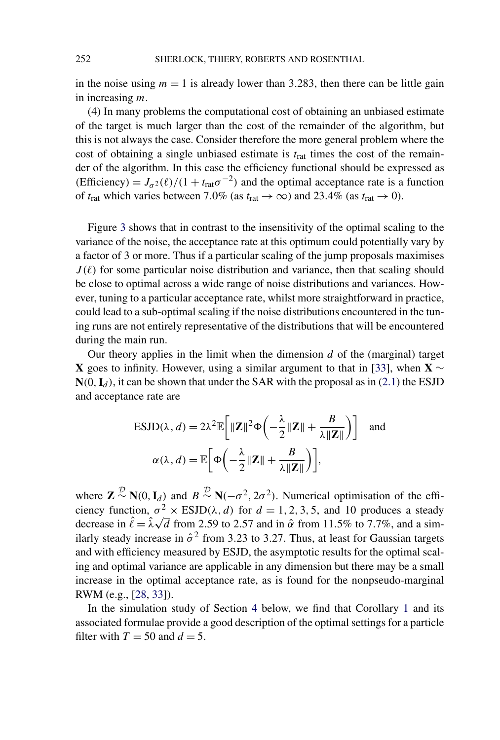in the noise using $m = 1$ is already lower than 3.283, then there can be little gain in increasing $m$.

(4) In many problems the computational cost of obtaining an unbiased estimate of the target is much larger than the cost of the remainder of the algorithm, but this is not always the case. Consider therefore the more general problem where the cost of obtaining a single unbiased estimate is $t_{\text{rat}}$ times the cost of the remainder of the algorithm. In this case the efficiency functional should be expressed as (Efficiency) $= J_{\sigma^2}(\ell)/(1 + t_{\text{rat}}\sigma^{-2})$ and the optimal acceptance rate is a function of $t_{\text{rat}}$ which varies between 7.0% (as $t_{\text{rat}} \to \infty$) and 23.4% (as $t_{\text{rat}} \to 0$).

Figure 3 shows that in contrast to the insensitivity of the optimal scaling to the variance of the noise, the acceptance rate at this optimum could potentially vary by a factor of 3 or more. Thus if a particular scaling of the jump proposals maximises $J(\ell)$ for some particular noise distribution and variance, then that scaling should be close to optimal across a wide range of noise distributions and variances. However, tuning to a particular acceptance rate, whilst more straightforward in practice, could lead to a sub-optimal scaling if the noise distributions encountered in the tuning runs are not entirely representative of the distributions that will be encountered during the main run.

Our theory applies in the limit when the dimension $d$ of the (marginal) target $\mathbf{X}$ goes to infinity. However, using a similar argument to that in [33], when $\mathbf{X} \sim \mathbf{N}(0, \mathbf{I}_d)$, it can be shown that under the SAR with the proposal as in (2.1) the ESJD and acceptance rate are

$$\text{ESJD}(\lambda, d) = 2\lambda^2 \mathbb{E}\left[\|\mathbf{Z}\|^2 \Phi\left(-\frac{\lambda}{2}\|\mathbf{Z}\| + \frac{B}{\lambda\|\mathbf{Z}\|}\right)\right] \quad \text{and}$$

$$\alpha(\lambda, d) = \mathbb{E}\left[\Phi\left(-\frac{\lambda}{2}\|\mathbf{Z}\| + \frac{B}{\lambda\|\mathbf{Z}\|}\right)\right],$$

where $\mathbf{Z} \stackrel{\mathcal{D}}{\sim} \mathbf{N}(0, \mathbf{I}_d)$ and $B \stackrel{\mathcal{D}}{\sim} \mathbf{N}(-\sigma^2, 2\sigma^2)$. Numerical optimisation of the efficiency function, $\sigma^2 \times \text{ESJD}(\lambda, d)$ for $d = 1, 2, 3, 5$, and 10 produces a steady decrease in $\hat{\ell} = \hat{\lambda}\sqrt{d}$ from 2.59 to 2.57 and in $\hat{\alpha}$ from 11.5% to 7.7%, and a similarly steady increase in $\hat{\sigma}^2$ from 3.23 to 3.27. Thus, at least for Gaussian targets and with efficiency measured by ESJD, the asymptotic results for the optimal scaling and optimal variance are applicable in any dimension but there may be a small increase in the optimal acceptance rate, as is found for the nonpseudo-marginal RWM (e.g., [28, 33]).

In the simulation study of Section 4 below, we find that Corollary 1 and its associated formulae provide a good description of the optimal settings for a particle filter with $T = 50$ and $d = 5$.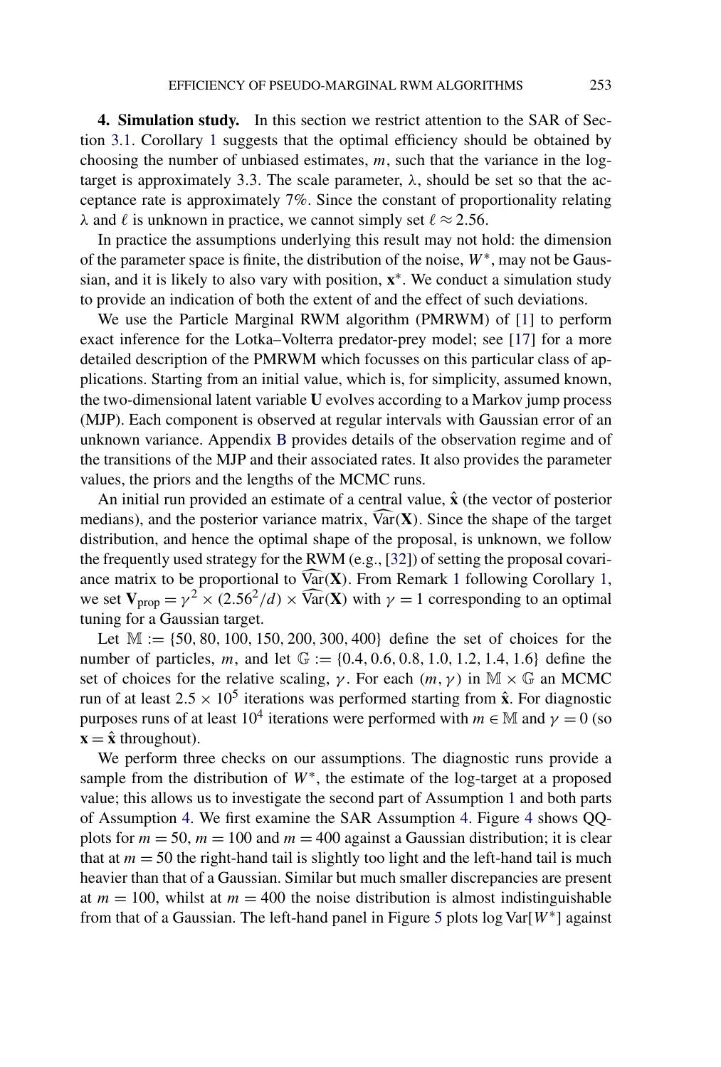**4. Simulation study.** In this section we restrict attention to the SAR of Section 3.1. Corollary 1 suggests that the optimal efficiency should be obtained by choosing the number of unbiased estimates, $m$, such that the variance in the log-target is approximately 3.3. The scale parameter, $\lambda$, should be set so that the acceptance rate is approximately 7%. Since the constant of proportionality relating $\lambda$ and $\ell$ is unknown in practice, we cannot simply set $\ell \approx 2.56$.

In practice the assumptions underlying this result may not hold: the dimension of the parameter space is finite, the distribution of the noise, $W^*$, may not be Gaussian, and it is likely to also vary with position, $\mathbf{x}^*$. We conduct a simulation study to provide an indication of both the extent of and the effect of such deviations.

We use the Particle Marginal RWM algorithm (PMRWM) of [1] to perform exact inference for the Lotka–Volterra predator-prey model; see [17] for a more detailed description of the PMRWM which focusses on this particular class of applications. Starting from an initial value, which is, for simplicity, assumed known, the two-dimensional latent variable $\mathbf{U}$ evolves according to a Markov jump process (MJP). Each component is observed at regular intervals with Gaussian error of an unknown variance. Appendix B provides details of the observation regime and of the transitions of the MJP and their associated rates. It also provides the parameter values, the priors and the lengths of the MCMC runs.

An initial run provided an estimate of a central value, $\hat{\mathbf{x}}$ (the vector of posterior medians), and the posterior variance matrix, $\widehat{\text{Var}}(\mathbf{X})$. Since the shape of the target distribution, and hence the optimal shape of the proposal, is unknown, we follow the frequently used strategy for the RWM (e.g., [32]) of setting the proposal covariance matrix to be proportional to $\widehat{\text{Var}}(\mathbf{X})$. From Remark 1 following Corollary 1, we set $\mathbf{V}_{\text{prop}} = \gamma^2 \times (2.56^2/d) \times \widehat{\text{Var}}(\mathbf{X})$ with $\gamma = 1$ corresponding to an optimal tuning for a Gaussian target.

Let $\mathbb{M} := \{50, 80, 100, 150, 200, 300, 400\}$ define the set of choices for the number of particles, $m$, and let $\mathbb{G} := \{0.4, 0.6, 0.8, 1.0, 1.2, 1.4, 1.6\}$ define the set of choices for the relative scaling, $\gamma$. For each $(m, \gamma)$ in $\mathbb{M} \times \mathbb{G}$ an MCMC run of at least $2.5 \times 10^5$ iterations was performed starting from $\hat{\mathbf{x}}$. For diagnostic purposes runs of at least $10^4$ iterations were performed with $m \in \mathbb{M}$ and $\gamma = 0$ (so $\mathbf{x} = \hat{\mathbf{x}}$ throughout).

We perform three checks on our assumptions. The diagnostic runs provide a sample from the distribution of $W^*$, the estimate of the log-target at a proposed value; this allows us to investigate the second part of Assumption 1 and both parts of Assumption 4. We first examine the SAR Assumption 4. Figure 4 shows QQ-plots for $m = 50$, $m = 100$ and $m = 400$ against a Gaussian distribution; it is clear that at $m = 50$ the right-hand tail is slightly too light and the left-hand tail is much heavier than that of a Gaussian. Similar but much smaller discrepancies are present at $m = 100$, whilst at $m = 400$ the noise distribution is almost indistinguishable from that of a Gaussian. The left-hand panel in Figure 5 plots $\log \text{Var}[W^*]$ against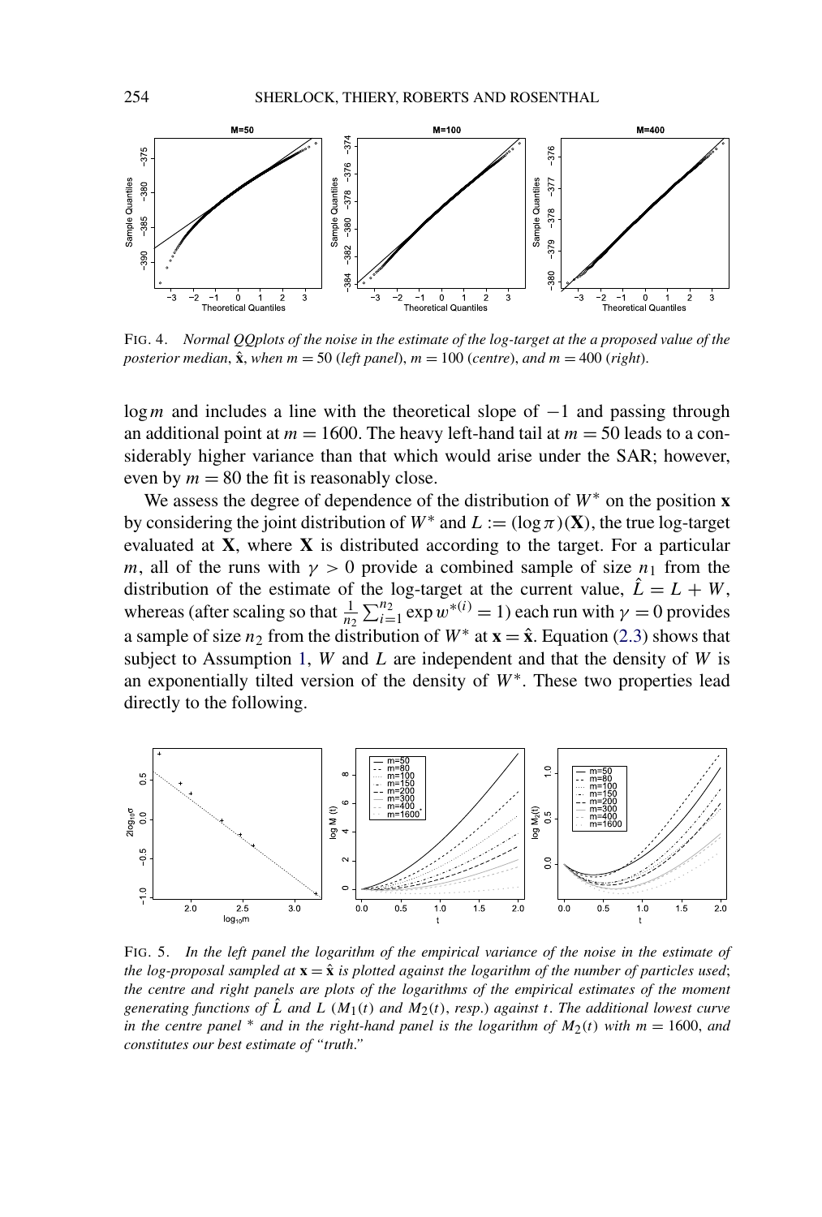FIG. 4. *Normal QQplots of the noise in the estimate of the log-target at the a proposed value of the posterior median*, $\hat{\mathbf{x}}$, *when* $m = 50$ (*left panel*), $m = 100$ (*centre*), *and* $m = 400$ (*right*).

$\log m$ and includes a line with the theoretical slope of $-1$ and passing through an additional point at $m = 1600$. The heavy left-hand tail at $m = 50$ leads to a considerably higher variance than that which would arise under the SAR; however, even by $m = 80$ the fit is reasonably close.

We assess the degree of dependence of the distribution of $W^*$ on the position $\mathbf{x}$ by considering the joint distribution of $W^*$ and $L := (\log \pi)(\mathbf{X})$, the true log-target evaluated at $\mathbf{X}$, where $\mathbf{X}$ is distributed according to the target. For a particular $m$, all of the runs with $\gamma > 0$ provide a combined sample of size $n_1$ from the distribution of the estimate of the log-target at the current value, $\hat{L} = L + W$, whereas (after scaling so that $\frac{1}{n_2}\sum_{i=1}^{n_2} \exp w^{*(i)} = 1$) each run with $\gamma = 0$ provides a sample of size $n_2$ from the distribution of $W^*$ at $\mathbf{x} = \hat{\mathbf{x}}$. Equation (2.3) shows that subject to Assumption 1, $W$ and $L$ are independent and that the density of $W$ is an exponentially tilted version of the density of $W^*$. These two properties lead directly to the following.

FIG. 5. *In the left panel the logarithm of the empirical variance of the noise in the estimate of the log-proposal sampled at* $\mathbf{x} = \hat{\mathbf{x}}$ *is plotted against the logarithm of the number of particles used*; *the centre and right panels are plots of the logarithms of the empirical estimates of the moment generating functions of* $\hat{L}$ *and* $L$ ($M_1(t)$ *and* $M_2(t)$, *resp.*) *against* $t$. *The additional lowest curve in the centre panel* * *and in the right-hand panel is the logarithm of* $M_2(t)$ *with* $m = 1600$, *and constitutes our best estimate of "truth."*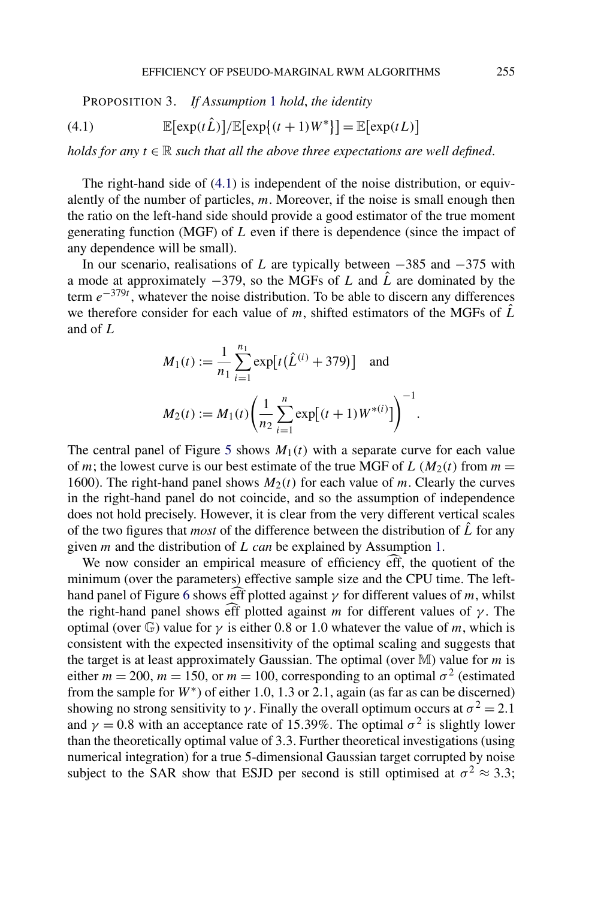PROPOSITION 3. *If Assumption 1 hold, the identity*

$$\mathbb{E}[\exp(t\hat{L})]/\mathbb{E}[\exp\{(t+1)W^*\}] = \mathbb{E}[\exp(tL)] \tag{4.1}$$

*holds for any $t \in \mathbb{R}$ such that all the above three expectations are well defined.*

The right-hand side of (4.1) is independent of the noise distribution, or equivalently of the number of particles, $m$. Moreover, if the noise is small enough then the ratio on the left-hand side should provide a good estimator of the true moment generating function (MGF) of $L$ even if there is dependence (since the impact of any dependence will be small).

In our scenario, realisations of $L$ are typically between $-385$ and $-375$ with a mode at approximately $-379$, so the MGFs of $L$ and $\hat{L}$ are dominated by the term $e^{-379t}$, whatever the noise distribution. To be able to discern any differences we therefore consider for each value of $m$, shifted estimators of the MGFs of $\hat{L}$ and of $L$

$$M_1(t) := \frac{1}{n_1}\sum_{i=1}^{n_1}\exp[t(\hat{L}^{(i)} + 379)] \quad \text{and}$$

$$M_2(t) := M_1(t)\left(\frac{1}{n_2}\sum_{i=1}^{n}\exp[(t+1)W^{*(i)}]\right)^{-1}.$$

The central panel of Figure 5 shows $M_1(t)$ with a separate curve for each value of $m$; the lowest curve is our best estimate of the true MGF of $L$ ($M_2(t)$ from $m = 1600$). The right-hand panel shows $M_2(t)$ for each value of $m$. Clearly the curves in the right-hand panel do not coincide, and so the assumption of independence does not hold precisely. However, it is clear from the very different vertical scales of the two figures that *most* of the difference between the distribution of $\hat{L}$ for any given $m$ and the distribution of $L$ *can* be explained by Assumption 1.

We now consider an empirical measure of efficiency $\widehat{\text{eff}}$, the quotient of the minimum (over the parameters) effective sample size and the CPU time. The left-hand panel of Figure 6 shows $\widehat{\text{eff}}$ plotted against $\gamma$ for different values of $m$, whilst the right-hand panel shows $\widehat{\text{eff}}$ plotted against $m$ for different values of $\gamma$. The optimal (over $\mathbb{G}$) value for $\gamma$ is either 0.8 or 1.0 whatever the value of $m$, which is consistent with the expected insensitivity of the optimal scaling and suggests that the target is at least approximately Gaussian. The optimal (over $\mathbb{M}$) value for $m$ is either $m = 200$, $m = 150$, or $m = 100$, corresponding to an optimal $\sigma^2$ (estimated from the sample for $W^*$) of either 1.0, 1.3 or 2.1, again (as far as can be discerned) showing no strong sensitivity to $\gamma$. Finally the overall optimum occurs at $\sigma^2 = 2.1$ and $\gamma = 0.8$ with an acceptance rate of 15.39%. The optimal $\sigma^2$ is slightly lower than the theoretically optimal value of 3.3. Further theoretical investigations (using numerical integration) for a true 5-dimensional Gaussian target corrupted by noise subject to the SAR show that ESJD per second is still optimised at $\sigma^2 \approx 3.3$;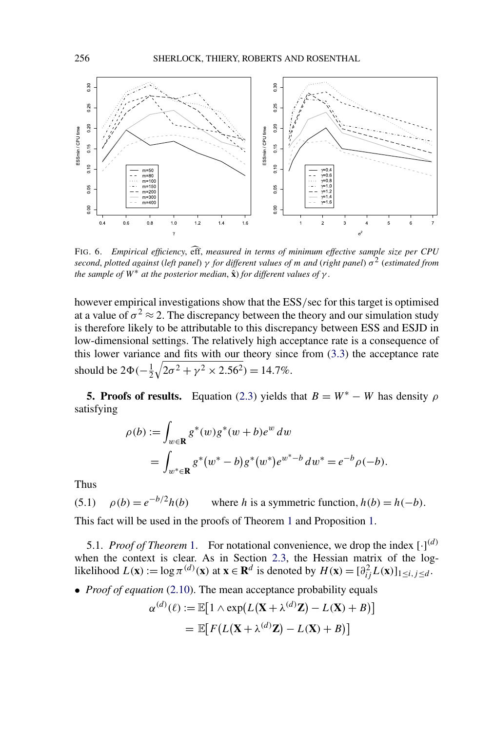FIG. 6. *Empirical efficiency*, $\widehat{\text{eff}}$, *measured in terms of minimum effective sample size per CPU second*, *plotted against* (*left panel*) $\gamma$ *for different values of* $m$ *and* (*right panel*) $\sigma^2$ (*estimated from the sample of* $W^*$ *at the posterior median*, $\hat{\mathbf{x}}$) *for different values of* $\gamma$.

however empirical investigations show that the ESS/sec for this target is optimised at a value of $\sigma^2 \approx 2$. The discrepancy between the theory and our simulation study is therefore likely to be attributable to this discrepancy between ESS and ESJD in low-dimensional settings. The relatively high acceptance rate is a consequence of this lower variance and fits with our theory since from (3.3) the acceptance rate should be $2\Phi(-\frac{1}{2}\sqrt{2\sigma^2 + \gamma^2 \times 2.56^2}) = 14.7\%$.

**5. Proofs of results.** Equation (2.3) yields that $B = W^* - W$ has density $\rho$ satisfying

$$
\begin{aligned}
\rho(b) &:= \int_{w \in \mathbf{R}} g^*(w) g^*(w+b) e^w \, dw \\
&= \int_{w^* \in \mathbf{R}} g^*(w^* - b) g^*(w^*) e^{w^* - b} \, dw^* = e^{-b} \rho(-b).
\end{aligned}
$$

Thus

$$
\rho(b) = e^{-b/2} h(b) \qquad \text{where } h \text{ is a symmetric function, } h(b) = h(-b). \tag{5.1}
$$

This fact will be used in the proofs of Theorem 1 and Proposition 1.

5.1. *Proof of Theorem* 1. For notational convenience, we drop the index $[\cdot]^{(d)}$ when the context is clear. As in Section 2.3, the Hessian matrix of the log-likelihood $L(\mathbf{x}) := \log \pi^{(d)}(\mathbf{x})$ at $\mathbf{x} \in \mathbf{R}^d$ is denoted by $H(\mathbf{x}) = [\partial^2_{ij} L(\mathbf{x})]_{1 \le i,j \le d}$.

- *Proof of equation* (2.10). The mean acceptance probability equals

$$
\begin{aligned}
\alpha^{(d)}(\ell) &:= \mathbb{E}\big[1 \wedge \exp\big(L(\mathbf{X} + \lambda^{(d)} \mathbf{Z}) - L(\mathbf{X}) + B\big)\big] \\
&= \mathbb{E}\big[F\big(L(\mathbf{X} + \lambda^{(d)} \mathbf{Z}) - L(\mathbf{X}) + B\big)\big]
\end{aligned}
$$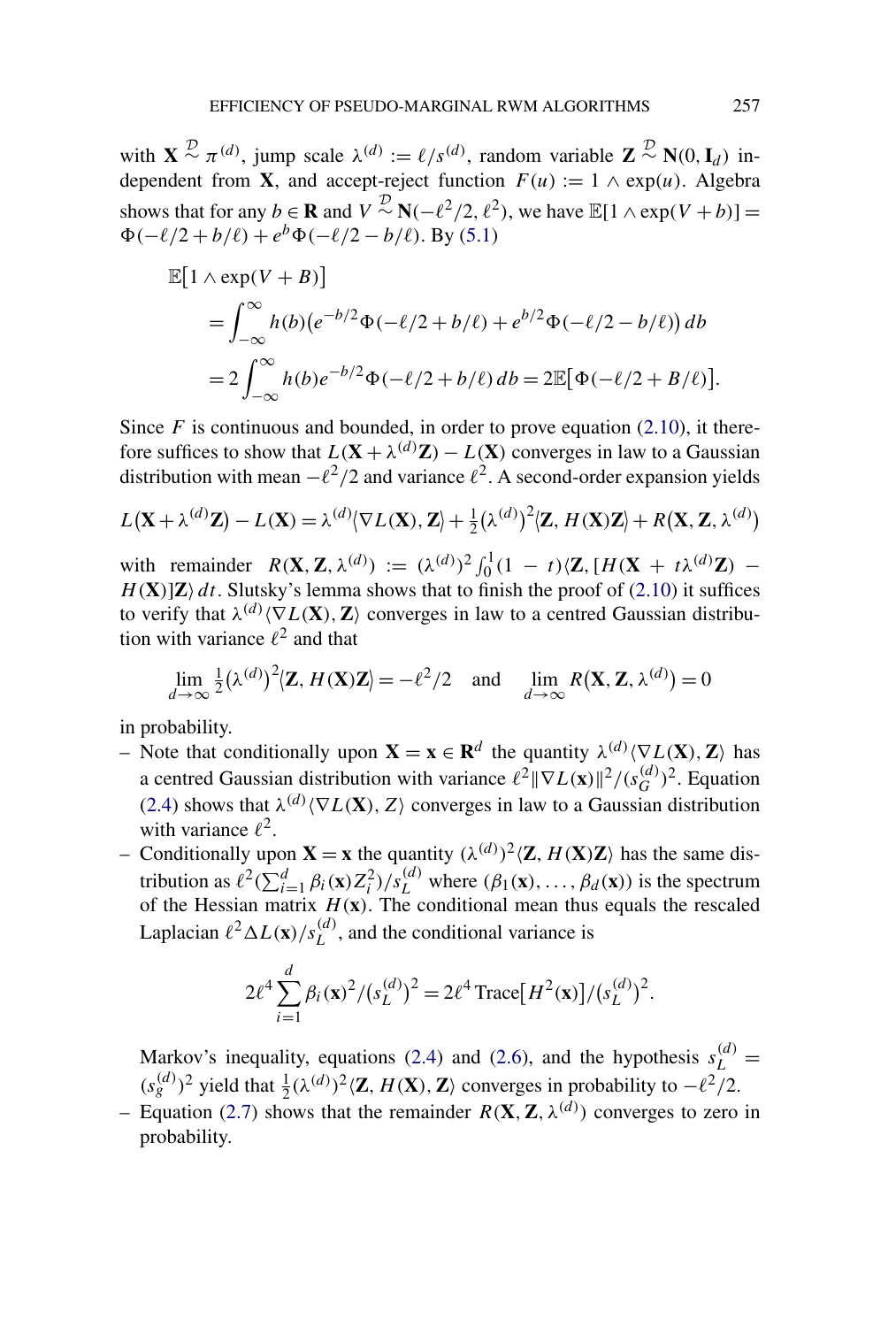with $\mathbf{X} \overset{\mathcal{D}}{\sim} \pi^{(d)}$, jump scale $\lambda^{(d)} := \ell/s^{(d)}$, random variable $\mathbf{Z} \overset{\mathcal{D}}{\sim} \mathbf{N}(0, \mathbf{I}_d)$ independent from $\mathbf{X}$, and accept-reject function $F(u) := 1 \wedge \exp(u)$. Algebra shows that for any $b \in \mathbf{R}$ and $V \overset{\mathcal{D}}{\sim} \mathbf{N}(-\ell^2/2, \ell^2)$, we have $\mathbb{E}[1 \wedge \exp(V + b)] = \Phi(-\ell/2 + b/\ell) + e^b \Phi(-\ell/2 - b/\ell)$. By (5.1)

$$
\begin{aligned}
&\mathbb{E}\big[1 \wedge \exp(V + B)\big] \\
&\quad = \int_{-\infty}^{\infty} h(b)\big(e^{-b/2}\Phi(-\ell/2 + b/\ell) + e^{b/2}\Phi(-\ell/2 - b/\ell)\big)\,db \\
&\quad = 2\int_{-\infty}^{\infty} h(b)e^{-b/2}\Phi(-\ell/2 + b/\ell)\,db = 2\mathbb{E}\big[\Phi(-\ell/2 + B/\ell)\big].
\end{aligned}
$$

Since $F$ is continuous and bounded, in order to prove equation (2.10), it therefore suffices to show that $L(\mathbf{X} + \lambda^{(d)}\mathbf{Z}) - L(\mathbf{X})$ converges in law to a Gaussian distribution with mean $-\ell^2/2$ and variance $\ell^2$. A second-order expansion yields

$$
L\big(\mathbf{X} + \lambda^{(d)}\mathbf{Z}\big) - L(\mathbf{X}) = \lambda^{(d)}\langle \nabla L(\mathbf{X}), \mathbf{Z}\rangle + \tfrac{1}{2}\big(\lambda^{(d)}\big)^2\langle \mathbf{Z}, H(\mathbf{X})\mathbf{Z}\rangle + R\big(\mathbf{X}, \mathbf{Z}, \lambda^{(d)}\big)
$$

with remainder $R(\mathbf{X}, \mathbf{Z}, \lambda^{(d)}) := (\lambda^{(d)})^2 \int_0^1 (1 - t)\langle \mathbf{Z}, [H(\mathbf{X} + t\lambda^{(d)}\mathbf{Z}) - H(\mathbf{X})]\mathbf{Z}\rangle\,dt$. Slutsky's lemma shows that to finish the proof of (2.10) it suffices to verify that $\lambda^{(d)}\langle \nabla L(\mathbf{X}), \mathbf{Z}\rangle$ converges in law to a centred Gaussian distribution with variance $\ell^2$ and that

$$
\lim_{d\to\infty} \tfrac{1}{2}\big(\lambda^{(d)}\big)^2\langle \mathbf{Z}, H(\mathbf{X})\mathbf{Z}\rangle = -\ell^2/2 \quad \text{and} \quad \lim_{d\to\infty} R\big(\mathbf{X}, \mathbf{Z}, \lambda^{(d)}\big) = 0
$$

in probability.

- Note that conditionally upon $\mathbf{X} = \mathbf{x} \in \mathbf{R}^d$ the quantity $\lambda^{(d)}\langle \nabla L(\mathbf{X}), \mathbf{Z}\rangle$ has a centred Gaussian distribution with variance $\ell^2\|\nabla L(\mathbf{x})\|^2/(s_G^{(d)})^2$. Equation (2.4) shows that $\lambda^{(d)}\langle \nabla L(\mathbf{X}), Z\rangle$ converges in law to a Gaussian distribution with variance $\ell^2$.
- Conditionally upon $\mathbf{X} = \mathbf{x}$ the quantity $(\lambda^{(d)})^2\langle \mathbf{Z}, H(\mathbf{X})\mathbf{Z}\rangle$ has the same distribution as $\ell^2(\sum_{i=1}^d \beta_i(\mathbf{x})Z_i^2)/s_L^{(d)}$ where $(\beta_1(\mathbf{x}), \ldots, \beta_d(\mathbf{x}))$ is the spectrum of the Hessian matrix $H(\mathbf{x})$. The conditional mean thus equals the rescaled Laplacian $\ell^2 \Delta L(\mathbf{x})/s_L^{(d)}$, and the conditional variance is

$$
2\ell^4 \sum_{i=1}^d \beta_i(\mathbf{x})^2/\big(s_L^{(d)}\big)^2 = 2\ell^4\,\mathrm{Trace}\big[H^2(\mathbf{x})\big]/\big(s_L^{(d)}\big)^2.
$$

  Markov's inequality, equations (2.4) and (2.6), and the hypothesis $s_L^{(d)} = (s_g^{(d)})^2$ yield that $\frac{1}{2}(\lambda^{(d)})^2\langle \mathbf{Z}, H(\mathbf{X}), \mathbf{Z}\rangle$ converges in probability to $-\ell^2/2$.
- Equation (2.7) shows that the remainder $R(\mathbf{X}, \mathbf{Z}, \lambda^{(d)})$ converges to zero in probability.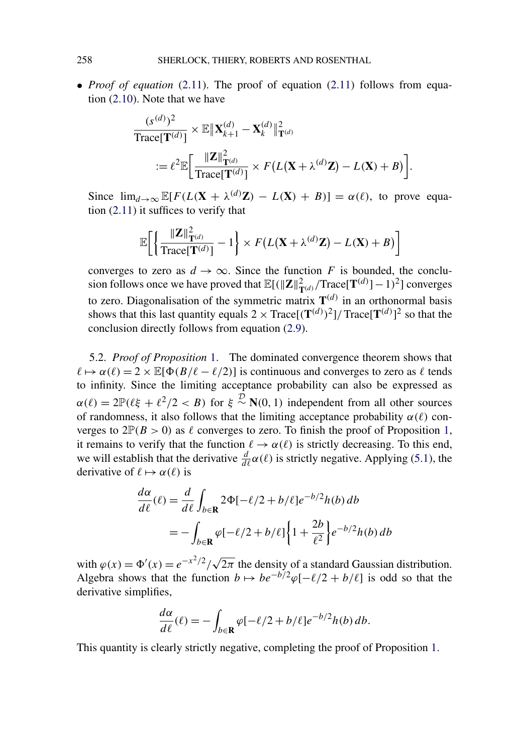- *Proof of equation* (2.11). The proof of equation (2.11) follows from equation (2.10). Note that we have

$$\frac{(s^{(d)})^2}{\text{Trace}[\mathbf{T}^{(d)}]} \times \mathbb{E}\|\mathbf{X}_{k+1}^{(d)} - \mathbf{X}_k^{(d)}\|_{\mathbf{T}^{(d)}}^2$$
$$:= \ell^2 \mathbb{E}\left[\frac{\|\mathbf{Z}\|_{\mathbf{T}^{(d)}}^2}{\text{Trace}[\mathbf{T}^{(d)}]} \times F\big(L\big(\mathbf{X} + \lambda^{(d)}\mathbf{Z}\big) - L(\mathbf{X}) + B\big)\right].$$

Since $\lim_{d\to\infty} \mathbb{E}[F(L(\mathbf{X} + \lambda^{(d)}\mathbf{Z}) - L(\mathbf{X}) + B)] = \alpha(\ell)$, to prove equation (2.11) it suffices to verify that

$$\mathbb{E}\left[\left\{\frac{\|\mathbf{Z}\|_{\mathbf{T}^{(d)}}^2}{\text{Trace}[\mathbf{T}^{(d)}]} - 1\right\} \times F\big(L\big(\mathbf{X} + \lambda^{(d)}\mathbf{Z}\big) - L(\mathbf{X}) + B\big)\right]$$

converges to zero as $d \to \infty$. Since the function $F$ is bounded, the conclusion follows once we have proved that $\mathbb{E}[(\|\mathbf{Z}\|_{\mathbf{T}^{(d)}}^2/\text{Trace}[\mathbf{T}^{(d)}] - 1)^2]$ converges to zero. Diagonalisation of the symmetric matrix $\mathbf{T}^{(d)}$ in an orthonormal basis shows that this last quantity equals $2 \times \text{Trace}[(\mathbf{T}^{(d)})^2]/\,\text{Trace}[\mathbf{T}^{(d)}]^2$ so that the conclusion directly follows from equation (2.9).

5.2. *Proof of Proposition* 1. The dominated convergence theorem shows that $\ell \mapsto \alpha(\ell) = 2 \times \mathbb{E}[\Phi(B/\ell - \ell/2)]$ is continuous and converges to zero as $\ell$ tends to infinity. Since the limiting acceptance probability can also be expressed as $\alpha(\ell) = 2\mathbb{P}(\ell\xi + \ell^2/2 < B)$ for $\xi \overset{\mathcal{D}}{\sim} \mathbf{N}(0,1)$ independent from all other sources of randomness, it also follows that the limiting acceptance probability $\alpha(\ell)$ converges to $2\mathbb{P}(B > 0)$ as $\ell$ converges to zero. To finish the proof of Proposition 1, it remains to verify that the function $\ell \to \alpha(\ell)$ is strictly decreasing. To this end, we will establish that the derivative $\frac{d}{d\ell}\alpha(\ell)$ is strictly negative. Applying (5.1), the derivative of $\ell \mapsto \alpha(\ell)$ is

$$\frac{d\alpha}{d\ell}(\ell) = \frac{d}{d\ell}\int_{b\in\mathbf{R}} 2\Phi[-\ell/2 + b/\ell]e^{-b/2}h(b)\,db$$
$$= -\int_{b\in\mathbf{R}} \varphi[-\ell/2 + b/\ell]\left\{1 + \frac{2b}{\ell^2}\right\}e^{-b/2}h(b)\,db$$

with $\varphi(x) = \Phi'(x) = e^{-x^2/2}/\sqrt{2\pi}$ the density of a standard Gaussian distribution. Algebra shows that the function $b \mapsto be^{-b/2}\varphi[-\ell/2 + b/\ell]$ is odd so that the derivative simplifies,

$$\frac{d\alpha}{d\ell}(\ell) = -\int_{b\in\mathbf{R}} \varphi[-\ell/2 + b/\ell]e^{-b/2}h(b)\,db.$$

This quantity is clearly strictly negative, completing the proof of Proposition 1.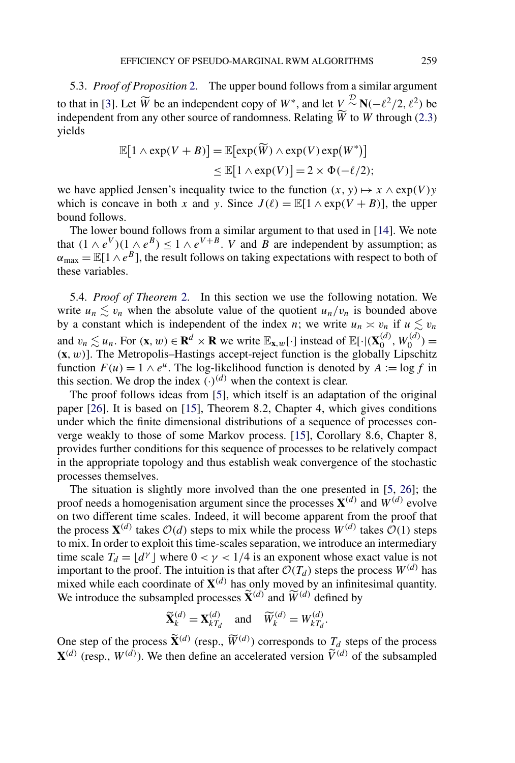5.3. *Proof of Proposition* 2. The upper bound follows from a similar argument to that in [3]. Let $\widetilde{W}$ be an independent copy of $W^*$, and let $V \overset{\mathcal{D}}{\sim} \mathbf{N}(-\ell^2/2, \ell^2)$ be independent from any other source of randomness. Relating $\widetilde{W}$ to $W$ through (2.3) yields

$$\begin{aligned}\mathbb{E}\big[1 \wedge \exp(V + B)\big] &= \mathbb{E}\big[\exp(\widetilde{W}) \wedge \exp(V)\exp\big(W^*\big)\big] \\ &\leq \mathbb{E}\big[1 \wedge \exp(V)\big] = 2 \times \Phi(-\ell/2);\end{aligned}$$

we have applied Jensen's inequality twice to the function $(x, y) \mapsto x \wedge \exp(V)y$ which is concave in both $x$ and $y$. Since $J(\ell) = \mathbb{E}[1 \wedge \exp(V + B)]$, the upper bound follows.

The lower bound follows from a similar argument to that used in [14]. We note that $(1 \wedge e^V)(1 \wedge e^B) \leq 1 \wedge e^{V+B}$. $V$ and $B$ are independent by assumption; as $\alpha_{\max} = \mathbb{E}[1 \wedge e^B]$, the result follows on taking expectations with respect to both of these variables.

5.4. *Proof of Theorem* 2. In this section we use the following notation. We write $u_n \lesssim v_n$ when the absolute value of the quotient $u_n/v_n$ is bounded above by a constant which is independent of the index $n$; we write $u_n \asymp v_n$ if $u \lesssim v_n$ and $v_n \lesssim u_n$. For $(\mathbf{x}, w) \in \mathbf{R}^d \times \mathbf{R}$ we write $\mathbb{E}_{\mathbf{x},w}[\cdot]$ instead of $\mathbb{E}[\cdot|(\mathbf{X}_0^{(d)}, W_0^{(d)}) = (\mathbf{x}, w)]$. The Metropolis–Hastings accept-reject function is the globally Lipschitz function $F(u) = 1 \wedge e^u$. The log-likelihood function is denoted by $A := \log f$ in this section. We drop the index $(\cdot)^{(d)}$ when the context is clear.

The proof follows ideas from [5], which itself is an adaptation of the original paper [26]. It is based on [15], Theorem 8.2, Chapter 4, which gives conditions under which the finite dimensional distributions of a sequence of processes converge weakly to those of some Markov process. [15], Corollary 8.6, Chapter 8, provides further conditions for this sequence of processes to be relatively compact in the appropriate topology and thus establish weak convergence of the stochastic processes themselves.

The situation is slightly more involved than the one presented in [5, 26]; the proof needs a homogenisation argument since the processes $\mathbf{X}^{(d)}$ and $W^{(d)}$ evolve on two different time scales. Indeed, it will become apparent from the proof that the process $\mathbf{X}^{(d)}$ takes $\mathcal{O}(d)$ steps to mix while the process $W^{(d)}$ takes $\mathcal{O}(1)$ steps to mix. In order to exploit this time-scales separation, we introduce an intermediary time scale $T_d = \lfloor d^\gamma \rfloor$ where $0 < \gamma < 1/4$ is an exponent whose exact value is not important to the proof. The intuition is that after $\mathcal{O}(T_d)$ steps the process $W^{(d)}$ has mixed while each coordinate of $\mathbf{X}^{(d)}$ has only moved by an infinitesimal quantity. We introduce the subsampled processes $\widetilde{\mathbf{X}}^{(d)}$ and $\widetilde{W}^{(d)}$ defined by

$$\widetilde{\mathbf{X}}_k^{(d)} = \mathbf{X}_{kT_d}^{(d)} \quad \text{and} \quad \widetilde{W}_k^{(d)} = W_{kT_d}^{(d)}.$$

One step of the process $\widetilde{\mathbf{X}}^{(d)}$ (resp., $\widetilde{W}^{(d)}$) corresponds to $T_d$ steps of the process $\mathbf{X}^{(d)}$ (resp., $W^{(d)}$). We then define an accelerated version $\widetilde{V}^{(d)}$ of the subsampled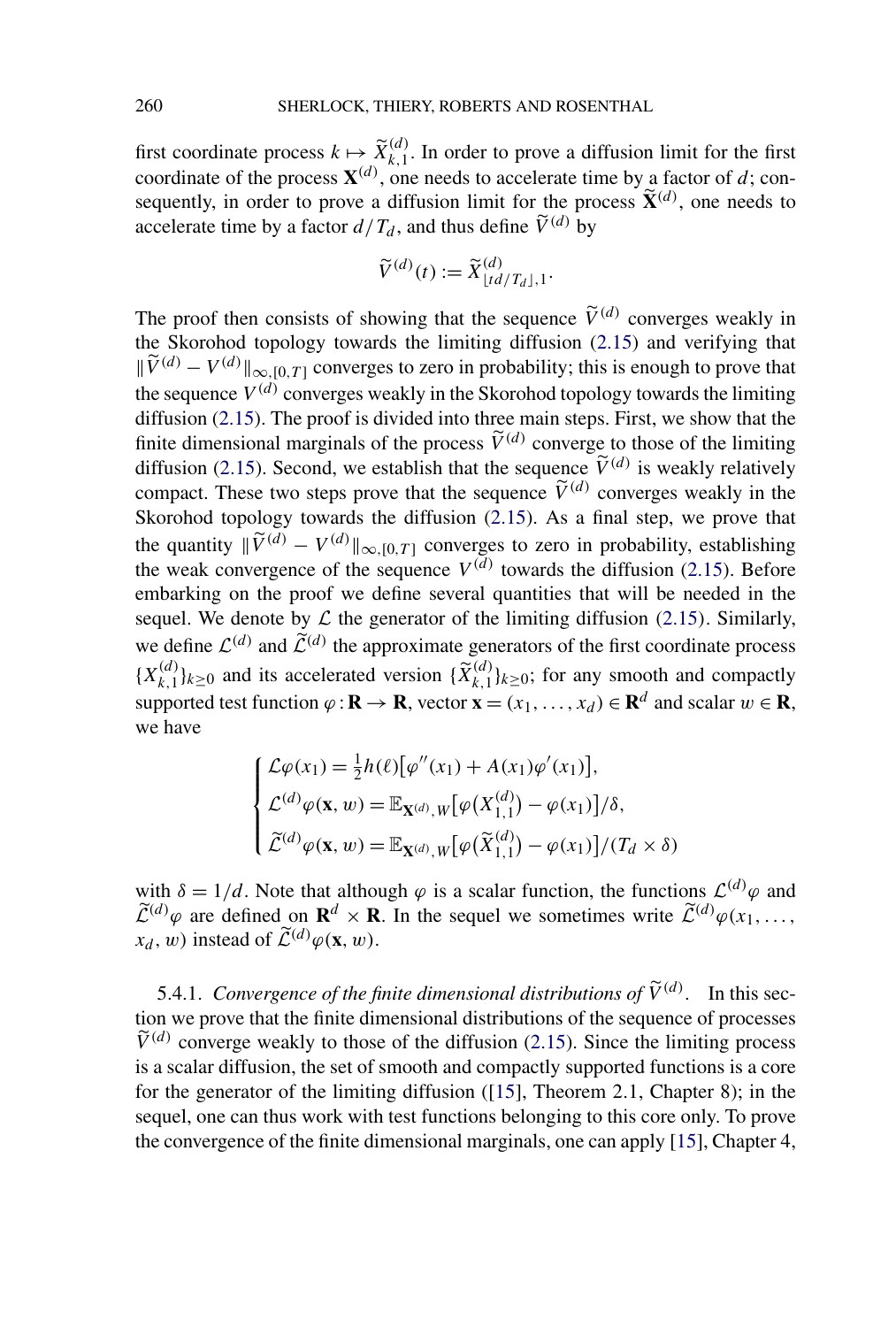first coordinate process $k \mapsto \widetilde{X}^{(d)}_{k,1}$. In order to prove a diffusion limit for the first coordinate of the process $\mathbf{X}^{(d)}$, one needs to accelerate time by a factor of $d$; consequently, in order to prove a diffusion limit for the process $\widetilde{\mathbf{X}}^{(d)}$, one needs to accelerate time by a factor $d/T_d$, and thus define $\widetilde{V}^{(d)}$ by

$$\widetilde{V}^{(d)}(t) := \widetilde{X}^{(d)}_{\lfloor td/T_d \rfloor, 1}.$$

The proof then consists of showing that the sequence $\widetilde{V}^{(d)}$ converges weakly in the Skorohod topology towards the limiting diffusion (2.15) and verifying that $\|\widetilde{V}^{(d)} - V^{(d)}\|_{\infty,[0,T]}$ converges to zero in probability; this is enough to prove that the sequence $V^{(d)}$ converges weakly in the Skorohod topology towards the limiting diffusion (2.15). The proof is divided into three main steps. First, we show that the finite dimensional marginals of the process $\widetilde{V}^{(d)}$ converge to those of the limiting diffusion (2.15). Second, we establish that the sequence $\widetilde{V}^{(d)}$ is weakly relatively compact. These two steps prove that the sequence $\widetilde{V}^{(d)}$ converges weakly in the Skorohod topology towards the diffusion (2.15). As a final step, we prove that the quantity $\|\widetilde{V}^{(d)} - V^{(d)}\|_{\infty,[0,T]}$ converges to zero in probability, establishing the weak convergence of the sequence $V^{(d)}$ towards the diffusion (2.15). Before embarking on the proof we define several quantities that will be needed in the sequel. We denote by $\mathcal{L}$ the generator of the limiting diffusion (2.15). Similarly, we define $\mathcal{L}^{(d)}$ and $\widetilde{\mathcal{L}}^{(d)}$ the approximate generators of the first coordinate process $\{X^{(d)}_{k,1}\}_{k\geq 0}$ and its accelerated version $\{\widetilde{X}^{(d)}_{k,1}\}_{k\geq 0}$; for any smooth and compactly supported test function $\varphi : \mathbf{R} \to \mathbf{R}$, vector $\mathbf{x} = (x_1, \ldots, x_d) \in \mathbf{R}^d$ and scalar $w \in \mathbf{R}$, we have

$$\begin{cases} \mathcal{L}\varphi(x_1) = \frac{1}{2}h(\ell)\big[\varphi''(x_1) + A(x_1)\varphi'(x_1)\big], \\ \mathcal{L}^{(d)}\varphi(\mathbf{x}, w) = \mathbb{E}_{\mathbf{X}^{(d)},W}\big[\varphi\big(X^{(d)}_{1,1}\big) - \varphi(x_1)\big]/\delta, \\ \widetilde{\mathcal{L}}^{(d)}\varphi(\mathbf{x}, w) = \mathbb{E}_{\mathbf{X}^{(d)},W}\big[\varphi\big(\widetilde{X}^{(d)}_{1,1}\big) - \varphi(x_1)\big]/(T_d \times \delta) \end{cases}$$

with $\delta = 1/d$. Note that although $\varphi$ is a scalar function, the functions $\mathcal{L}^{(d)}\varphi$ and $\widetilde{\mathcal{L}}^{(d)}\varphi$ are defined on $\mathbf{R}^d \times \mathbf{R}$. In the sequel we sometimes write $\widetilde{\mathcal{L}}^{(d)}\varphi(x_1, \ldots, x_d, w)$ instead of $\widetilde{\mathcal{L}}^{(d)}\varphi(\mathbf{x}, w)$.

5.4.1. *Convergence of the finite dimensional distributions of $\widetilde{V}^{(d)}$.* In this section we prove that the finite dimensional distributions of the sequence of processes $\widetilde{V}^{(d)}$ converge weakly to those of the diffusion (2.15). Since the limiting process is a scalar diffusion, the set of smooth and compactly supported functions is a core for the generator of the limiting diffusion ([15], Theorem 2.1, Chapter 8); in the sequel, one can thus work with test functions belonging to this core only. To prove the convergence of the finite dimensional marginals, one can apply [15], Chapter 4,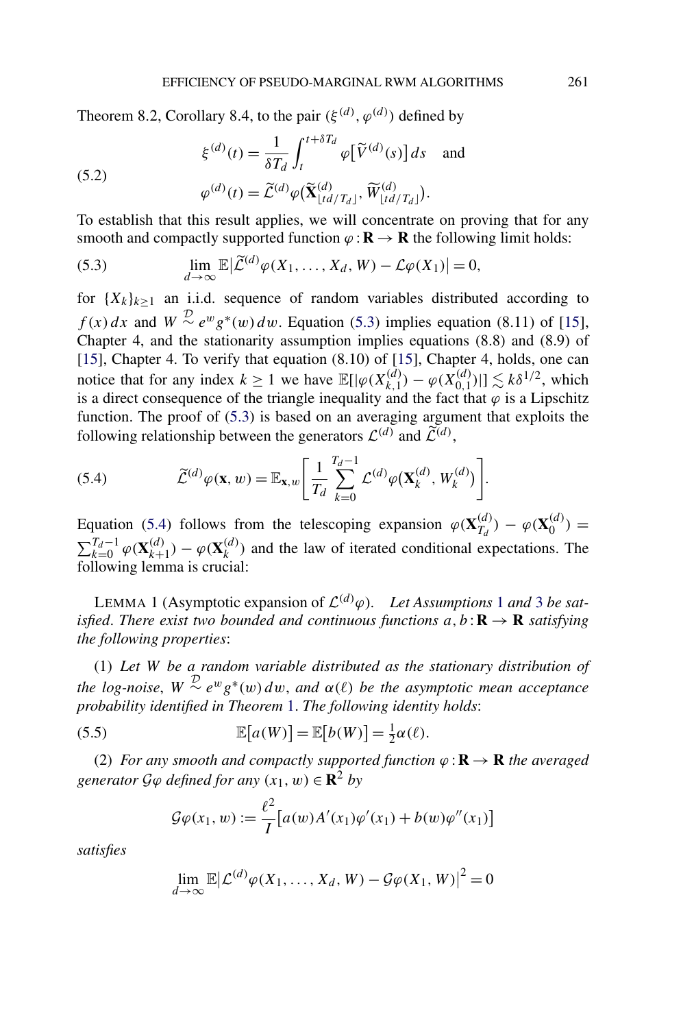Theorem 8.2, Corollary 8.4, to the pair $(\xi^{(d)}, \varphi^{(d)})$ defined by

$$
\xi^{(d)}(t) = \frac{1}{\delta T_d} \int_t^{t+\delta T_d} \varphi\big[\widetilde{V}^{(d)}(s)\big]\, ds \quad \text{and}
$$

$$
\varphi^{(d)}(t) = \widetilde{\mathcal{L}}^{(d)} \varphi\big(\widetilde{\mathbf{X}}^{(d)}_{\lfloor td/T_d \rfloor}, \widetilde{W}^{(d)}_{\lfloor td/T_d \rfloor}\big). \tag{5.2}
$$

To establish that this result applies, we will concentrate on proving that for any smooth and compactly supported function $\varphi : \mathbf{R} \to \mathbf{R}$ the following limit holds:

$$
\lim_{d\to\infty} \mathbb{E}\big|\widetilde{\mathcal{L}}^{(d)} \varphi(X_1, \ldots, X_d, W) - \mathcal{L}\varphi(X_1)\big| = 0, \tag{5.3}
$$

for $\{X_k\}_{k\geq 1}$ an i.i.d. sequence of random variables distributed according to $f(x)\, dx$ and $W \overset{\mathcal{D}}{\sim} e^w g^*(w)\, dw$. Equation (5.3) implies equation (8.11) of [15], Chapter 4, and the stationarity assumption implies equations (8.8) and (8.9) of [15], Chapter 4. To verify that equation (8.10) of [15], Chapter 4, holds, one can notice that for any index $k \geq 1$ we have $\mathbb{E}[|\varphi(X^{(d)}_{k,1}) - \varphi(X^{(d)}_{0,1})|] \lesssim k\delta^{1/2}$, which is a direct consequence of the triangle inequality and the fact that $\varphi$ is a Lipschitz function. The proof of (5.3) is based on an averaging argument that exploits the following relationship between the generators $\mathcal{L}^{(d)}$ and $\widetilde{\mathcal{L}}^{(d)}$,

$$
\widetilde{\mathcal{L}}^{(d)} \varphi(\mathbf{x}, w) = \mathbb{E}_{\mathbf{x},w}\left[\frac{1}{T_d} \sum_{k=0}^{T_d - 1} \mathcal{L}^{(d)} \varphi\big(\mathbf{X}^{(d)}_k, W^{(d)}_k\big)\right]. \tag{5.4}
$$

Equation (5.4) follows from the telescoping expansion $\varphi(\mathbf{X}^{(d)}_{T_d}) - \varphi(\mathbf{X}^{(d)}_0) = \sum_{k=0}^{T_d-1} \varphi(\mathbf{X}^{(d)}_{k+1}) - \varphi(\mathbf{X}^{(d)}_k)$ and the law of iterated conditional expectations. The following lemma is crucial:

LEMMA 1 (Asymptotic expansion of $\mathcal{L}^{(d)}\varphi$). *Let Assumptions 1 and 3 be satisfied. There exist two bounded and continuous functions $a, b : \mathbf{R} \to \mathbf{R}$ satisfying the following properties*:

(1) *Let $W$ be a random variable distributed as the stationary distribution of the log-noise, $W \overset{\mathcal{D}}{\sim} e^w g^*(w)\, dw$, and $\alpha(\ell)$ be the asymptotic mean acceptance probability identified in Theorem 1. The following identity holds*:

$$
\mathbb{E}\big[a(W)\big] = \mathbb{E}\big[b(W)\big] = \tfrac{1}{2}\alpha(\ell). \tag{5.5}
$$

(2) *For any smooth and compactly supported function $\varphi : \mathbf{R} \to \mathbf{R}$ the averaged generator $\mathcal{G}\varphi$ defined for any $(x_1, w) \in \mathbf{R}^2$ by*

$$
\mathcal{G}\varphi(x_1, w) := \frac{\ell^2}{I}\big[a(w) A'(x_1) \varphi'(x_1) + b(w) \varphi''(x_1)\big]
$$

*satisfies*

$$
\lim_{d\to\infty} \mathbb{E}\big|\mathcal{L}^{(d)} \varphi(X_1, \ldots, X_d, W) - \mathcal{G}\varphi(X_1, W)\big|^2 = 0
$$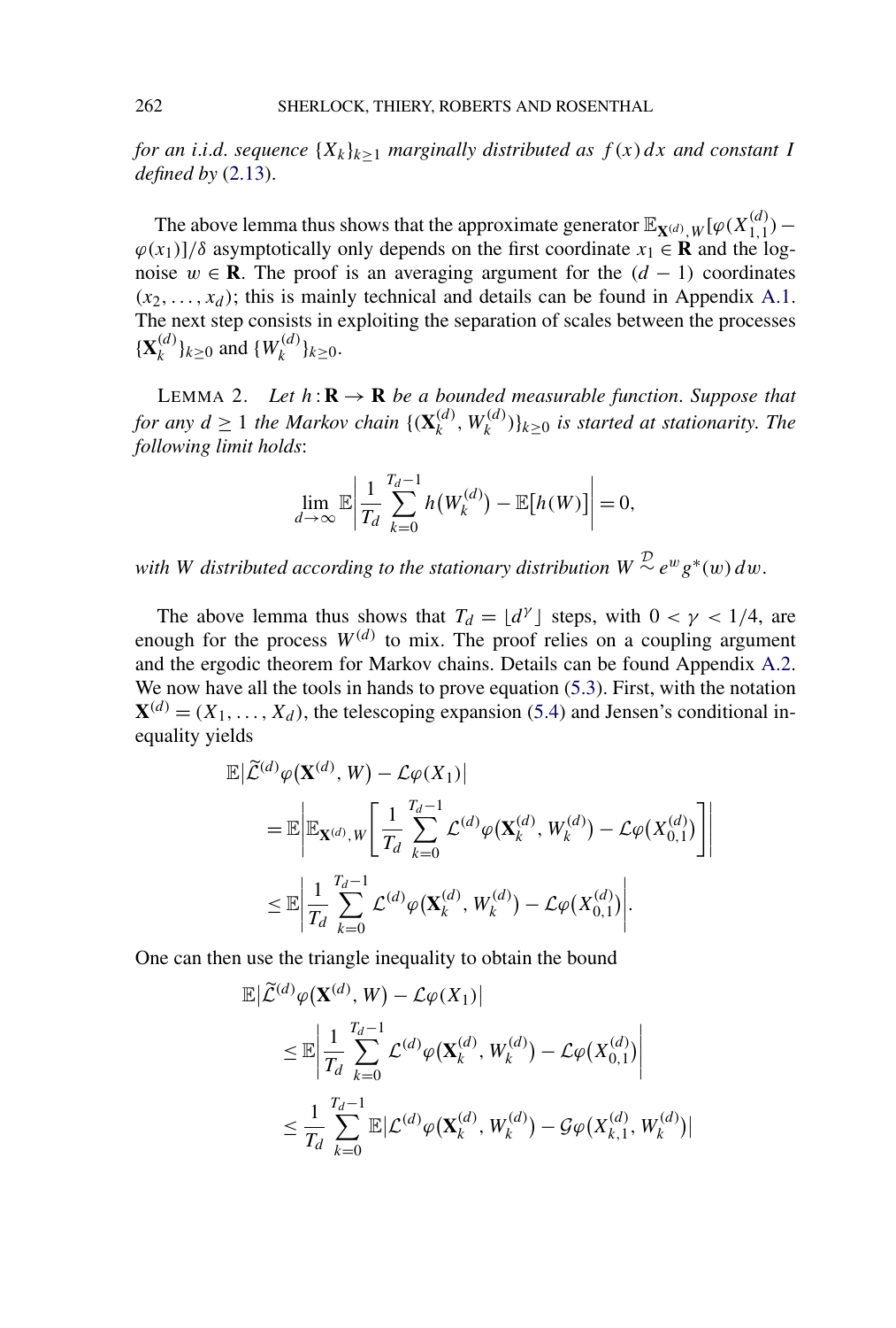*for an i.i.d. sequence* $\{X_k\}_{k\geq 1}$ *marginally distributed as* $f(x)\,dx$ *and constant* $I$ *defined by* (2.13).

The above lemma thus shows that the approximate generator $\mathbb{E}_{\mathbf{X}^{(d)},W}[\varphi(X_{1,1}^{(d)}) - \varphi(x_1)]/\delta$ asymptotically only depends on the first coordinate $x_1 \in \mathbf{R}$ and the log-noise $w \in \mathbf{R}$. The proof is an averaging argument for the $(d-1)$ coordinates $(x_2, \ldots, x_d)$; this is mainly technical and details can be found in Appendix A.1. The next step consists in exploiting the separation of scales between the processes $\{\mathbf{X}_k^{(d)}\}_{k\geq 0}$ and $\{W_k^{(d)}\}_{k\geq 0}$.

LEMMA 2. *Let* $h : \mathbf{R} \to \mathbf{R}$ *be a bounded measurable function. Suppose that for any* $d \geq 1$ *the Markov chain* $\{(\mathbf{X}_k^{(d)}, W_k^{(d)})\}_{k\geq 0}$ *is started at stationarity. The following limit holds*:

$$\lim_{d\to\infty} \mathbb{E}\left|\frac{1}{T_d}\sum_{k=0}^{T_d-1} h\big(W_k^{(d)}\big) - \mathbb{E}\big[h(W)\big]\right| = 0,$$

*with* $W$ *distributed according to the stationary distribution* $W \overset{\mathcal{D}}{\sim} e^w g^*(w)\,dw$.

The above lemma thus shows that $T_d = \lfloor d^\gamma \rfloor$ steps, with $0 < \gamma < 1/4$, are enough for the process $W^{(d)}$ to mix. The proof relies on a coupling argument and the ergodic theorem for Markov chains. Details can be found Appendix A.2. We now have all the tools in hands to prove equation (5.3). First, with the notation $\mathbf{X}^{(d)} = (X_1, \ldots, X_d)$, the telescoping expansion (5.4) and Jensen's conditional inequality yields

$$\begin{aligned}
&\mathbb{E}\big|\widetilde{\mathcal{L}}^{(d)}\varphi\big(\mathbf{X}^{(d)}, W\big) - \mathcal{L}\varphi(X_1)\big| \\
&\quad = \mathbb{E}\left|\mathbb{E}_{\mathbf{X}^{(d)},W}\left[\frac{1}{T_d}\sum_{k=0}^{T_d-1} \mathcal{L}^{(d)}\varphi\big(\mathbf{X}_k^{(d)}, W_k^{(d)}\big) - \mathcal{L}\varphi\big(X_{0,1}^{(d)}\big)\right]\right| \\
&\quad \leq \mathbb{E}\left|\frac{1}{T_d}\sum_{k=0}^{T_d-1} \mathcal{L}^{(d)}\varphi\big(\mathbf{X}_k^{(d)}, W_k^{(d)}\big) - \mathcal{L}\varphi\big(X_{0,1}^{(d)}\big)\right|.
\end{aligned}$$

One can then use the triangle inequality to obtain the bound

$$\begin{aligned}
&\mathbb{E}\big|\widetilde{\mathcal{L}}^{(d)}\varphi\big(\mathbf{X}^{(d)}, W\big) - \mathcal{L}\varphi(X_1)\big| \\
&\quad \leq \mathbb{E}\left|\frac{1}{T_d}\sum_{k=0}^{T_d-1} \mathcal{L}^{(d)}\varphi\big(\mathbf{X}_k^{(d)}, W_k^{(d)}\big) - \mathcal{L}\varphi\big(X_{0,1}^{(d)}\big)\right| \\
&\quad \leq \frac{1}{T_d}\sum_{k=0}^{T_d-1} \mathbb{E}\big|\mathcal{L}^{(d)}\varphi\big(\mathbf{X}_k^{(d)}, W_k^{(d)}\big) - \mathcal{G}\varphi\big(X_{k,1}^{(d)}, W_k^{(d)}\big)\big|
\end{aligned}$$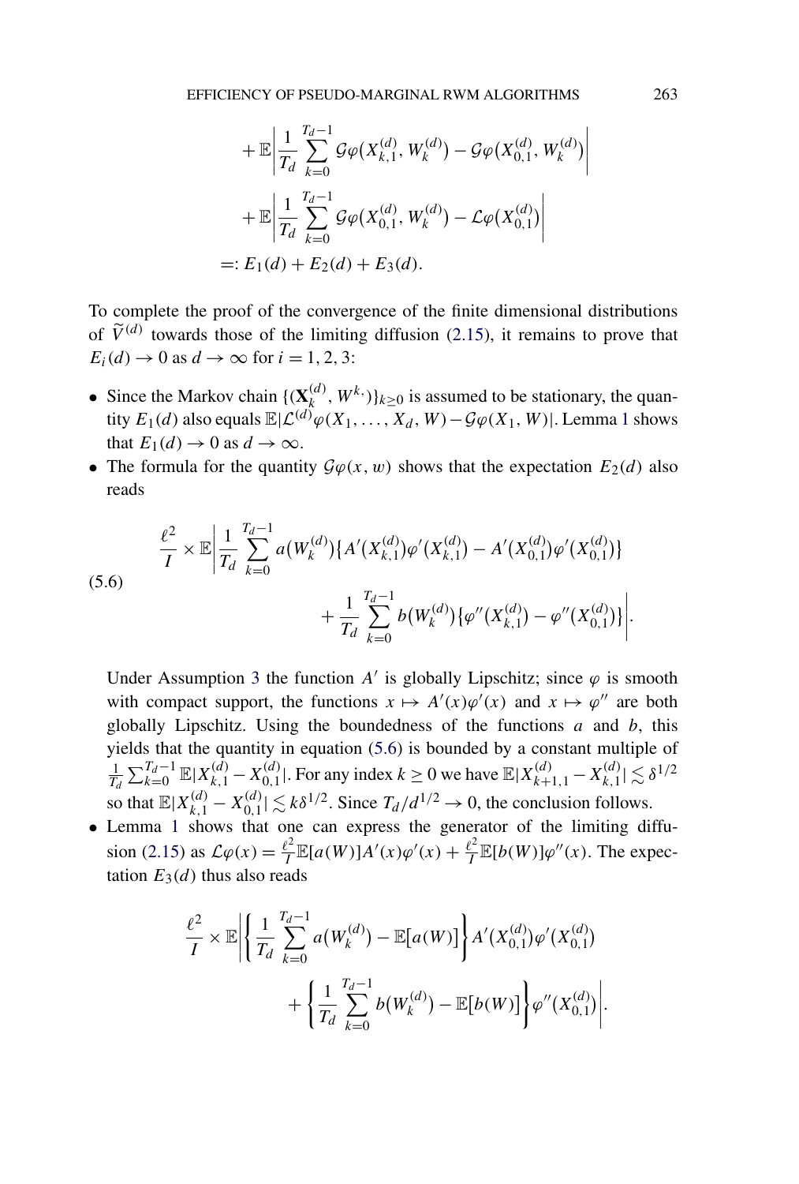$$
\begin{aligned}
&+ \mathbb{E}\left| \frac{1}{T_d} \sum_{k=0}^{T_d - 1} \mathcal{G}\varphi(X_{k,1}^{(d)}, W_k^{(d)}) - \mathcal{G}\varphi(X_{0,1}^{(d)}, W_k^{(d)}) \right| \\
&+ \mathbb{E}\left| \frac{1}{T_d} \sum_{k=0}^{T_d - 1} \mathcal{G}\varphi(X_{0,1}^{(d)}, W_k^{(d)}) - \mathcal{L}\varphi(X_{0,1}^{(d)}) \right| \\
&=: E_1(d) + E_2(d) + E_3(d).
\end{aligned}
$$

To complete the proof of the convergence of the finite dimensional distributions of $\widetilde{V}^{(d)}$ towards those of the limiting diffusion (2.15), it remains to prove that $E_i(d) \to 0$ as $d \to \infty$ for $i = 1, 2, 3$:

- Since the Markov chain $\{(\mathbf{X}_k^{(d)}, W^{k,\cdot})\}_{k \ge 0}$ is assumed to be stationary, the quantity $E_1(d)$ also equals $\mathbb{E}|\mathcal{L}^{(d)}\varphi(X_1, \ldots, X_d, W) - \mathcal{G}\varphi(X_1, W)|$. Lemma 1 shows that $E_1(d) \to 0$ as $d \to \infty$.
- The formula for the quantity $\mathcal{G}\varphi(x, w)$ shows that the expectation $E_2(d)$ also reads

$$
\begin{aligned}
\frac{\ell^2}{I} \times \mathbb{E}\Bigg| &\frac{1}{T_d} \sum_{k=0}^{T_d - 1} a(W_k^{(d)}) \{A'(X_{k,1}^{(d)})\varphi'(X_{k,1}^{(d)}) - A'(X_{0,1}^{(d)})\varphi'(X_{0,1}^{(d)})\} \\
&+ \frac{1}{T_d} \sum_{k=0}^{T_d - 1} b(W_k^{(d)}) \{\varphi''(X_{k,1}^{(d)}) - \varphi''(X_{0,1}^{(d)})\} \Bigg|.
\end{aligned}
\tag{5.6}
$$

  Under Assumption 3 the function $A'$ is globally Lipschitz; since $\varphi$ is smooth with compact support, the functions $x \mapsto A'(x)\varphi'(x)$ and $x \mapsto \varphi''$ are both globally Lipschitz. Using the boundedness of the functions $a$ and $b$, this yields that the quantity in equation (5.6) is bounded by a constant multiple of $\frac{1}{T_d} \sum_{k=0}^{T_d - 1} \mathbb{E}|X_{k,1}^{(d)} - X_{0,1}^{(d)}|$. For any index $k \ge 0$ we have $\mathbb{E}|X_{k+1,1}^{(d)} - X_{k,1}^{(d)}| \lesssim \delta^{1/2}$ so that $\mathbb{E}|X_{k,1}^{(d)} - X_{0,1}^{(d)}| \lesssim k\delta^{1/2}$. Since $T_d / d^{1/2} \to 0$, the conclusion follows.
- Lemma 1 shows that one can express the generator of the limiting diffusion (2.15) as $\mathcal{L}\varphi(x) = \frac{\ell^2}{I}\mathbb{E}[a(W)]A'(x)\varphi'(x) + \frac{\ell^2}{I}\mathbb{E}[b(W)]\varphi''(x)$. The expectation $E_3(d)$ thus also reads

$$
\begin{aligned}
\frac{\ell^2}{I} \times \mathbb{E}\Bigg| &\left\{ \frac{1}{T_d} \sum_{k=0}^{T_d - 1} a(W_k^{(d)}) - \mathbb{E}[a(W)] \right\} A'(X_{0,1}^{(d)})\varphi'(X_{0,1}^{(d)}) \\
&+ \left\{ \frac{1}{T_d} \sum_{k=0}^{T_d - 1} b(W_k^{(d)}) - \mathbb{E}[b(W)] \right\} \varphi''(X_{0,1}^{(d)}) \Bigg|.
\end{aligned}
$$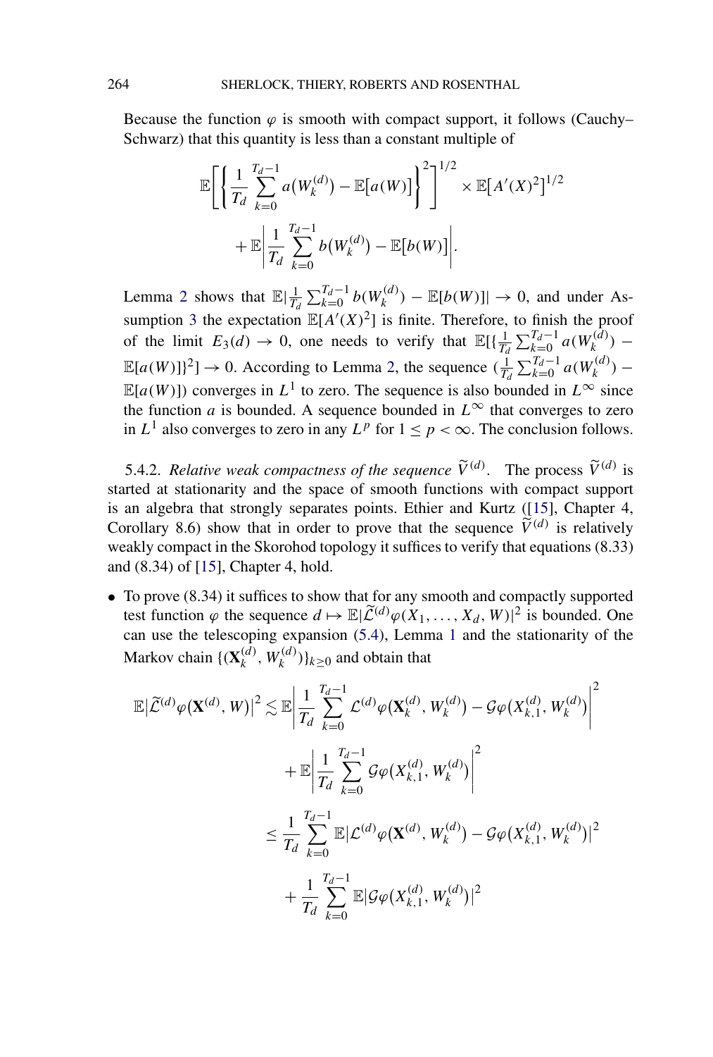Because the function $\varphi$ is smooth with compact support, it follows (Cauchy–Schwarz) that this quantity is less than a constant multiple of

$$\mathbb{E}\left[\left\{\frac{1}{T_d}\sum_{k=0}^{T_d-1} a(W_k^{(d)}) - \mathbb{E}[a(W)]\right\}^2\right]^{1/2} \times \mathbb{E}[A'(X)^2]^{1/2} + \mathbb{E}\left|\frac{1}{T_d}\sum_{k=0}^{T_d-1} b(W_k^{(d)}) - \mathbb{E}[b(W)]\right|.$$

Lemma 2 shows that $\mathbb{E}|\frac{1}{T_d}\sum_{k=0}^{T_d-1} b(W_k^{(d)}) - \mathbb{E}[b(W)]| \to 0$, and under Assumption 3 the expectation $\mathbb{E}[A'(X)^2]$ is finite. Therefore, to finish the proof of the limit $E_3(d) \to 0$, one needs to verify that $\mathbb{E}[\{\frac{1}{T_d}\sum_{k=0}^{T_d-1} a(W_k^{(d)}) - \mathbb{E}[a(W)]\}^2] \to 0$. According to Lemma 2, the sequence $(\frac{1}{T_d}\sum_{k=0}^{T_d-1} a(W_k^{(d)}) - \mathbb{E}[a(W)])$ converges in $L^1$ to zero. The sequence is also bounded in $L^\infty$ since the function $a$ is bounded. A sequence bounded in $L^\infty$ that converges to zero in $L^1$ also converges to zero in any $L^p$ for $1 \le p < \infty$. The conclusion follows.

5.4.2. *Relative weak compactness of the sequence* $\widetilde{V}^{(d)}$. The process $\widetilde{V}^{(d)}$ is started at stationarity and the space of smooth functions with compact support is an algebra that strongly separates points. Ethier and Kurtz ([15], Chapter 4, Corollary 8.6) show that in order to prove that the sequence $\widetilde{V}^{(d)}$ is relatively weakly compact in the Skorohod topology it suffices to verify that equations (8.33) and (8.34) of [15], Chapter 4, hold.

- To prove (8.34) it suffices to show that for any smooth and compactly supported test function $\varphi$ the sequence $d \mapsto \mathbb{E}|\widetilde{\mathcal{L}}^{(d)}\varphi(X_1, \ldots, X_d, W)|^2$ is bounded. One can use the telescoping expansion (5.4), Lemma 1 and the stationarity of the Markov chain $\{(\mathbf{X}_k^{(d)}, W_k^{(d)})\}_{k\ge 0}$ and obtain that

$$\begin{aligned}
\mathbb{E}|\widetilde{\mathcal{L}}^{(d)}\varphi(\mathbf{X}^{(d)}, W)|^2 &\lesssim \mathbb{E}\left|\frac{1}{T_d}\sum_{k=0}^{T_d-1} \mathcal{L}^{(d)}\varphi(\mathbf{X}_k^{(d)}, W_k^{(d)}) - \mathcal{G}\varphi(X_{k,1}^{(d)}, W_k^{(d)})\right|^2 \\
&\quad + \mathbb{E}\left|\frac{1}{T_d}\sum_{k=0}^{T_d-1} \mathcal{G}\varphi(X_{k,1}^{(d)}, W_k^{(d)})\right|^2 \\
&\le \frac{1}{T_d}\sum_{k=0}^{T_d-1} \mathbb{E}|\mathcal{L}^{(d)}\varphi(\mathbf{X}^{(d)}, W_k^{(d)}) - \mathcal{G}\varphi(X_{k,1}^{(d)}, W_k^{(d)})|^2 \\
&\quad + \frac{1}{T_d}\sum_{k=0}^{T_d-1} \mathbb{E}|\mathcal{G}\varphi(X_{k,1}^{(d)}, W_k^{(d)})|^2
\end{aligned}$$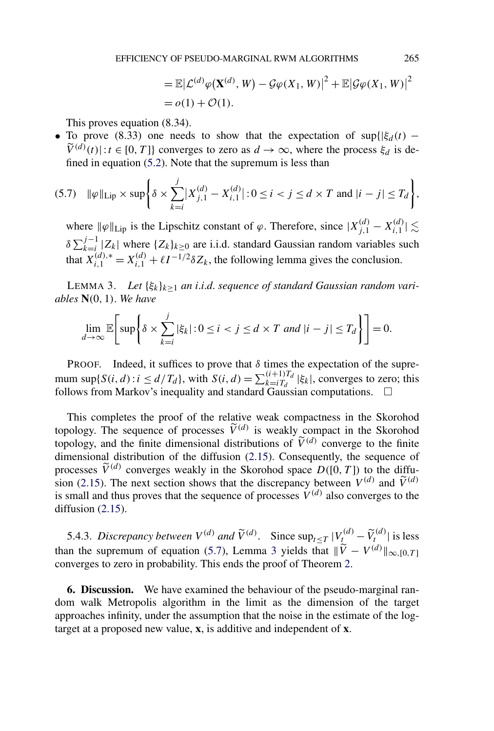$$= \mathbb{E}\big|\mathcal{L}^{(d)}\varphi\big(\mathbf{X}^{(d)}, W\big) - \mathcal{G}\varphi(X_1, W)\big|^2 + \mathbb{E}\big|\mathcal{G}\varphi(X_1, W)\big|^2$$

$$= o(1) + \mathcal{O}(1).$$

This proves equation (8.34).

- To prove (8.33) one needs to show that the expectation of $\sup\{|\xi_d(t) - \widetilde{V}^{(d)}(t)| : t \in [0, T]\}$ converges to zero as $d \to \infty$, where the process $\xi_d$ is defined in equation (5.2). Note that the supremum is less than

$$\|\varphi\|_{\text{Lip}} \times \sup\left\{\delta \times \sum_{k=i}^{j} \big|X_{j,1}^{(d)} - X_{i,1}^{(d)}\big| : 0 \le i < j \le d \times T \text{ and } |i - j| \le T_d\right\}, \tag{5.7}$$

where $\|\varphi\|_{\text{Lip}}$ is the Lipschitz constant of $\varphi$. Therefore, since $|X_{j,1}^{(d)} - X_{i,1}^{(d)}| \lesssim \delta \sum_{k=i}^{j-1} |Z_k|$ where $\{Z_k\}_{k \ge 0}$ are i.i.d. standard Gaussian random variables such that $X_{i,1}^{(d),*} = X_{i,1}^{(d)} + \ell I^{-1/2} \delta Z_k$, the following lemma gives the conclusion.

LEMMA 3. *Let $\{\xi_k\}_{k \ge 1}$ an i.i.d. sequence of standard Gaussian random variables $\mathbf{N}(0, 1)$. We have*

$$\lim_{d \to \infty} \mathbb{E}\left[\sup\left\{\delta \times \sum_{k=i}^{j} |\xi_k| : 0 \le i < j \le d \times T \text{ and } |i - j| \le T_d\right\}\right] = 0.$$

PROOF. Indeed, it suffices to prove that $\delta$ times the expectation of the supremum $\sup\{S(i, d) : i \le d/T_d\}$, with $S(i, d) = \sum_{k=iT_d}^{(i+1)T_d} |\xi_k|$, converges to zero; this follows from Markov's inequality and standard Gaussian computations. $\square$

This completes the proof of the relative weak compactness in the Skorohod topology. The sequence of processes $\widetilde{V}^{(d)}$ is weakly compact in the Skorohod topology, and the finite dimensional distributions of $\widetilde{V}^{(d)}$ converge to the finite dimensional distribution of the diffusion (2.15). Consequently, the sequence of processes $\widetilde{V}^{(d)}$ converges weakly in the Skorohod space $D([0, T])$ to the diffusion (2.15). The next section shows that the discrepancy between $V^{(d)}$ and $\widetilde{V}^{(d)}$ is small and thus proves that the sequence of processes $V^{(d)}$ also converges to the diffusion (2.15).

5.4.3. *Discrepancy between $V^{(d)}$ and $\widetilde{V}^{(d)}$.* Since $\sup_{t \le T} |V_t^{(d)} - \widetilde{V}_t^{(d)}|$ is less than the supremum of equation (5.7), Lemma 3 yields that $\|\widetilde{V} - V^{(d)}\|_{\infty, [0,T]}$ converges to zero in probability. This ends the proof of Theorem 2.

**6. Discussion.** We have examined the behaviour of the pseudo-marginal random walk Metropolis algorithm in the limit as the dimension of the target approaches infinity, under the assumption that the noise in the estimate of the log-target at a proposed new value, $\mathbf{x}$, is additive and independent of $\mathbf{x}$.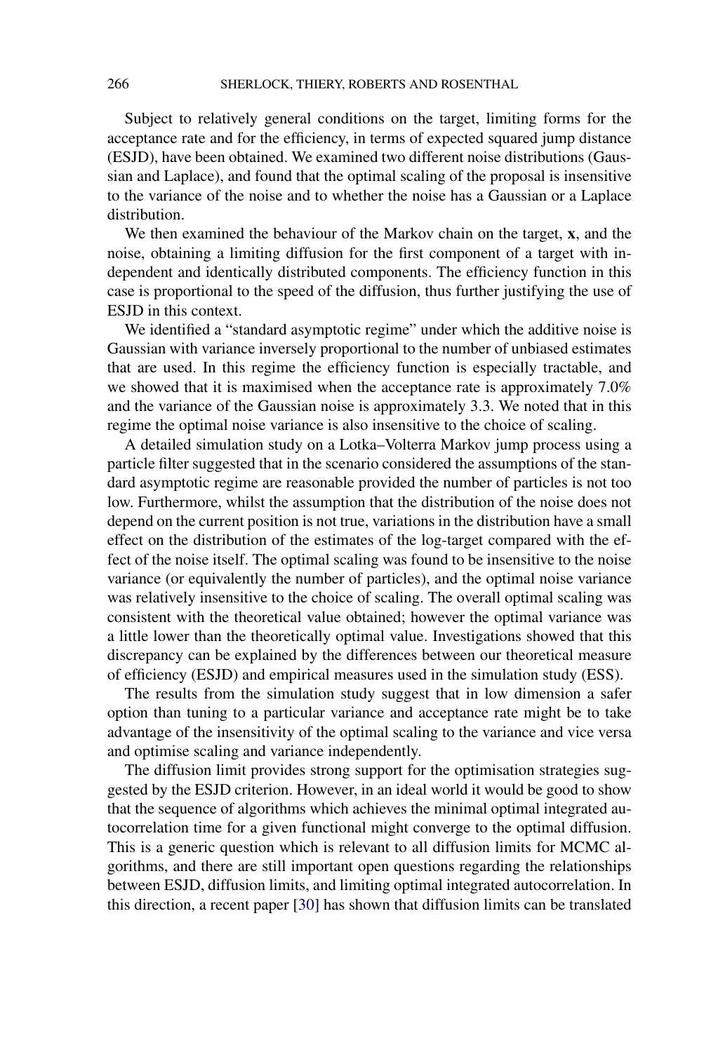Subject to relatively general conditions on the target, limiting forms for the acceptance rate and for the efficiency, in terms of expected squared jump distance (ESJD), have been obtained. We examined two different noise distributions (Gaussian and Laplace), and found that the optimal scaling of the proposal is insensitive to the variance of the noise and to whether the noise has a Gaussian or a Laplace distribution.

We then examined the behaviour of the Markov chain on the target, $\mathbf{x}$, and the noise, obtaining a limiting diffusion for the first component of a target with independent and identically distributed components. The efficiency function in this case is proportional to the speed of the diffusion, thus further justifying the use of ESJD in this context.

We identified a "standard asymptotic regime" under which the additive noise is Gaussian with variance inversely proportional to the number of unbiased estimates that are used. In this regime the efficiency function is especially tractable, and we showed that it is maximised when the acceptance rate is approximately 7.0% and the variance of the Gaussian noise is approximately 3.3. We noted that in this regime the optimal noise variance is also insensitive to the choice of scaling.

A detailed simulation study on a Lotka–Volterra Markov jump process using a particle filter suggested that in the scenario considered the assumptions of the standard asymptotic regime are reasonable provided the number of particles is not too low. Furthermore, whilst the assumption that the distribution of the noise does not depend on the current position is not true, variations in the distribution have a small effect on the distribution of the estimates of the log-target compared with the effect of the noise itself. The optimal scaling was found to be insensitive to the noise variance (or equivalently the number of particles), and the optimal noise variance was relatively insensitive to the choice of scaling. The overall optimal scaling was consistent with the theoretical value obtained; however the optimal variance was a little lower than the theoretically optimal value. Investigations showed that this discrepancy can be explained by the differences between our theoretical measure of efficiency (ESJD) and empirical measures used in the simulation study (ESS).

The results from the simulation study suggest that in low dimension a safer option than tuning to a particular variance and acceptance rate might be to take advantage of the insensitivity of the optimal scaling to the variance and vice versa and optimise scaling and variance independently.

The diffusion limit provides strong support for the optimisation strategies suggested by the ESJD criterion. However, in an ideal world it would be good to show that the sequence of algorithms which achieves the minimal optimal integrated autocorrelation time for a given functional might converge to the optimal diffusion. This is a generic question which is relevant to all diffusion limits for MCMC algorithms, and there are still important open questions regarding the relationships between ESJD, diffusion limits, and limiting optimal integrated autocorrelation. In this direction, a recent paper [30] has shown that diffusion limits can be translated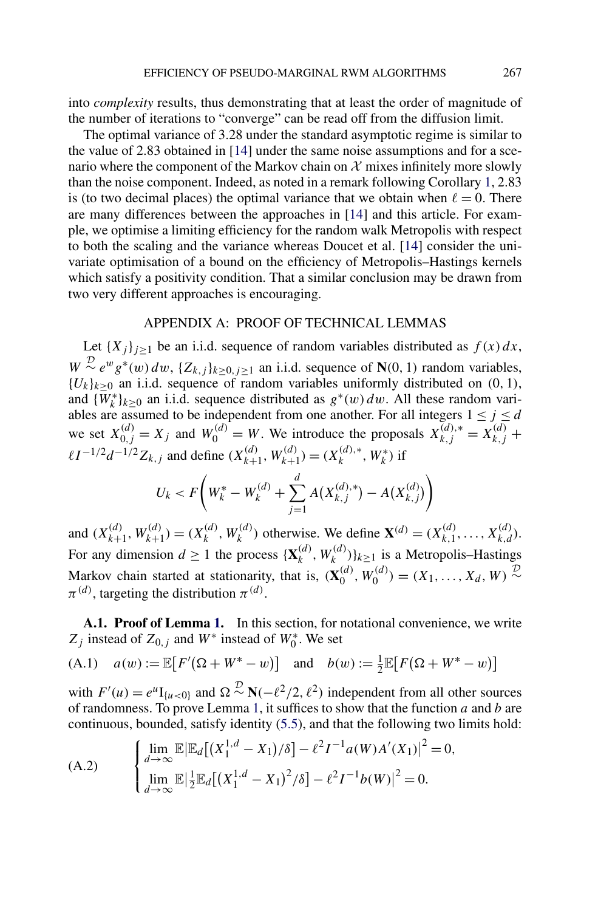into *complexity* results, thus demonstrating that at least the order of magnitude of the number of iterations to "converge" can be read off from the diffusion limit.

The optimal variance of 3.28 under the standard asymptotic regime is similar to the value of 2.83 obtained in [14] under the same noise assumptions and for a scenario where the component of the Markov chain on $\mathcal{X}$ mixes infinitely more slowly than the noise component. Indeed, as noted in a remark following Corollary 1, 2.83 is (to two decimal places) the optimal variance that we obtain when $\ell = 0$. There are many differences between the approaches in [14] and this article. For example, we optimise a limiting efficiency for the random walk Metropolis with respect to both the scaling and the variance whereas Doucet et al. [14] consider the univariate optimisation of a bound on the efficiency of Metropolis–Hastings kernels which satisfy a positivity condition. That a similar conclusion may be drawn from two very different approaches is encouraging.

## APPENDIX A: PROOF OF TECHNICAL LEMMAS

Let $\{X_j\}_{j\geq 1}$ be an i.i.d. sequence of random variables distributed as $f(x)\,dx$, $W \overset{\mathcal{D}}{\sim} e^w g^*(w)\,dw$, $\{Z_{k,j}\}_{k\geq 0, j\geq 1}$ an i.i.d. sequence of $\mathbf{N}(0,1)$ random variables, $\{U_k\}_{k\geq 0}$ an i.i.d. sequence of random variables uniformly distributed on $(0,1)$, and $\{W_k^*\}_{k\geq 0}$ an i.i.d. sequence distributed as $g^*(w)\,dw$. All these random variables are assumed to be independent from one another. For all integers $1 \leq j \leq d$ we set $X_{0,j}^{(d)} = X_j$ and $W_0^{(d)} = W$. We introduce the proposals $X_{k,j}^{(d),*} = X_{k,j}^{(d)} + \ell I^{-1/2} d^{-1/2} Z_{k,j}$ and define $(X_{k+1}^{(d)}, W_{k+1}^{(d)}) = (X_k^{(d),*}, W_k^*)$ if

$$U_k < F\left(W_k^* - W_k^{(d)} + \sum_{j=1}^{d} A\big(X_{k,j}^{(d),*}\big) - A\big(X_{k,j}^{(d)}\big)\right)$$

and $(X_{k+1}^{(d)}, W_{k+1}^{(d)}) = (X_k^{(d)}, W_k^{(d)})$ otherwise. We define $\mathbf{X}^{(d)} = (X_{k,1}^{(d)}, \ldots, X_{k,d}^{(d)})$. For any dimension $d \geq 1$ the process $\{\mathbf{X}_k^{(d)}, W_k^{(d)})\}_{k\geq 1}$ is a Metropolis–Hastings Markov chain started at stationarity, that is, $(\mathbf{X}_0^{(d)}, W_0^{(d)}) = (X_1, \ldots, X_d, W) \overset{\mathcal{D}}{\sim} \pi^{(d)}$, targeting the distribution $\pi^{(d)}$.

**A.1. Proof of Lemma 1.** In this section, for notational convenience, we write $Z_j$ instead of $Z_{0,j}$ and $W^*$ instead of $W_0^*$. We set

$$\text{(A.1)} \quad a(w) := \mathbb{E}\big[F'(\Omega + W^* - w)\big] \quad \text{and} \quad b(w) := \tfrac{1}{2}\mathbb{E}\big[F(\Omega + W^* - w)\big]$$

with $F'(u) = e^u \mathrm{I}_{\{u<0\}}$ and $\Omega \overset{\mathcal{D}}{\sim} \mathbf{N}(-\ell^2/2, \ell^2)$ independent from all other sources of randomness. To prove Lemma 1, it suffices to show that the function $a$ and $b$ are continuous, bounded, satisfy identity (5.5), and that the following two limits hold:

$$\text{(A.2)} \qquad \begin{cases} \lim\limits_{d\to\infty} \mathbb{E}\big|\mathbb{E}_d\big[\big(X_1^{1,d} - X_1\big)/\delta\big] - \ell^2 I^{-1} a(W) A'(X_1)\big|^2 = 0, \\ \lim\limits_{d\to\infty} \mathbb{E}\big|\tfrac{1}{2}\mathbb{E}_d\big[\big(X_1^{1,d} - X_1\big)^2/\delta\big] - \ell^2 I^{-1} b(W)\big|^2 = 0. \end{cases}$$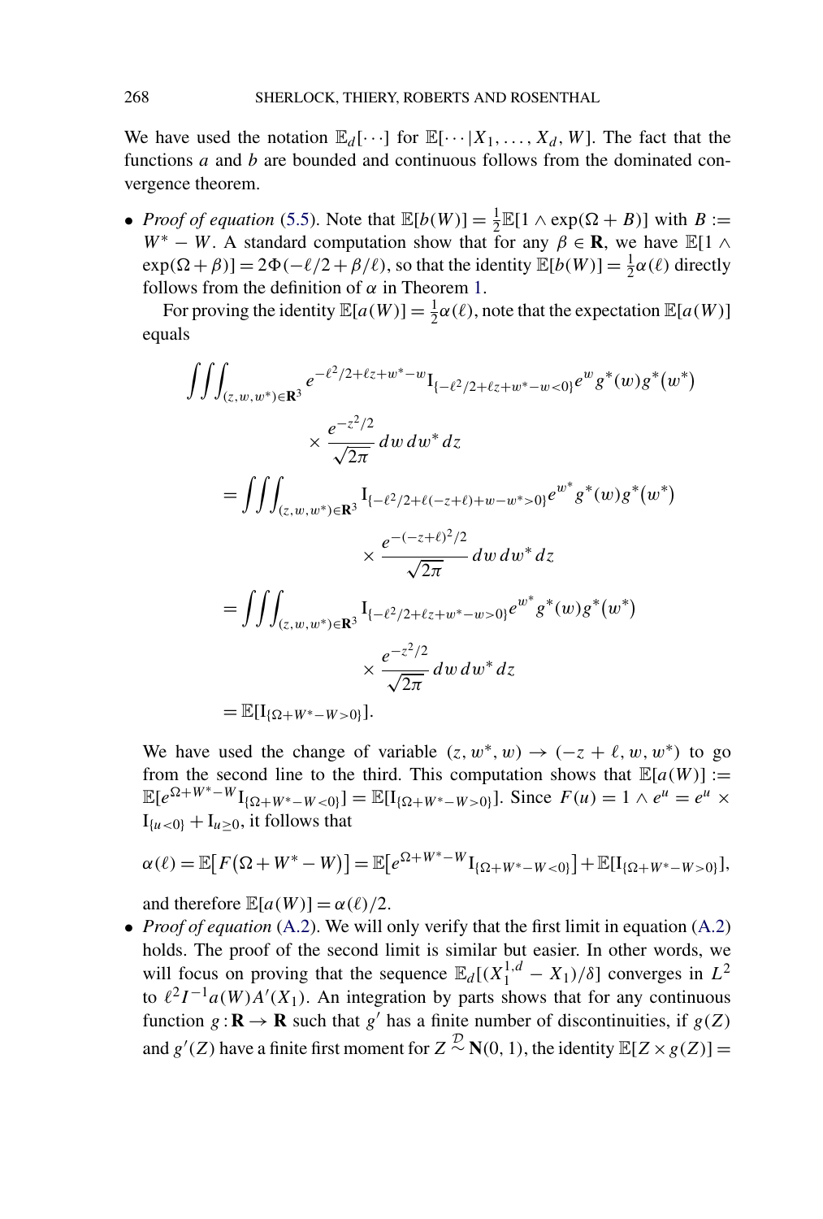We have used the notation $\mathbb{E}_d[\cdots]$ for $\mathbb{E}[\cdots|X_1,\dots,X_d,W]$. The fact that the functions $a$ and $b$ are bounded and continuous follows from the dominated convergence theorem.

- *Proof of equation* (5.5). Note that $\mathbb{E}[b(W)] = \frac{1}{2}\mathbb{E}[1 \wedge \exp(\Omega + B)]$ with $B := W^* - W$. A standard computation show that for any $\beta \in \mathbf{R}$, we have $\mathbb{E}[1 \wedge \exp(\Omega+\beta)] = 2\Phi(-\ell/2 + \beta/\ell)$, so that the identity $\mathbb{E}[b(W)] = \frac{1}{2}\alpha(\ell)$ directly follows from the definition of $\alpha$ in Theorem 1.

  For proving the identity $\mathbb{E}[a(W)] = \frac{1}{2}\alpha(\ell)$, note that the expectation $\mathbb{E}[a(W)]$ equals

$$
\begin{aligned}
&\iiint_{(z,w,w^*)\in\mathbf{R}^3} e^{-\ell^2/2+\ell z+w^*-w}\mathrm{I}_{\{-\ell^2/2+\ell z+w^*-w<0\}}e^{w}g^*(w)g^*(w^*) \\
&\qquad\qquad \times \frac{e^{-z^2/2}}{\sqrt{2\pi}}\,dw\,dw^*\,dz \\
&= \iiint_{(z,w,w^*)\in\mathbf{R}^3} \mathrm{I}_{\{-\ell^2/2+\ell(-z+\ell)+w-w^*>0\}}e^{w^*}g^*(w)g^*(w^*) \\
&\qquad\qquad \times \frac{e^{-(-z+\ell)^2/2}}{\sqrt{2\pi}}\,dw\,dw^*\,dz \\
&= \iiint_{(z,w,w^*)\in\mathbf{R}^3} \mathrm{I}_{\{-\ell^2/2+\ell z+w^*-w>0\}}e^{w^*}g^*(w)g^*(w^*) \\
&\qquad\qquad \times \frac{e^{-z^2/2}}{\sqrt{2\pi}}\,dw\,dw^*\,dz \\
&= \mathbb{E}[\mathrm{I}_{\{\Omega+W^*-W>0\}}].
\end{aligned}
$$

  We have used the change of variable $(z, w^*, w) \to (-z+\ell, w, w^*)$ to go from the second line to the third. This computation shows that $\mathbb{E}[a(W)] := \mathbb{E}[e^{\Omega+W^*-W}\mathrm{I}_{\{\Omega+W^*-W<0\}}] = \mathbb{E}[\mathrm{I}_{\{\Omega+W^*-W>0\}}]$. Since $F(u) = 1 \wedge e^u = e^u \times \mathrm{I}_{\{u<0\}} + \mathrm{I}_{u\geq 0}$, it follows that

$$
\alpha(\ell) = \mathbb{E}\big[F\big(\Omega+W^*-W\big)\big] = \mathbb{E}\big[e^{\Omega+W^*-W}\mathrm{I}_{\{\Omega+W^*-W<0\}}\big] + \mathbb{E}[\mathrm{I}_{\{\Omega+W^*-W>0\}}],
$$

  and therefore $\mathbb{E}[a(W)] = \alpha(\ell)/2$.

- *Proof of equation* (A.2). We will only verify that the first limit in equation (A.2) holds. The proof of the second limit is similar but easier. In other words, we will focus on proving that the sequence $\mathbb{E}_d[(X_1^{1,d} - X_1)/\delta]$ converges in $L^2$ to $\ell^2 I^{-1} a(W) A'(X_1)$. An integration by parts shows that for any continuous function $g : \mathbf{R} \to \mathbf{R}$ such that $g'$ has a finite number of discontinuities, if $g(Z)$ and $g'(Z)$ have a finite first moment for $Z \overset{\mathcal{D}}{\sim} \mathbf{N}(0,1)$, the identity $\mathbb{E}[Z \times g(Z)] =$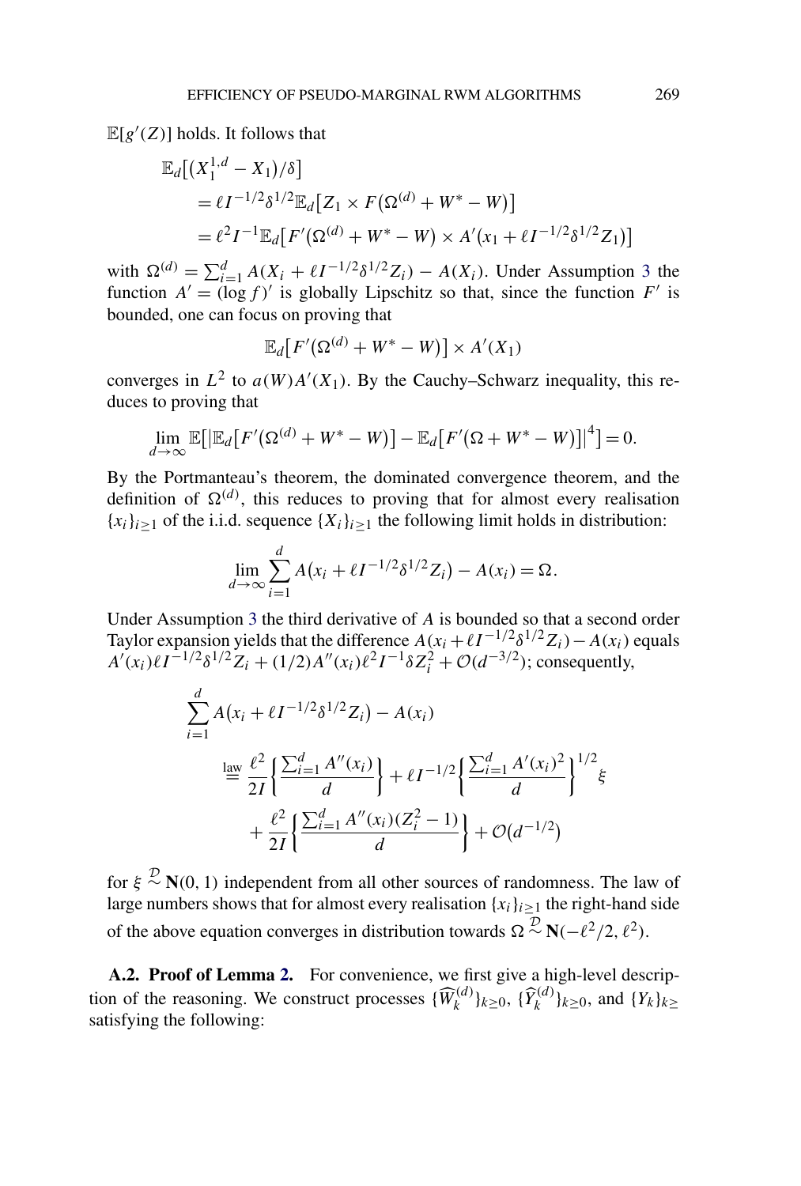$\mathbb{E}[g'(Z)]$ holds. It follows that

$$
\begin{aligned}
&\mathbb{E}_d\big[\big(X_1^{1,d} - X_1\big)/\delta\big] \\
&\quad = \ell I^{-1/2}\delta^{1/2}\mathbb{E}_d\big[Z_1 \times F\big(\Omega^{(d)} + W^* - W\big)\big] \\
&\quad = \ell^2 I^{-1}\mathbb{E}_d\big[F'\big(\Omega^{(d)} + W^* - W\big) \times A'\big(x_1 + \ell I^{-1/2}\delta^{1/2}Z_1\big)\big]
\end{aligned}
$$

with $\Omega^{(d)} = \sum_{i=1}^d A(X_i + \ell I^{-1/2}\delta^{1/2}Z_i) - A(X_i)$. Under Assumption 3 the function $A' = (\log f)'$ is globally Lipschitz so that, since the function $F'$ is bounded, one can focus on proving that

$$
\mathbb{E}_d\big[F'\big(\Omega^{(d)} + W^* - W\big)\big] \times A'(X_1)
$$

converges in $L^2$ to $a(W)A'(X_1)$. By the Cauchy–Schwarz inequality, this reduces to proving that

$$
\lim_{d\to\infty} \mathbb{E}\big[\big|\mathbb{E}_d\big[F'\big(\Omega^{(d)} + W^* - W\big)\big] - \mathbb{E}_d\big[F'\big(\Omega + W^* - W\big)\big]\big|^4\big] = 0.
$$

By the Portmanteau's theorem, the dominated convergence theorem, and the definition of $\Omega^{(d)}$, this reduces to proving that for almost every realisation $\{x_i\}_{i\geq 1}$ of the i.i.d. sequence $\{X_i\}_{i\geq 1}$ the following limit holds in distribution:

$$
\lim_{d\to\infty} \sum_{i=1}^d A\big(x_i + \ell I^{-1/2}\delta^{1/2}Z_i\big) - A(x_i) = \Omega.
$$

Under Assumption 3 the third derivative of $A$ is bounded so that a second order Taylor expansion yields that the difference $A(x_i + \ell I^{-1/2}\delta^{1/2}Z_i) - A(x_i)$ equals $A'(x_i)\ell I^{-1/2}\delta^{1/2}Z_i + (1/2)A''(x_i)\ell^2 I^{-1}\delta Z_i^2 + \mathcal{O}(d^{-3/2})$; consequently,

$$
\begin{aligned}
&\sum_{i=1}^d A\big(x_i + \ell I^{-1/2}\delta^{1/2}Z_i\big) - A(x_i) \\
&\quad \overset{\text{law}}{=} \frac{\ell^2}{2I}\left\{\frac{\sum_{i=1}^d A''(x_i)}{d}\right\} + \ell I^{-1/2}\left\{\frac{\sum_{i=1}^d A'(x_i)^2}{d}\right\}^{1/2}\xi \\
&\qquad + \frac{\ell^2}{2I}\left\{\frac{\sum_{i=1}^d A''(x_i)(Z_i^2 - 1)}{d}\right\} + \mathcal{O}\big(d^{-1/2}\big)
\end{aligned}
$$

for $\xi \overset{\mathcal{D}}{\sim} \mathbf{N}(0, 1)$ independent from all other sources of randomness. The law of large numbers shows that for almost every realisation $\{x_i\}_{i\geq 1}$ the right-hand side of the above equation converges in distribution towards $\Omega \overset{\mathcal{D}}{\sim} \mathbf{N}(-\ell^2/2, \ell^2)$.

**A.2. Proof of Lemma 2.** For convenience, we first give a high-level description of the reasoning. We construct processes $\{\widehat{W}_k^{(d)}\}_{k\geq 0}$, $\{\widehat{Y}_k^{(d)}\}_{k\geq 0}$, and $\{Y_k\}_{k\geq}$ satisfying the following: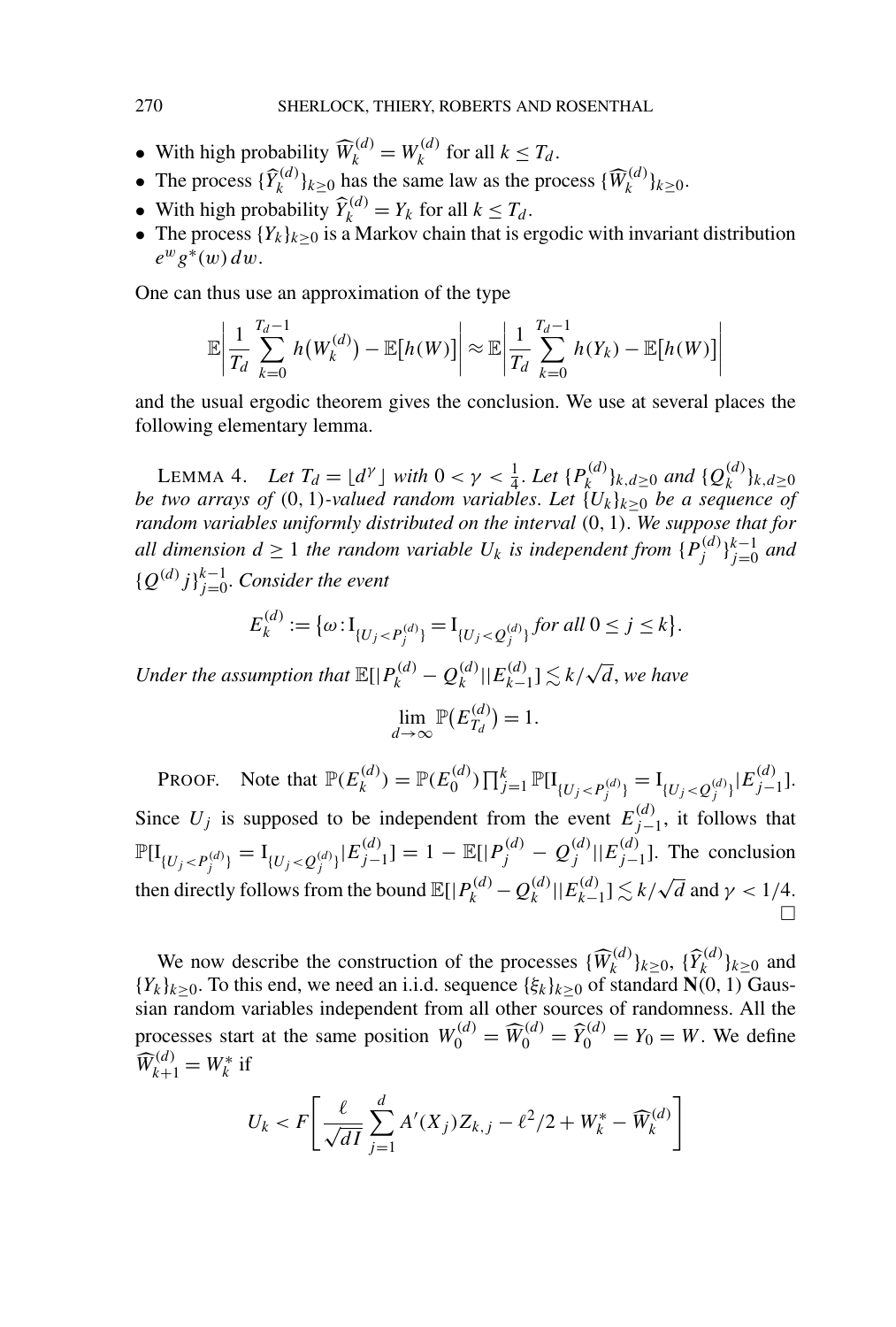- With high probability $\widehat{W}_k^{(d)} = W_k^{(d)}$ for all $k \le T_d$.
- The process $\{\widehat{Y}_k^{(d)}\}_{k\ge 0}$ has the same law as the process $\{\widehat{W}_k^{(d)}\}_{k\ge 0}$.
- With high probability $\widehat{Y}_k^{(d)} = Y_k$ for all $k \le T_d$.
- The process $\{Y_k\}_{k\ge 0}$ is a Markov chain that is ergodic with invariant distribution $e^w g^*(w)\,dw$.

One can thus use an approximation of the type

$$\mathbb{E}\left|\frac{1}{T_d}\sum_{k=0}^{T_d-1} h\big(W_k^{(d)}\big) - \mathbb{E}\big[h(W)\big]\right| \approx \mathbb{E}\left|\frac{1}{T_d}\sum_{k=0}^{T_d-1} h(Y_k) - \mathbb{E}\big[h(W)\big]\right|$$

and the usual ergodic theorem gives the conclusion. We use at several places the following elementary lemma.

LEMMA 4. *Let $T_d = \lfloor d^\gamma \rfloor$ with $0 < \gamma < \frac{1}{4}$. Let $\{P_k^{(d)}\}_{k,d\ge 0}$ and $\{Q_k^{(d)}\}_{k,d\ge 0}$ be two arrays of $(0,1)$-valued random variables. Let $\{U_k\}_{k\ge 0}$ be a sequence of random variables uniformly distributed on the interval $(0,1)$. We suppose that for all dimension $d \ge 1$ the random variable $U_k$ is independent from $\{P_j^{(d)}\}_{j=0}^{k-1}$ and $\{Q^{(d)} j\}_{j=0}^{k-1}$. Consider the event*

$$E_k^{(d)} := \big\{\omega : \mathrm{I}_{\{U_j < P_j^{(d)}\}} = \mathrm{I}_{\{U_j < Q_j^{(d)}\}} \text{ for all } 0 \le j \le k\big\}.$$

*Under the assumption that $\mathbb{E}[|P_k^{(d)} - Q_k^{(d)}||E_{k-1}^{(d)}] \lesssim k/\sqrt{d}$, we have*

$$\lim_{d\to\infty} \mathbb{P}\big(E_{T_d}^{(d)}\big) = 1.$$

PROOF. Note that $\mathbb{P}(E_k^{(d)}) = \mathbb{P}(E_0^{(d)}) \prod_{j=1}^k \mathbb{P}[\mathrm{I}_{\{U_j < P_j^{(d)}\}} = \mathrm{I}_{\{U_j < Q_j^{(d)}\}} | E_{j-1}^{(d)}]$. Since $U_j$ is supposed to be independent from the event $E_{j-1}^{(d)}$, it follows that $\mathbb{P}[\mathrm{I}_{\{U_j < P_j^{(d)}\}} = \mathrm{I}_{\{U_j < Q_j^{(d)}\}} | E_{j-1}^{(d)}] = 1 - \mathbb{E}[|P_j^{(d)} - Q_j^{(d)}||E_{j-1}^{(d)}]$. The conclusion then directly follows from the bound $\mathbb{E}[|P_k^{(d)} - Q_k^{(d)}||E_{k-1}^{(d)}] \lesssim k/\sqrt{d}$ and $\gamma < 1/4$. $\square$

We now describe the construction of the processes $\{\widehat{W}_k^{(d)}\}_{k\ge 0}$, $\{\widehat{Y}_k^{(d)}\}_{k\ge 0}$ and $\{Y_k\}_{k\ge 0}$. To this end, we need an i.i.d. sequence $\{\xi_k\}_{k\ge 0}$ of standard $\mathbf{N}(0,1)$ Gaussian random variables independent from all other sources of randomness. All the processes start at the same position $W_0^{(d)} = \widehat{W}_0^{(d)} = \widehat{Y}_0^{(d)} = Y_0 = W$. We define $\widehat{W}_{k+1}^{(d)} = W_k^*$ if

$$U_k < F\left[\frac{\ell}{\sqrt{dI}} \sum_{j=1}^d A'(X_j) Z_{k,j} - \ell^2/2 + W_k^* - \widehat{W}_k^{(d)}\right]$$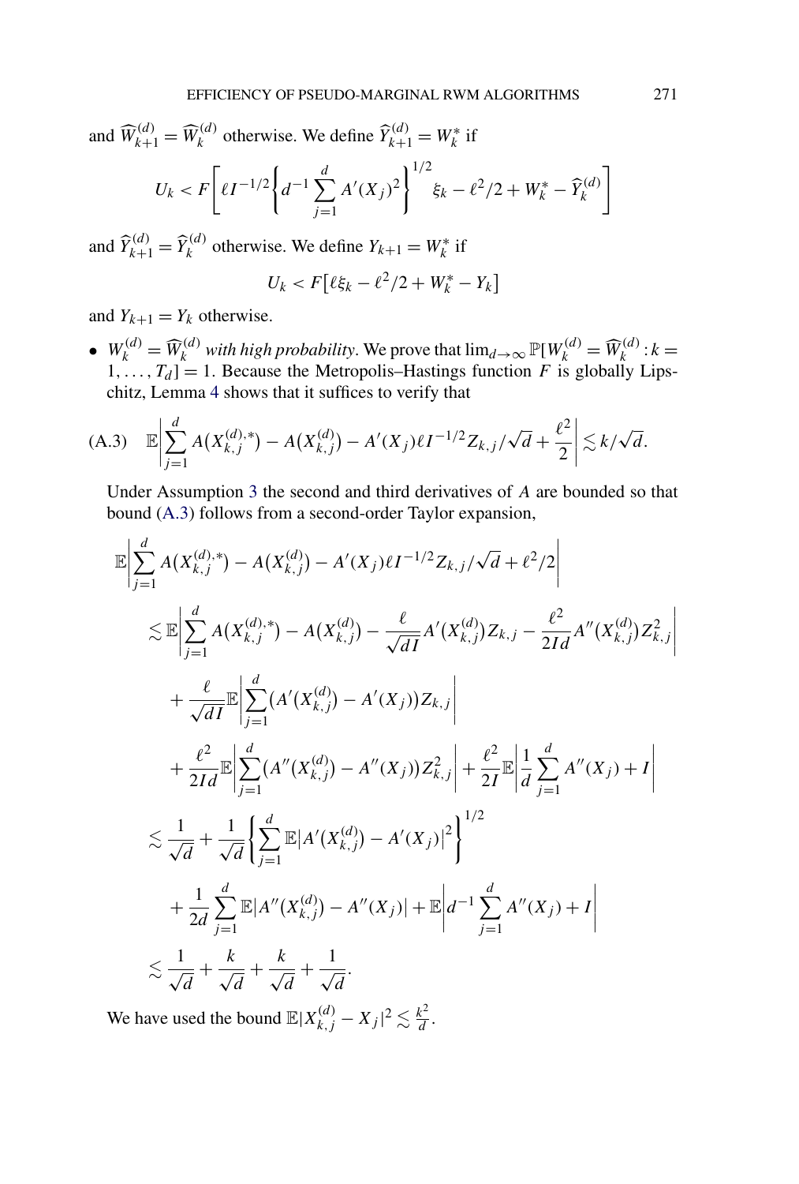and $\widehat{W}_{k+1}^{(d)} = \widehat{W}_k^{(d)}$ otherwise. We define $\widehat{Y}_{k+1}^{(d)} = W_k^*$ if

$$U_k < F\left[\ell I^{-1/2}\left\{d^{-1}\sum_{j=1}^{d} A'(X_j)^2\right\}^{1/2} \xi_k - \ell^2/2 + W_k^* - \widehat{Y}_k^{(d)}\right]$$

and $\widehat{Y}_{k+1}^{(d)} = \widehat{Y}_k^{(d)}$ otherwise. We define $Y_{k+1} = W_k^*$ if

$$U_k < F\left[\ell\xi_k - \ell^2/2 + W_k^* - Y_k\right]$$

and $Y_{k+1} = Y_k$ otherwise.

- $W_k^{(d)} = \widehat{W}_k^{(d)}$ *with high probability*. We prove that $\lim_{d\to\infty} \mathbb{P}[W_k^{(d)} = \widehat{W}_k^{(d)} : k = 1, \ldots, T_d] = 1$. Because the Metropolis–Hastings function $F$ is globally Lipschitz, Lemma 4 shows that it suffices to verify that

$$\mathbb{E}\left|\sum_{j=1}^{d} A\big(X_{k,j}^{(d),*}\big) - A\big(X_{k,j}^{(d)}\big) - A'(X_j)\ell I^{-1/2} Z_{k,j}/\sqrt{d} + \frac{\ell^2}{2}\right| \lesssim k/\sqrt{d}. \tag{A.3}$$

Under Assumption 3 the second and third derivatives of $A$ are bounded so that bound (A.3) follows from a second-order Taylor expansion,

$$\begin{aligned}
&\mathbb{E}\left|\sum_{j=1}^{d} A\big(X_{k,j}^{(d),*}\big) - A\big(X_{k,j}^{(d)}\big) - A'(X_j)\ell I^{-1/2} Z_{k,j}/\sqrt{d} + \ell^2/2\right| \\
&\quad\lesssim \mathbb{E}\left|\sum_{j=1}^{d} A\big(X_{k,j}^{(d),*}\big) - A\big(X_{k,j}^{(d)}\big) - \frac{\ell}{\sqrt{dI}} A'\big(X_{k,j}^{(d)}\big) Z_{k,j} - \frac{\ell^2}{2Id} A''\big(X_{k,j}^{(d)}\big) Z_{k,j}^2\right| \\
&\qquad + \frac{\ell}{\sqrt{dI}} \mathbb{E}\left|\sum_{j=1}^{d} \big(A'\big(X_{k,j}^{(d)}\big) - A'(X_j)\big) Z_{k,j}\right| \\
&\qquad + \frac{\ell^2}{2Id} \mathbb{E}\left|\sum_{j=1}^{d} \big(A''\big(X_{k,j}^{(d)}\big) - A''(X_j)\big) Z_{k,j}^2\right| + \frac{\ell^2}{2I} \mathbb{E}\left|\frac{1}{d}\sum_{j=1}^{d} A''(X_j) + I\right| \\
&\quad\lesssim \frac{1}{\sqrt{d}} + \frac{1}{\sqrt{d}}\left\{\sum_{j=1}^{d} \mathbb{E}\big|A'\big(X_{k,j}^{(d)}\big) - A'(X_j)\big|^2\right\}^{1/2} \\
&\qquad + \frac{1}{2d}\sum_{j=1}^{d} \mathbb{E}\big|A''\big(X_{k,j}^{(d)}\big) - A''(X_j)\big| + \mathbb{E}\left|d^{-1}\sum_{j=1}^{d} A''(X_j) + I\right| \\
&\quad\lesssim \frac{1}{\sqrt{d}} + \frac{k}{\sqrt{d}} + \frac{k}{\sqrt{d}} + \frac{1}{\sqrt{d}}.
\end{aligned}$$

We have used the bound $\mathbb{E}|X_{k,j}^{(d)} - X_j|^2 \lesssim \frac{k^2}{d}$.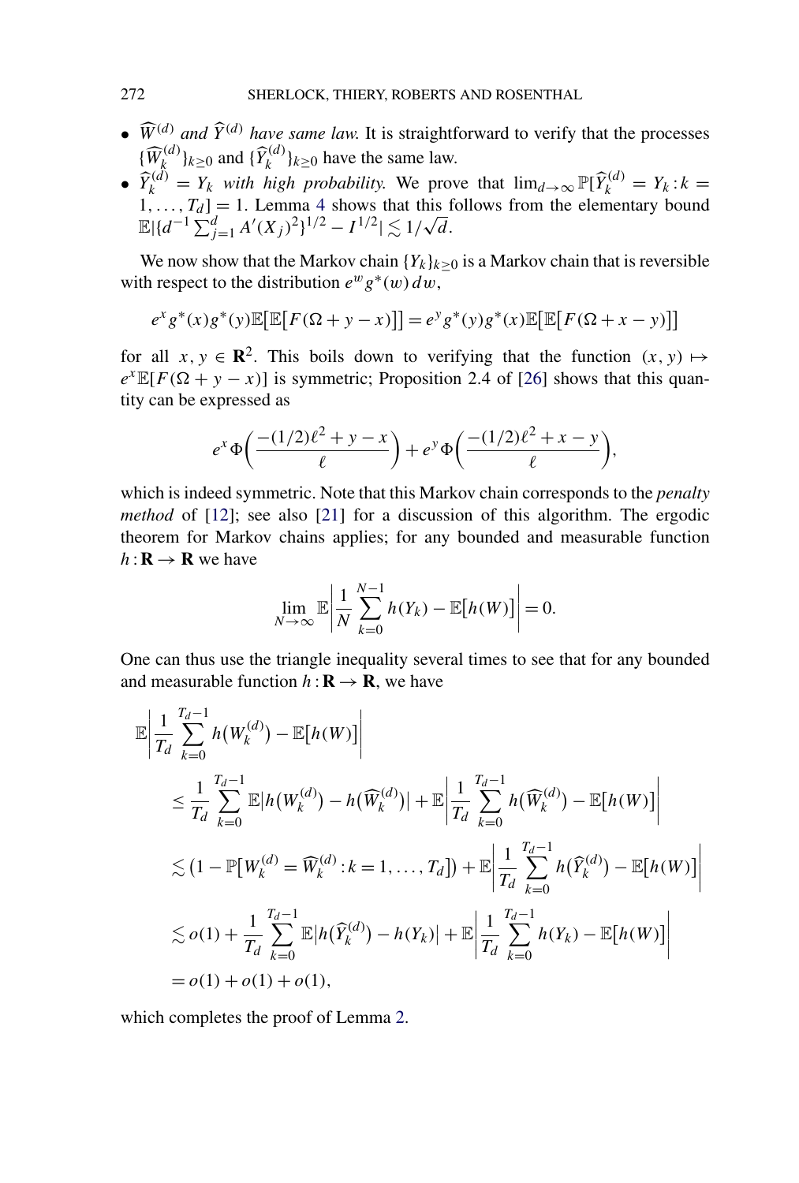- $\widehat{W}^{(d)}$ *and* $\widehat{Y}^{(d)}$ *have same law.* It is straightforward to verify that the processes $\{\widehat{W}_k^{(d)}\}_{k\geq 0}$ and $\{\widehat{Y}_k^{(d)}\}_{k\geq 0}$ have the same law.
- $\widehat{Y}_k^{(d)} = Y_k$ *with high probability.* We prove that $\lim_{d\to\infty} \mathbb{P}[\widehat{Y}_k^{(d)} = Y_k : k = 1, \ldots, T_d] = 1$. Lemma 4 shows that this follows from the elementary bound $\mathbb{E}|\{d^{-1}\sum_{j=1}^d A'(X_j)^2\}^{1/2} - I^{1/2}| \lesssim 1/\sqrt{d}$.

We now show that the Markov chain $\{Y_k\}_{k\geq 0}$ is a Markov chain that is reversible with respect to the distribution $e^w g^*(w)\, dw$,

$$e^x g^*(x) g^*(y) \mathbb{E}\big[\mathbb{E}\big[F(\Omega + y - x)\big]\big] = e^y g^*(y) g^*(x) \mathbb{E}\big[\mathbb{E}\big[F(\Omega + x - y)\big]\big]$$

for all $x, y \in \mathbf{R}^2$. This boils down to verifying that the function $(x, y) \mapsto e^x \mathbb{E}[F(\Omega + y - x)]$ is symmetric; Proposition 2.4 of [26] shows that this quantity can be expressed as

$$e^x \Phi\bigg(\frac{-(1/2)\ell^2 + y - x}{\ell}\bigg) + e^y \Phi\bigg(\frac{-(1/2)\ell^2 + x - y}{\ell}\bigg),$$

which is indeed symmetric. Note that this Markov chain corresponds to the *penalty method* of [12]; see also [21] for a discussion of this algorithm. The ergodic theorem for Markov chains applies; for any bounded and measurable function $h : \mathbf{R} \to \mathbf{R}$ we have

$$\lim_{N\to\infty} \mathbb{E}\Bigg|\frac{1}{N}\sum_{k=0}^{N-1} h(Y_k) - \mathbb{E}\big[h(W)\big]\Bigg| = 0.$$

One can thus use the triangle inequality several times to see that for any bounded and measurable function $h : \mathbf{R} \to \mathbf{R}$, we have

$$\begin{aligned}
&\mathbb{E}\Bigg|\frac{1}{T_d}\sum_{k=0}^{T_d-1} h\big(W_k^{(d)}\big) - \mathbb{E}\big[h(W)\big]\Bigg| \\
&\quad \leq \frac{1}{T_d}\sum_{k=0}^{T_d-1} \mathbb{E}\big|h\big(W_k^{(d)}\big) - h\big(\widehat{W}_k^{(d)}\big)\big| + \mathbb{E}\Bigg|\frac{1}{T_d}\sum_{k=0}^{T_d-1} h\big(\widehat{W}_k^{(d)}\big) - \mathbb{E}\big[h(W)\big]\Bigg| \\
&\quad \lesssim \big(1 - \mathbb{P}\big[W_k^{(d)} = \widehat{W}_k^{(d)} : k = 1, \ldots, T_d\big]\big) + \mathbb{E}\Bigg|\frac{1}{T_d}\sum_{k=0}^{T_d-1} h\big(\widehat{Y}_k^{(d)}\big) - \mathbb{E}\big[h(W)\big]\Bigg| \\
&\quad \lesssim o(1) + \frac{1}{T_d}\sum_{k=0}^{T_d-1} \mathbb{E}\big|h\big(\widehat{Y}_k^{(d)}\big) - h(Y_k)\big| + \mathbb{E}\Bigg|\frac{1}{T_d}\sum_{k=0}^{T_d-1} h(Y_k) - \mathbb{E}\big[h(W)\big]\Bigg| \\
&\quad = o(1) + o(1) + o(1),
\end{aligned}$$

which completes the proof of Lemma 2.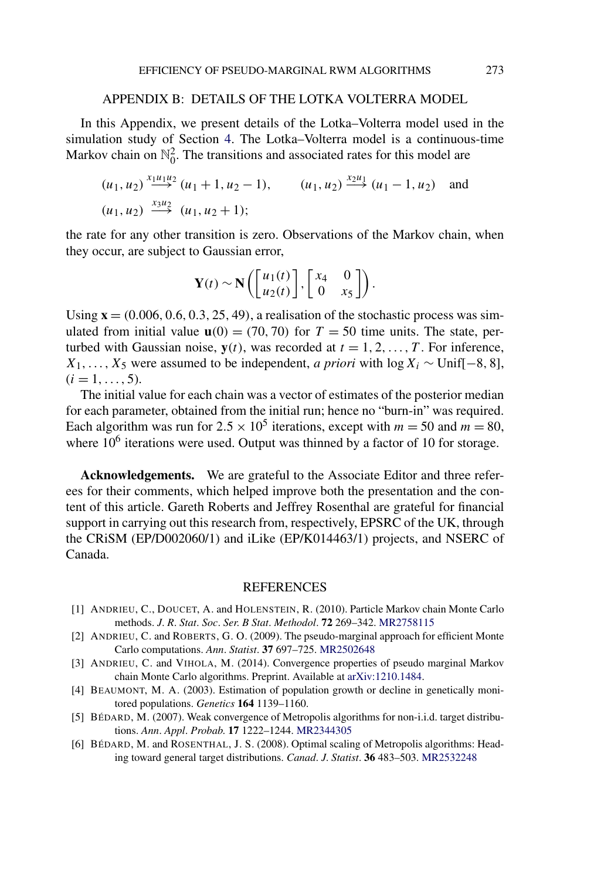## APPENDIX B: DETAILS OF THE LOTKA VOLTERRA MODEL

In this Appendix, we present details of the Lotka–Volterra model used in the simulation study of Section 4. The Lotka–Volterra model is a continuous-time Markov chain on $\mathbb{N}_0^2$. The transitions and associated rates for this model are

$$(u_1, u_2) \xrightarrow{x_1 u_1 u_2} (u_1 + 1, u_2 - 1), \qquad (u_1, u_2) \xrightarrow{x_2 u_1} (u_1 - 1, u_2) \quad \text{and}$$
$$(u_1, u_2) \xrightarrow{x_3 u_2} (u_1, u_2 + 1);$$

the rate for any other transition is zero. Observations of the Markov chain, when they occur, are subject to Gaussian error,

$$\mathbf{Y}(t) \sim \mathbf{N}\left( \begin{bmatrix} u_1(t) \\ u_2(t) \end{bmatrix}, \begin{bmatrix} x_4 & 0 \\ 0 & x_5 \end{bmatrix} \right).$$

Using $\mathbf{x} = (0.006, 0.6, 0.3, 25, 49)$, a realisation of the stochastic process was simulated from initial value $\mathbf{u}(0) = (70, 70)$ for $T = 50$ time units. The state, perturbed with Gaussian noise, $\mathbf{y}(t)$, was recorded at $t = 1, 2, \ldots, T$. For inference, $X_1, \ldots, X_5$ were assumed to be independent, *a priori* with $\log X_i \sim \text{Unif}[-8, 8]$, $(i = 1, \ldots, 5)$.

The initial value for each chain was a vector of estimates of the posterior median for each parameter, obtained from the initial run; hence no "burn-in" was required. Each algorithm was run for $2.5 \times 10^5$ iterations, except with $m = 50$ and $m = 80$, where $10^6$ iterations were used. Output was thinned by a factor of 10 for storage.

**Acknowledgements.** We are grateful to the Associate Editor and three referees for their comments, which helped improve both the presentation and the content of this article. Gareth Roberts and Jeffrey Rosenthal are grateful for financial support in carrying out this research from, respectively, EPSRC of the UK, through the CRiSM (EP/D002060/1) and iLike (EP/K014463/1) projects, and NSERC of Canada.

## REFERENCES

[1] ANDRIEU, C., DOUCET, A. and HOLENSTEIN, R. (2010). Particle Markov chain Monte Carlo methods. *J. R. Stat. Soc. Ser. B Stat. Methodol.* **72** 269–342. MR2758115

[2] ANDRIEU, C. and ROBERTS, G. O. (2009). The pseudo-marginal approach for efficient Monte Carlo computations. *Ann. Statist.* **37** 697–725. MR2502648

[3] ANDRIEU, C. and VIHOLA, M. (2014). Convergence properties of pseudo marginal Markov chain Monte Carlo algorithms. Preprint. Available at arXiv:1210.1484.

[4] BEAUMONT, M. A. (2003). Estimation of population growth or decline in genetically monitored populations. *Genetics* **164** 1139–1160.

[5] BÉDARD, M. (2007). Weak convergence of Metropolis algorithms for non-i.i.d. target distributions. *Ann. Appl. Probab.* **17** 1222–1244. MR2344305

[6] BÉDARD, M. and ROSENTHAL, J. S. (2008). Optimal scaling of Metropolis algorithms: Heading toward general target distributions. *Canad. J. Statist.* **36** 483–503. MR2532248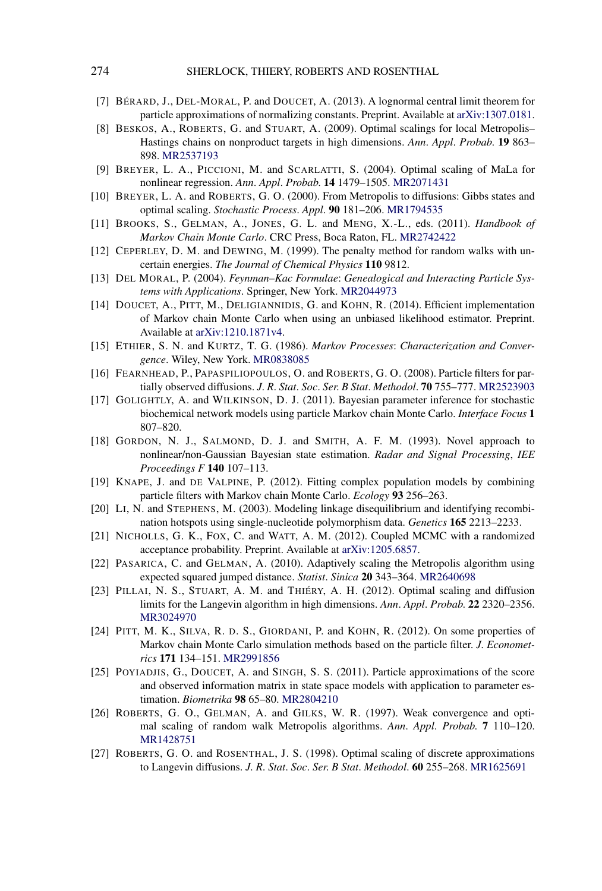[7] BÉRARD, J., DEL-MORAL, P. and DOUCET, A. (2013). A lognormal central limit theorem for particle approximations of normalizing constants. Preprint. Available at arXiv:1307.0181.

[8] BESKOS, A., ROBERTS, G. and STUART, A. (2009). Optimal scalings for local Metropolis–Hastings chains on nonproduct targets in high dimensions. *Ann. Appl. Probab.* **19** 863–898. MR2537193

[9] BREYER, L. A., PICCIONI, M. and SCARLATTI, S. (2004). Optimal scaling of MaLa for nonlinear regression. *Ann. Appl. Probab.* **14** 1479–1505. MR2071431

[10] BREYER, L. A. and ROBERTS, G. O. (2000). From Metropolis to diffusions: Gibbs states and optimal scaling. *Stochastic Process. Appl.* **90** 181–206. MR1794535

[11] BROOKS, S., GELMAN, A., JONES, G. L. and MENG, X.-L., eds. (2011). *Handbook of Markov Chain Monte Carlo*. CRC Press, Boca Raton, FL. MR2742422

[12] CEPERLEY, D. M. and DEWING, M. (1999). The penalty method for random walks with uncertain energies. *The Journal of Chemical Physics* **110** 9812.

[13] DEL MORAL, P. (2004). *Feynman–Kac Formulae*: *Genealogical and Interacting Particle Systems with Applications*. Springer, New York. MR2044973

[14] DOUCET, A., PITT, M., DELIGIANNIDIS, G. and KOHN, R. (2014). Efficient implementation of Markov chain Monte Carlo when using an unbiased likelihood estimator. Preprint. Available at arXiv:1210.1871v4.

[15] ETHIER, S. N. and KURTZ, T. G. (1986). *Markov Processes*: *Characterization and Convergence*. Wiley, New York. MR0838085

[16] FEARNHEAD, P., PAPASPILIOPOULOS, O. and ROBERTS, G. O. (2008). Particle filters for partially observed diffusions. *J. R. Stat. Soc. Ser. B Stat. Methodol.* **70** 755–777. MR2523903

[17] GOLIGHTLY, A. and WILKINSON, D. J. (2011). Bayesian parameter inference for stochastic biochemical network models using particle Markov chain Monte Carlo. *Interface Focus* **1** 807–820.

[18] GORDON, N. J., SALMOND, D. J. and SMITH, A. F. M. (1993). Novel approach to nonlinear/non-Gaussian Bayesian state estimation. *Radar and Signal Processing*, *IEE Proceedings F* **140** 107–113.

[19] KNAPE, J. and DE VALPINE, P. (2012). Fitting complex population models by combining particle filters with Markov chain Monte Carlo. *Ecology* **93** 256–263.

[20] LI, N. and STEPHENS, M. (2003). Modeling linkage disequilibrium and identifying recombination hotspots using single-nucleotide polymorphism data. *Genetics* **165** 2213–2233.

[21] NICHOLLS, G. K., FOX, C. and WATT, A. M. (2012). Coupled MCMC with a randomized acceptance probability. Preprint. Available at arXiv:1205.6857.

[22] PASARICA, C. and GELMAN, A. (2010). Adaptively scaling the Metropolis algorithm using expected squared jumped distance. *Statist. Sinica* **20** 343–364. MR2640698

[23] PILLAI, N. S., STUART, A. M. and THIÉRY, A. H. (2012). Optimal scaling and diffusion limits for the Langevin algorithm in high dimensions. *Ann. Appl. Probab.* **22** 2320–2356. MR3024970

[24] PITT, M. K., SILVA, R. D. S., GIORDANI, P. and KOHN, R. (2012). On some properties of Markov chain Monte Carlo simulation methods based on the particle filter. *J. Econometrics* **171** 134–151. MR2991856

[25] POYIADJIS, G., DOUCET, A. and SINGH, S. S. (2011). Particle approximations of the score and observed information matrix in state space models with application to parameter estimation. *Biometrika* **98** 65–80. MR2804210

[26] ROBERTS, G. O., GELMAN, A. and GILKS, W. R. (1997). Weak convergence and optimal scaling of random walk Metropolis algorithms. *Ann. Appl. Probab.* **7** 110–120. MR1428751

[27] ROBERTS, G. O. and ROSENTHAL, J. S. (1998). Optimal scaling of discrete approximations to Langevin diffusions. *J. R. Stat. Soc. Ser. B Stat. Methodol.* **60** 255–268. MR1625691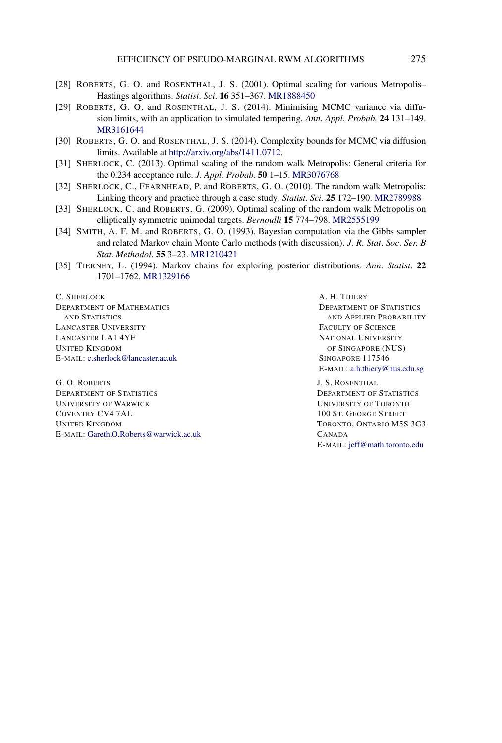[28] Roberts, G. O. and Rosenthal, J. S. (2001). Optimal scaling for various Metropolis–Hastings algorithms. *Statist. Sci.* **16** 351–367. MR1888450

[29] Roberts, G. O. and Rosenthal, J. S. (2014). Minimising MCMC variance via diffusion limits, with an application to simulated tempering. *Ann. Appl. Probab.* **24** 131–149. MR3161644

[30] Roberts, G. O. and Rosenthal, J. S. (2014). Complexity bounds for MCMC via diffusion limits. Available at http://arxiv.org/abs/1411.0712.

[31] Sherlock, C. (2013). Optimal scaling of the random walk Metropolis: General criteria for the 0.234 acceptance rule. *J. Appl. Probab.* **50** 1–15. MR3076768

[32] Sherlock, C., Fearnhead, P. and Roberts, G. O. (2010). The random walk Metropolis: Linking theory and practice through a case study. *Statist. Sci.* **25** 172–190. MR2789988

[33] Sherlock, C. and Roberts, G. (2009). Optimal scaling of the random walk Metropolis on elliptically symmetric unimodal targets. *Bernoulli* **15** 774–798. MR2555199

[34] Smith, A. F. M. and Roberts, G. O. (1993). Bayesian computation via the Gibbs sampler and related Markov chain Monte Carlo methods (with discussion). *J. R. Stat. Soc. Ser. B Stat. Methodol.* **55** 3–23. MR1210421

[35] Tierney, L. (1994). Markov chains for exploring posterior distributions. *Ann. Statist.* **22** 1701–1762. MR1329166

C. Sherlock
Department of Mathematics and Statistics
Lancaster University
Lancaster LA1 4YF
United Kingdom
E-mail: c.sherlock@lancaster.ac.uk

A. H. Thiery
Department of Statistics and Applied Probability
Faculty of Science
National University of Singapore (NUS)
Singapore 117546
E-mail: a.h.thiery@nus.edu.sg

G. O. Roberts
Department of Statistics
University of Warwick
Coventry CV4 7AL
United Kingdom
E-mail: Gareth.O.Roberts@warwick.ac.uk

J. S. Rosenthal
Department of Statistics
University of Toronto
100 St. George Street
Toronto, Ontario M5S 3G3
Canada
E-mail: jeff@math.toronto.edu